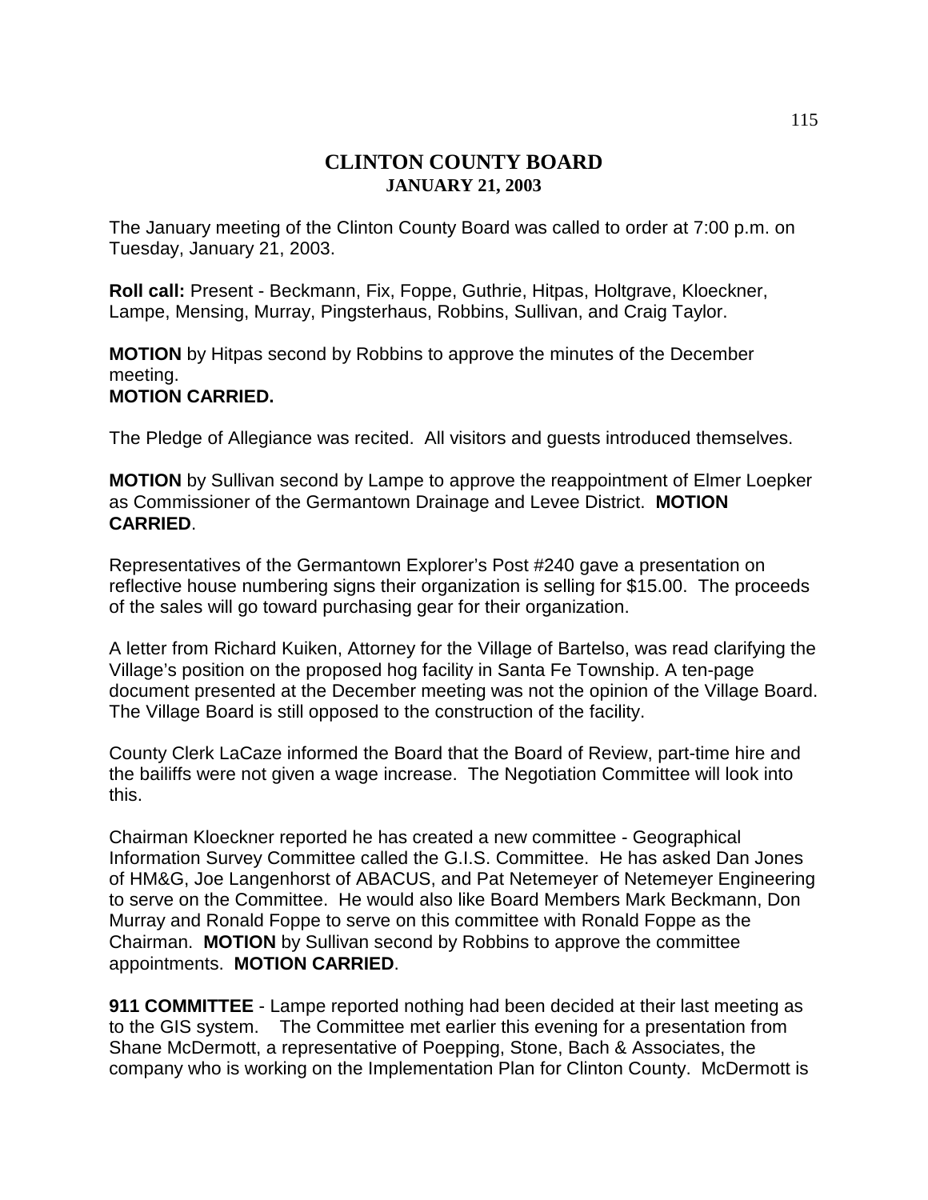# CLINTON COUNTY BOARD
## JANUARY 21, 2003

The January meeting of the Clinton County Board was called to order at 7:00 p.m. on Tuesday, January 21, 2003.

**Roll call:** Present - Beckmann, Fix, Foppe, Guthrie, Hitpas, Holtgrave, Kloeckner, Lampe, Mensing, Murray, Pingsterhaus, Robbins, Sullivan, and Craig Taylor.

**MOTION** by Hitpas second by Robbins to approve the minutes of the December meeting.
**MOTION CARRIED.**

The Pledge of Allegiance was recited. All visitors and guests introduced themselves.

**MOTION** by Sullivan second by Lampe to approve the reappointment of Elmer Loepker as Commissioner of the Germantown Drainage and Levee District. **MOTION CARRIED**.

Representatives of the Germantown Explorer's Post #240 gave a presentation on reflective house numbering signs their organization is selling for $15.00. The proceeds of the sales will go toward purchasing gear for their organization.

A letter from Richard Kuiken, Attorney for the Village of Bartelso, was read clarifying the Village's position on the proposed hog facility in Santa Fe Township. A ten-page document presented at the December meeting was not the opinion of the Village Board. The Village Board is still opposed to the construction of the facility.

County Clerk LaCaze informed the Board that the Board of Review, part-time hire and the bailiffs were not given a wage increase. The Negotiation Committee will look into this.

Chairman Kloeckner reported he has created a new committee - Geographical Information Survey Committee called the G.I.S. Committee. He has asked Dan Jones of HM&G, Joe Langenhorst of ABACUS, and Pat Netemeyer of Netemeyer Engineering to serve on the Committee. He would also like Board Members Mark Beckmann, Don Murray and Ronald Foppe to serve on this committee with Ronald Foppe as the Chairman. **MOTION** by Sullivan second by Robbins to approve the committee appointments. **MOTION CARRIED**.

**911 COMMITTEE** - Lampe reported nothing had been decided at their last meeting as to the GIS system. The Committee met earlier this evening for a presentation from Shane McDermott, a representative of Poepping, Stone, Bach & Associates, the company who is working on the Implementation Plan for Clinton County. McDermott is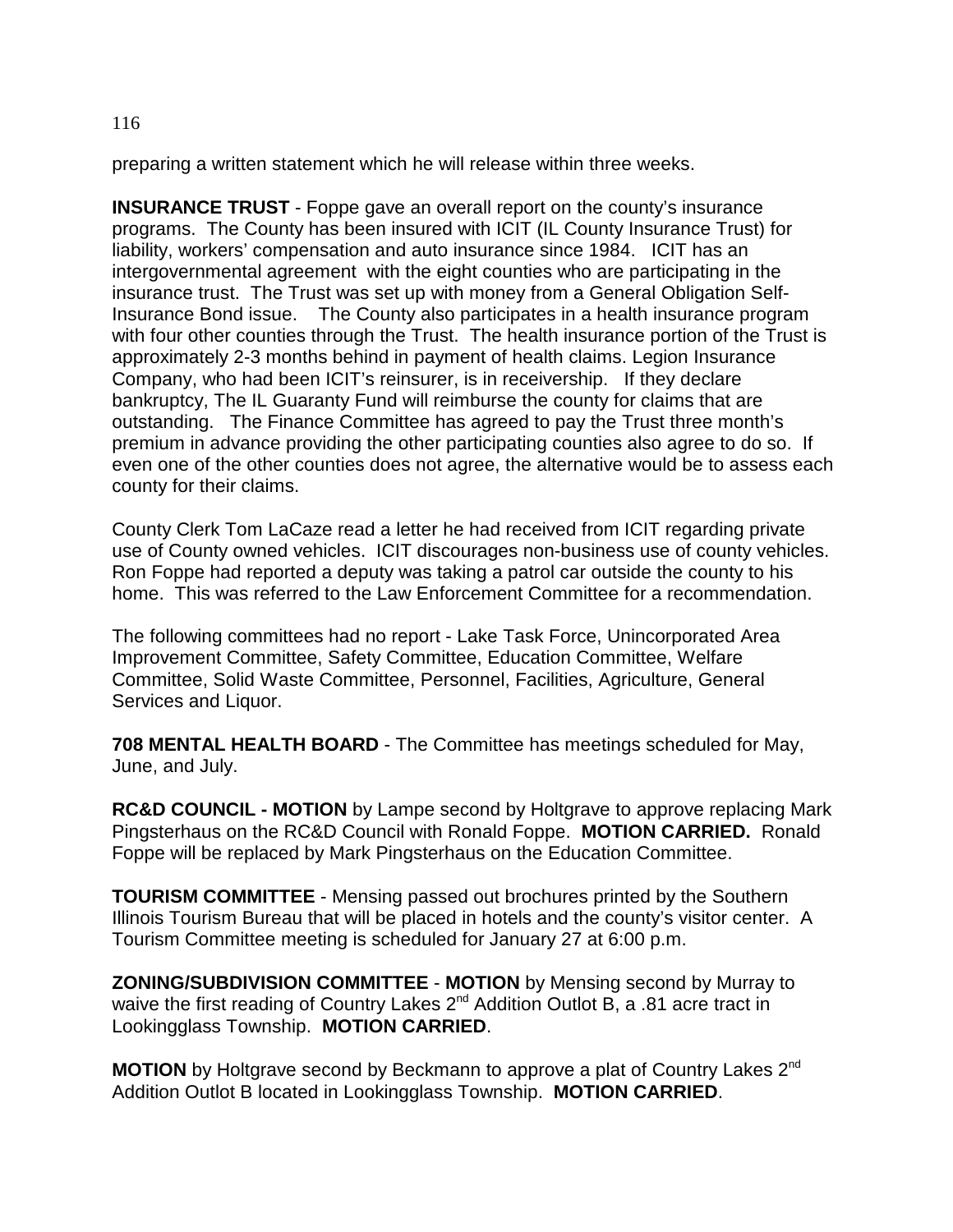preparing a written statement which he will release within three weeks.

**INSURANCE TRUST** - Foppe gave an overall report on the county's insurance programs. The County has been insured with ICIT (IL County Insurance Trust) for liability, workers' compensation and auto insurance since 1984. ICIT has an intergovernmental agreement with the eight counties who are participating in the insurance trust. The Trust was set up with money from a General Obligation Self-Insurance Bond issue. The County also participates in a health insurance program with four other counties through the Trust. The health insurance portion of the Trust is approximately 2-3 months behind in payment of health claims. Legion Insurance Company, who had been ICIT's reinsurer, is in receivership. If they declare bankruptcy, The IL Guaranty Fund will reimburse the county for claims that are outstanding. The Finance Committee has agreed to pay the Trust three month's premium in advance providing the other participating counties also agree to do so. If even one of the other counties does not agree, the alternative would be to assess each county for their claims.

County Clerk Tom LaCaze read a letter he had received from ICIT regarding private use of County owned vehicles. ICIT discourages non-business use of county vehicles. Ron Foppe had reported a deputy was taking a patrol car outside the county to his home. This was referred to the Law Enforcement Committee for a recommendation.

The following committees had no report - Lake Task Force, Unincorporated Area Improvement Committee, Safety Committee, Education Committee, Welfare Committee, Solid Waste Committee, Personnel, Facilities, Agriculture, General Services and Liquor.

**708 MENTAL HEALTH BOARD** - The Committee has meetings scheduled for May, June, and July.

**RC&D COUNCIL - MOTION** by Lampe second by Holtgrave to approve replacing Mark Pingsterhaus on the RC&D Council with Ronald Foppe. **MOTION CARRIED.** Ronald Foppe will be replaced by Mark Pingsterhaus on the Education Committee.

**TOURISM COMMITTEE** - Mensing passed out brochures printed by the Southern Illinois Tourism Bureau that will be placed in hotels and the county's visitor center. A Tourism Committee meeting is scheduled for January 27 at 6:00 p.m.

**ZONING/SUBDIVISION COMMITTEE** - **MOTION** by Mensing second by Murray to waive the first reading of Country Lakes 2nd Addition Outlot B, a .81 acre tract in Lookingglass Township. **MOTION CARRIED**.

**MOTION** by Holtgrave second by Beckmann to approve a plat of Country Lakes 2nd Addition Outlot B located in Lookingglass Township. **MOTION CARRIED**.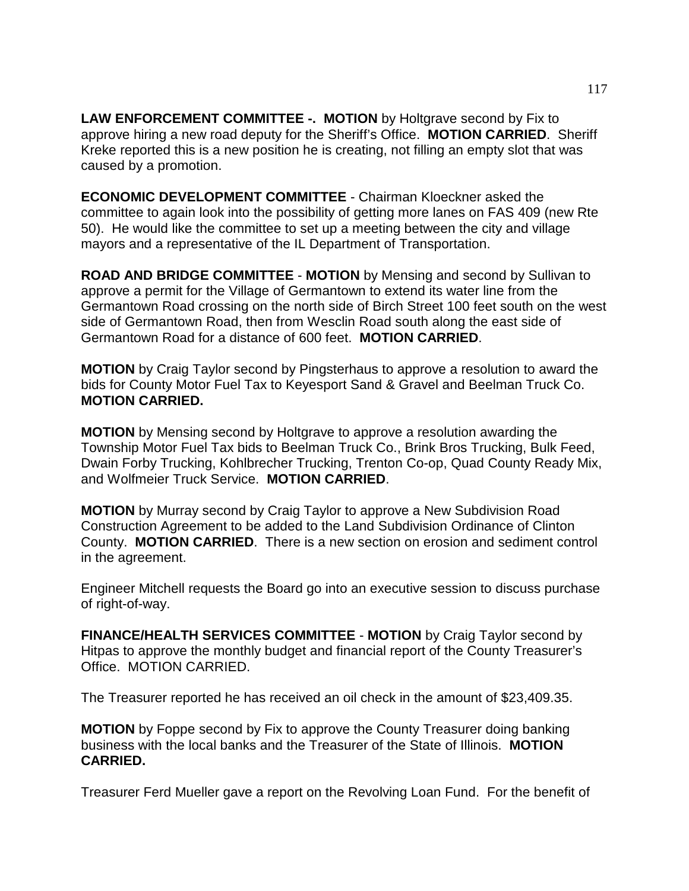**LAW ENFORCEMENT COMMITTEE -. MOTION** by Holtgrave second by Fix to approve hiring a new road deputy for the Sheriff's Office. **MOTION CARRIED**. Sheriff Kreke reported this is a new position he is creating, not filling an empty slot that was caused by a promotion.

**ECONOMIC DEVELOPMENT COMMITTEE** - Chairman Kloeckner asked the committee to again look into the possibility of getting more lanes on FAS 409 (new Rte 50). He would like the committee to set up a meeting between the city and village mayors and a representative of the IL Department of Transportation.

**ROAD AND BRIDGE COMMITTEE** - **MOTION** by Mensing and second by Sullivan to approve a permit for the Village of Germantown to extend its water line from the Germantown Road crossing on the north side of Birch Street 100 feet south on the west side of Germantown Road, then from Wesclin Road south along the east side of Germantown Road for a distance of 600 feet. **MOTION CARRIED**.

**MOTION** by Craig Taylor second by Pingsterhaus to approve a resolution to award the bids for County Motor Fuel Tax to Keyesport Sand & Gravel and Beelman Truck Co. **MOTION CARRIED.**

**MOTION** by Mensing second by Holtgrave to approve a resolution awarding the Township Motor Fuel Tax bids to Beelman Truck Co., Brink Bros Trucking, Bulk Feed, Dwain Forby Trucking, Kohlbrecher Trucking, Trenton Co-op, Quad County Ready Mix, and Wolfmeier Truck Service. **MOTION CARRIED**.

**MOTION** by Murray second by Craig Taylor to approve a New Subdivision Road Construction Agreement to be added to the Land Subdivision Ordinance of Clinton County. **MOTION CARRIED**. There is a new section on erosion and sediment control in the agreement.

Engineer Mitchell requests the Board go into an executive session to discuss purchase of right-of-way.

**FINANCE/HEALTH SERVICES COMMITTEE** - **MOTION** by Craig Taylor second by Hitpas to approve the monthly budget and financial report of the County Treasurer's Office. MOTION CARRIED.

The Treasurer reported he has received an oil check in the amount of $23,409.35.

**MOTION** by Foppe second by Fix to approve the County Treasurer doing banking business with the local banks and the Treasurer of the State of Illinois. **MOTION CARRIED.**

Treasurer Ferd Mueller gave a report on the Revolving Loan Fund. For the benefit of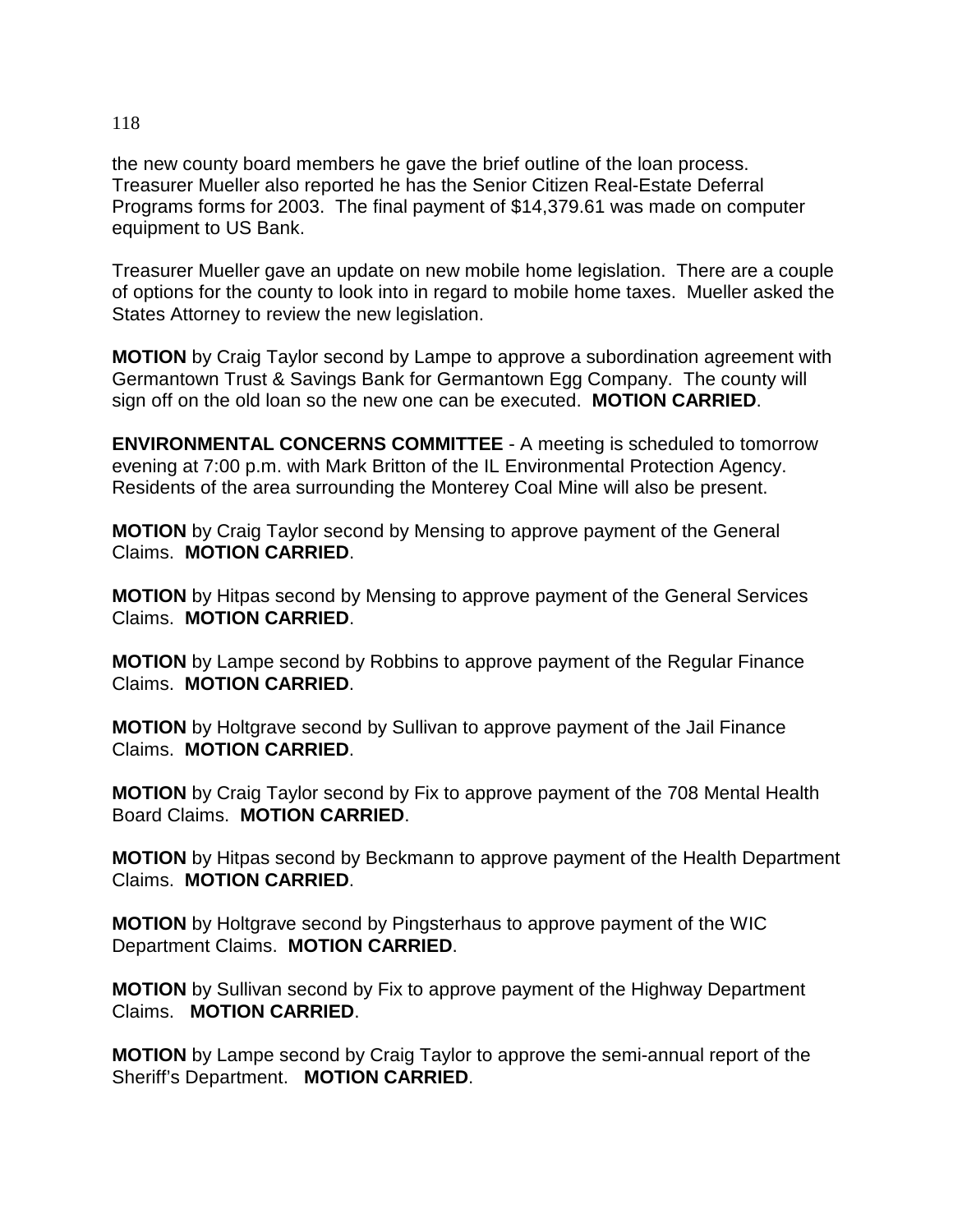the new county board members he gave the brief outline of the loan process. Treasurer Mueller also reported he has the Senior Citizen Real-Estate Deferral Programs forms for 2003. The final payment of $14,379.61 was made on computer equipment to US Bank.

Treasurer Mueller gave an update on new mobile home legislation. There are a couple of options for the county to look into in regard to mobile home taxes. Mueller asked the States Attorney to review the new legislation.

**MOTION** by Craig Taylor second by Lampe to approve a subordination agreement with Germantown Trust & Savings Bank for Germantown Egg Company. The county will sign off on the old loan so the new one can be executed. **MOTION CARRIED**.

**ENVIRONMENTAL CONCERNS COMMITTEE** - A meeting is scheduled to tomorrow evening at 7:00 p.m. with Mark Britton of the IL Environmental Protection Agency. Residents of the area surrounding the Monterey Coal Mine will also be present.

**MOTION** by Craig Taylor second by Mensing to approve payment of the General Claims. **MOTION CARRIED**.

**MOTION** by Hitpas second by Mensing to approve payment of the General Services Claims. **MOTION CARRIED**.

**MOTION** by Lampe second by Robbins to approve payment of the Regular Finance Claims. **MOTION CARRIED**.

**MOTION** by Holtgrave second by Sullivan to approve payment of the Jail Finance Claims. **MOTION CARRIED**.

**MOTION** by Craig Taylor second by Fix to approve payment of the 708 Mental Health Board Claims. **MOTION CARRIED**.

**MOTION** by Hitpas second by Beckmann to approve payment of the Health Department Claims. **MOTION CARRIED**.

**MOTION** by Holtgrave second by Pingsterhaus to approve payment of the WIC Department Claims. **MOTION CARRIED**.

**MOTION** by Sullivan second by Fix to approve payment of the Highway Department Claims. **MOTION CARRIED**.

**MOTION** by Lampe second by Craig Taylor to approve the semi-annual report of the Sheriff's Department. **MOTION CARRIED**.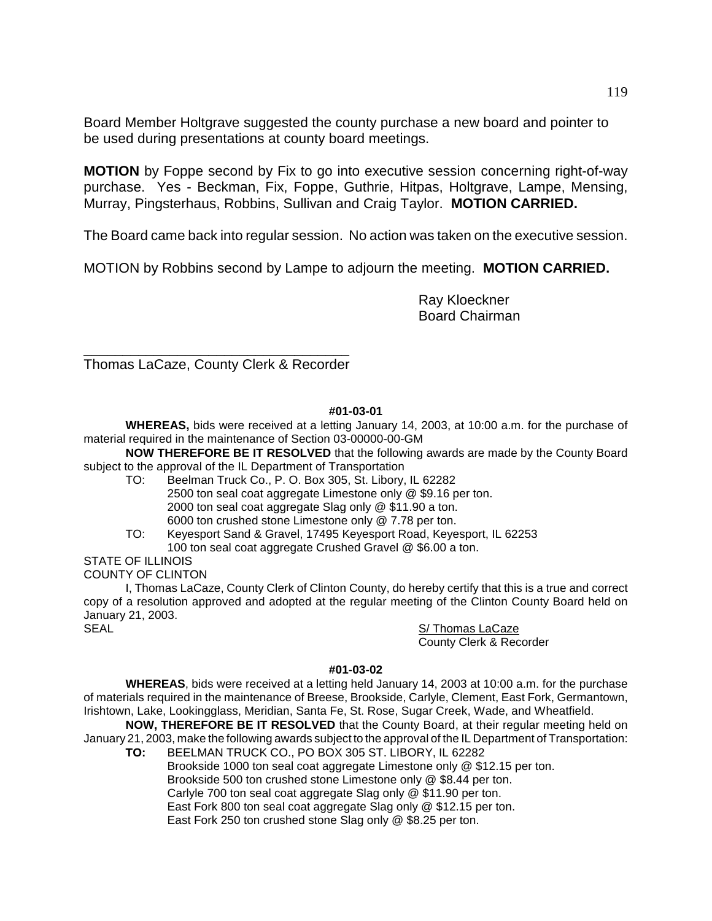Board Member Holtgrave suggested the county purchase a new board and pointer to be used during presentations at county board meetings.

**MOTION** by Foppe second by Fix to go into executive session concerning right-of-way purchase. Yes - Beckman, Fix, Foppe, Guthrie, Hitpas, Holtgrave, Lampe, Mensing, Murray, Pingsterhaus, Robbins, Sullivan and Craig Taylor. **MOTION CARRIED.**

The Board came back into regular session. No action was taken on the executive session.

MOTION by Robbins second by Lampe to adjourn the meeting. **MOTION CARRIED.**

Ray Kloeckner
Board Chairman

___________________________________
Thomas LaCaze, County Clerk & Recorder

**#01-03-01**

**WHEREAS,** bids were received at a letting January 14, 2003, at 10:00 a.m. for the purchase of material required in the maintenance of Section 03-00000-00-GM

**NOW THEREFORE BE IT RESOLVED** that the following awards are made by the County Board subject to the approval of the IL Department of Transportation

TO: Beelman Truck Co., P. O. Box 305, St. Libory, IL 62282
2500 ton seal coat aggregate Limestone only @ $9.16 per ton.
2000 ton seal coat aggregate Slag only @ $11.90 a ton.
6000 ton crushed stone Limestone only @ 7.78 per ton.

TO: Keyesport Sand & Gravel, 17495 Keyesport Road, Keyesport, IL 62253
100 ton seal coat aggregate Crushed Gravel @ $6.00 a ton.

STATE OF ILLINOIS
COUNTY OF CLINTON

I, Thomas LaCaze, County Clerk of Clinton County, do hereby certify that this is a true and correct copy of a resolution approved and adopted at the regular meeting of the Clinton County Board held on January 21, 2003.

SEAL

S/ Thomas LaCaze
County Clerk & Recorder

**#01-03-02**

**WHEREAS**, bids were received at a letting held January 14, 2003 at 10:00 a.m. for the purchase of materials required in the maintenance of Breese, Brookside, Carlyle, Clement, East Fork, Germantown, Irishtown, Lake, Lookingglass, Meridian, Santa Fe, St. Rose, Sugar Creek, Wade, and Wheatfield.

**NOW, THEREFORE BE IT RESOLVED** that the County Board, at their regular meeting held on January 21, 2003, make the following awards subject to the approval of the IL Department of Transportation:

**TO:** BEELMAN TRUCK CO., PO BOX 305 ST. LIBORY, IL 62282
Brookside 1000 ton seal coat aggregate Limestone only @ $12.15 per ton.
Brookside 500 ton crushed stone Limestone only @ $8.44 per ton.
Carlyle 700 ton seal coat aggregate Slag only @ $11.90 per ton.
East Fork 800 ton seal coat aggregate Slag only @ $12.15 per ton.
East Fork 250 ton crushed stone Slag only @ $8.25 per ton.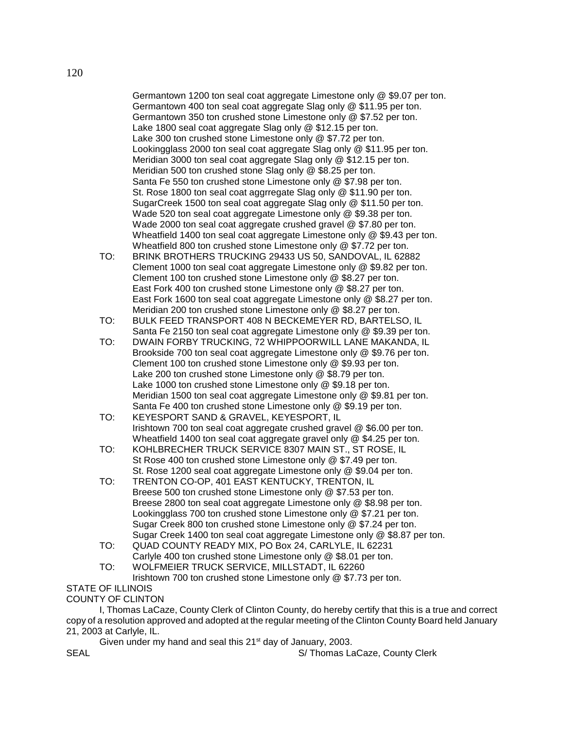Germantown 1200 ton seal coat aggregate Limestone only @ $9.07 per ton.
Germantown 400 ton seal coat aggregate Slag only @ $11.95 per ton.
Germantown 350 ton crushed stone Limestone only @ $7.52 per ton.
Lake 1800 seal coat aggregate Slag only @ $12.15 per ton.
Lake 300 ton crushed stone Limestone only @ $7.72 per ton.
Lookingglass 2000 ton seal coat aggregate Slag only @ $11.95 per ton.
Meridian 3000 ton seal coat aggregate Slag only @ $12.15 per ton.
Meridian 500 ton crushed stone Slag only @ $8.25 per ton.
Santa Fe 550 ton crushed stone Limestone only @ $7.98 per ton.
St. Rose 1800 ton seal coat aggrregate Slag only @ $11.90 per ton.
SugarCreek 1500 ton seal coat aggregate Slag only @ $11.50 per ton.
Wade 520 ton seal coat aggregate Limestone only @ $9.38 per ton.
Wade 2000 ton seal coat aggregate crushed gravel @ $7.80 per ton.
Wheatfield 1400 ton seal coat aggregate Limestone only @ $9.43 per ton.
Wheatfield 800 ton crushed stone Limestone only @ $7.72 per ton.

TO: BRINK BROTHERS TRUCKING 29433 US 50, SANDOVAL, IL 62882
Clement 1000 ton seal coat aggregate Limestone only @ $9.82 per ton.
Clement 100 ton crushed stone Limestone only @ $8.27 per ton.
East Fork 400 ton crushed stone Limestone only @ $8.27 per ton.
East Fork 1600 ton seal coat aggregate Limestone only @ $8.27 per ton.
Meridian 200 ton crushed stone Limestone only @ $8.27 per ton.

TO: BULK FEED TRANSPORT 408 N BECKEMEYER RD, BARTELSO, IL
Santa Fe 2150 ton seal coat aggregate Limestone only @ $9.39 per ton.

TO: DWAIN FORBY TRUCKING, 72 WHIPPOORWILL LANE MAKANDA, IL
Brookside 700 ton seal coat aggregate Limestone only @ $9.76 per ton.
Clement 100 ton crushed stone Limestone only @ $9.93 per ton.
Lake 200 ton crushed stone Limestone only @ $8.79 per ton.
Lake 1000 ton crushed stone Limestone only @ $9.18 per ton.
Meridian 1500 ton seal coat aggregate Limestone only @ $9.81 per ton.
Santa Fe 400 ton crushed stone Limestone only @ $9.19 per ton.

TO: KEYESPORT SAND & GRAVEL, KEYESPORT, IL
Irishtown 700 ton seal coat aggregate crushed gravel @ $6.00 per ton.
Wheatfield 1400 ton seal coat aggregate gravel only @ $4.25 per ton.

TO: KOHLBRECHER TRUCK SERVICE 8307 MAIN ST., ST ROSE, IL
St Rose 400 ton crushed stone Limestone only @ $7.49 per ton.
St. Rose 1200 seal coat aggregate Limestone only @ $9.04 per ton.

TO: TRENTON CO-OP, 401 EAST KENTUCKY, TRENTON, IL
Breese 500 ton crushed stone Limestone only @ $7.53 per ton.
Breese 2800 ton seal coat aggregate Limestone only @ $8.98 per ton.
Lookingglass 700 ton crushed stone Limestone only @ $7.21 per ton.
Sugar Creek 800 ton crushed stone Limestone only @ $7.24 per ton.
Sugar Creek 1400 ton seal coat aggregate Limestone only @ $8.87 per ton.

TO: QUAD COUNTY READY MIX, PO Box 24, CARLYLE, IL 62231
Carlyle 400 ton crushed stone Limestone only @ $8.01 per ton.

TO: WOLFMEIER TRUCK SERVICE, MILLSTADT, IL 62260
Irishtown 700 ton crushed stone Limestone only @ $7.73 per ton.

STATE OF ILLINOIS
COUNTY OF CLINTON

I, Thomas LaCaze, County Clerk of Clinton County, do hereby certify that this is a true and correct copy of a resolution approved and adopted at the regular meeting of the Clinton County Board held January 21, 2003 at Carlyle, IL.

Given under my hand and seal this 21st day of January, 2003.

SEAL S/ Thomas LaCaze, County Clerk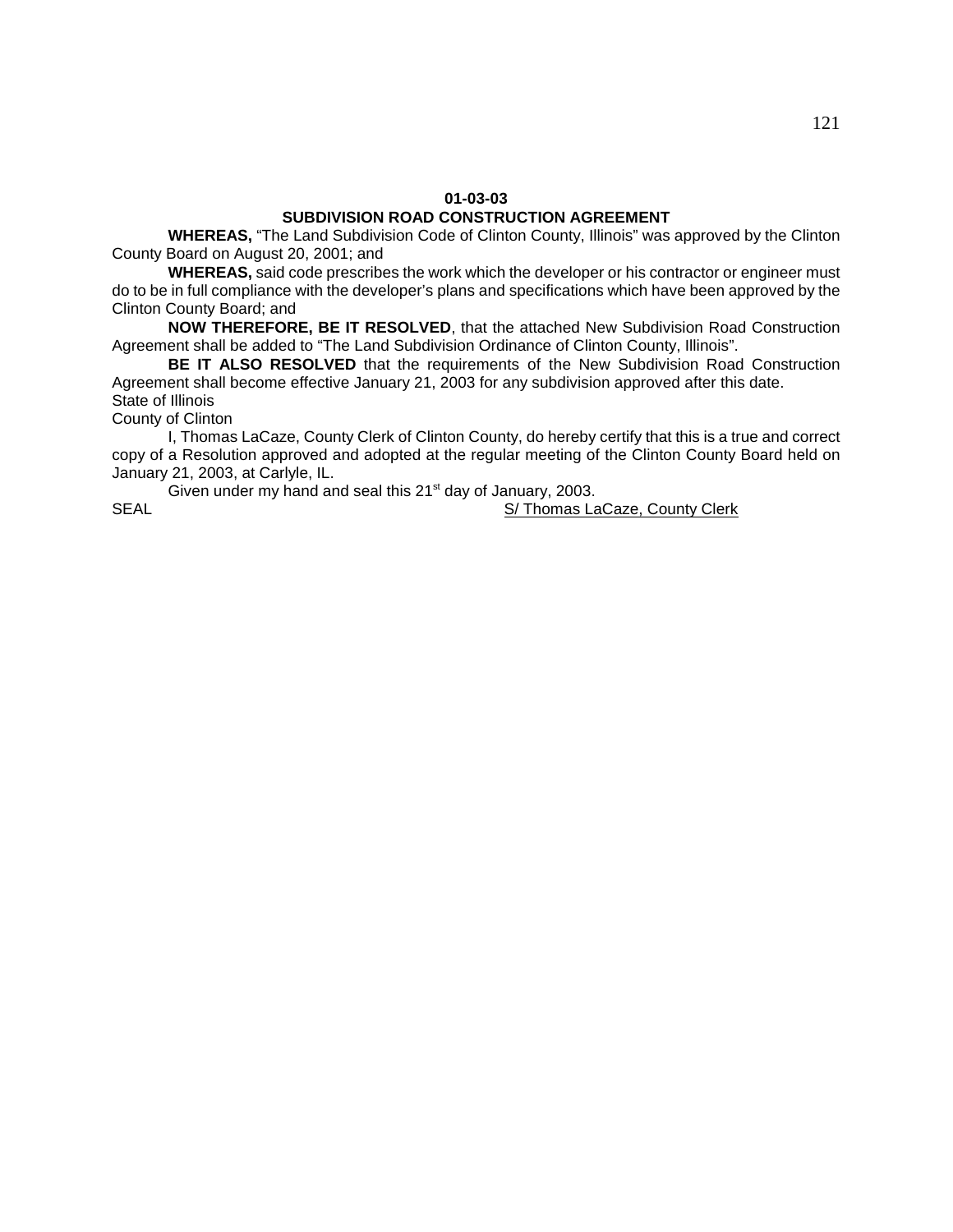**01-03-03**

**SUBDIVISION ROAD CONSTRUCTION AGREEMENT**

**WHEREAS,** "The Land Subdivision Code of Clinton County, Illinois" was approved by the Clinton County Board on August 20, 2001; and

**WHEREAS,** said code prescribes the work which the developer or his contractor or engineer must do to be in full compliance with the developer's plans and specifications which have been approved by the Clinton County Board; and

**NOW THEREFORE, BE IT RESOLVED**, that the attached New Subdivision Road Construction Agreement shall be added to "The Land Subdivision Ordinance of Clinton County, Illinois".

**BE IT ALSO RESOLVED** that the requirements of the New Subdivision Road Construction Agreement shall become effective January 21, 2003 for any subdivision approved after this date.

State of Illinois
County of Clinton

I, Thomas LaCaze, County Clerk of Clinton County, do hereby certify that this is a true and correct copy of a Resolution approved and adopted at the regular meeting of the Clinton County Board held on January 21, 2003, at Carlyle, IL.

Given under my hand and seal this 21st day of January, 2003.

SEAL S/ Thomas LaCaze, County Clerk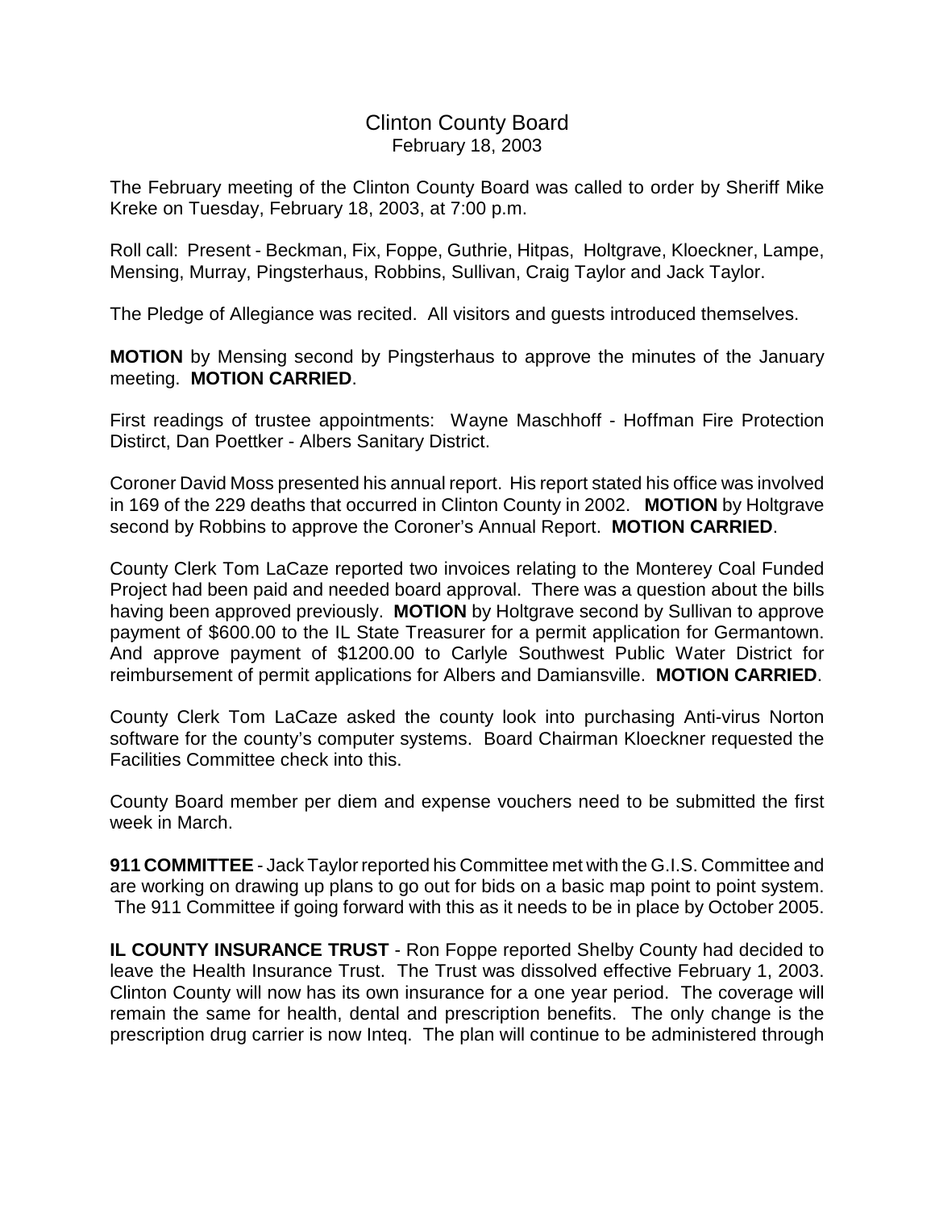# Clinton County Board

February 18, 2003

The February meeting of the Clinton County Board was called to order by Sheriff Mike Kreke on Tuesday, February 18, 2003, at 7:00 p.m.

Roll call: Present - Beckman, Fix, Foppe, Guthrie, Hitpas, Holtgrave, Kloeckner, Lampe, Mensing, Murray, Pingsterhaus, Robbins, Sullivan, Craig Taylor and Jack Taylor.

The Pledge of Allegiance was recited. All visitors and guests introduced themselves.

**MOTION** by Mensing second by Pingsterhaus to approve the minutes of the January meeting. **MOTION CARRIED**.

First readings of trustee appointments: Wayne Maschhoff - Hoffman Fire Protection Distirct, Dan Poettker - Albers Sanitary District.

Coroner David Moss presented his annual report. His report stated his office was involved in 169 of the 229 deaths that occurred in Clinton County in 2002. **MOTION** by Holtgrave second by Robbins to approve the Coroner's Annual Report. **MOTION CARRIED**.

County Clerk Tom LaCaze reported two invoices relating to the Monterey Coal Funded Project had been paid and needed board approval. There was a question about the bills having been approved previously. **MOTION** by Holtgrave second by Sullivan to approve payment of $600.00 to the IL State Treasurer for a permit application for Germantown. And approve payment of $1200.00 to Carlyle Southwest Public Water District for reimbursement of permit applications for Albers and Damiansville. **MOTION CARRIED**.

County Clerk Tom LaCaze asked the county look into purchasing Anti-virus Norton software for the county's computer systems. Board Chairman Kloeckner requested the Facilities Committee check into this.

County Board member per diem and expense vouchers need to be submitted the first week in March.

**911 COMMITTEE** - Jack Taylor reported his Committee met with the G.I.S. Committee and are working on drawing up plans to go out for bids on a basic map point to point system. The 911 Committee if going forward with this as it needs to be in place by October 2005.

**IL COUNTY INSURANCE TRUST** - Ron Foppe reported Shelby County had decided to leave the Health Insurance Trust. The Trust was dissolved effective February 1, 2003. Clinton County will now has its own insurance for a one year period. The coverage will remain the same for health, dental and prescription benefits. The only change is the prescription drug carrier is now Inteq. The plan will continue to be administered through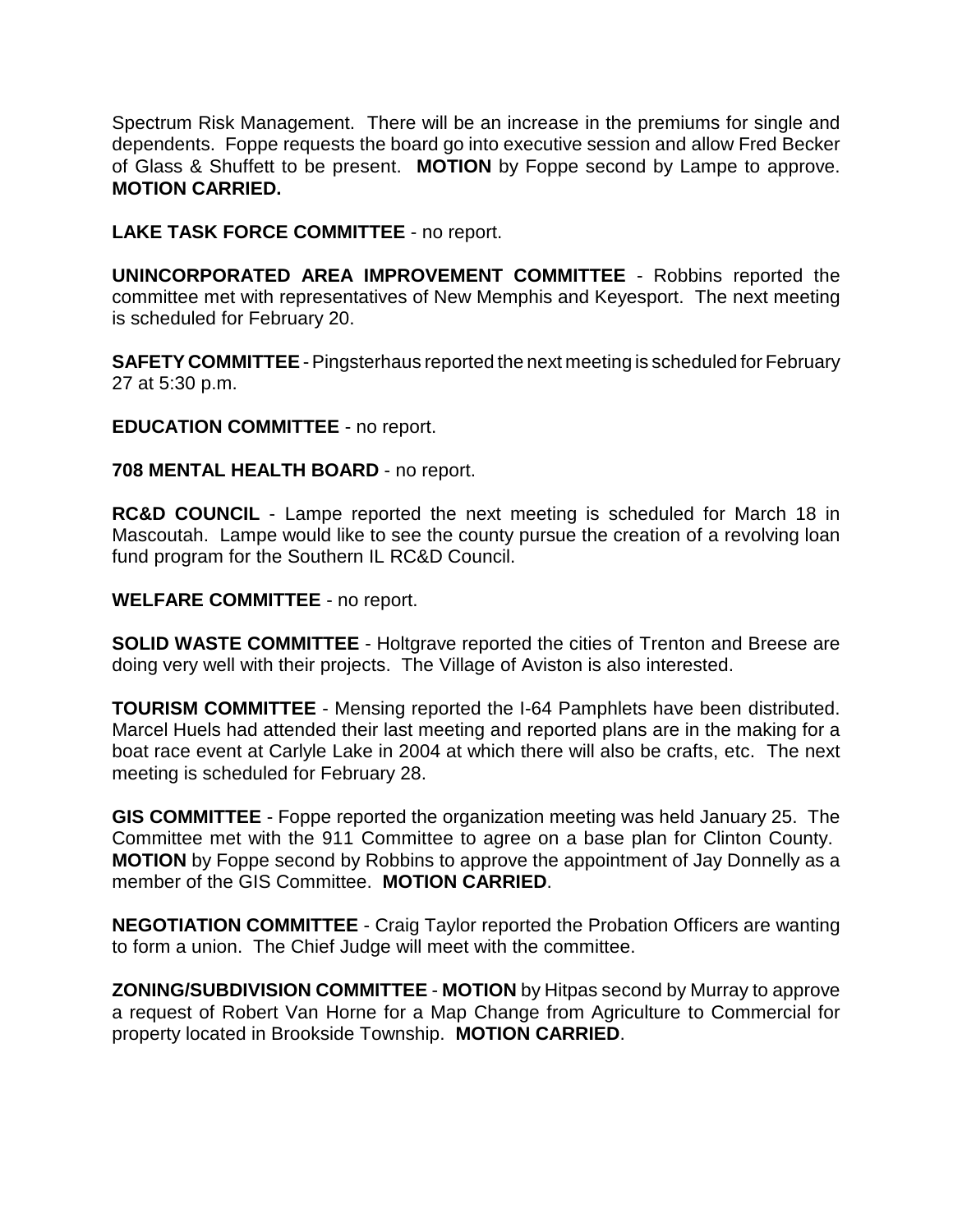Spectrum Risk Management. There will be an increase in the premiums for single and dependents. Foppe requests the board go into executive session and allow Fred Becker of Glass & Shuffett to be present. **MOTION** by Foppe second by Lampe to approve. **MOTION CARRIED.**

**LAKE TASK FORCE COMMITTEE** - no report.

**UNINCORPORATED AREA IMPROVEMENT COMMITTEE** - Robbins reported the committee met with representatives of New Memphis and Keyesport. The next meeting is scheduled for February 20.

**SAFETY COMMITTEE** - Pingsterhaus reported the next meeting is scheduled for February 27 at 5:30 p.m.

**EDUCATION COMMITTEE** - no report.

**708 MENTAL HEALTH BOARD** - no report.

**RC&D COUNCIL** - Lampe reported the next meeting is scheduled for March 18 in Mascoutah. Lampe would like to see the county pursue the creation of a revolving loan fund program for the Southern IL RC&D Council.

**WELFARE COMMITTEE** - no report.

**SOLID WASTE COMMITTEE** - Holtgrave reported the cities of Trenton and Breese are doing very well with their projects. The Village of Aviston is also interested.

**TOURISM COMMITTEE** - Mensing reported the I-64 Pamphlets have been distributed. Marcel Huels had attended their last meeting and reported plans are in the making for a boat race event at Carlyle Lake in 2004 at which there will also be crafts, etc. The next meeting is scheduled for February 28.

**GIS COMMITTEE** - Foppe reported the organization meeting was held January 25. The Committee met with the 911 Committee to agree on a base plan for Clinton County. **MOTION** by Foppe second by Robbins to approve the appointment of Jay Donnelly as a member of the GIS Committee. **MOTION CARRIED**.

**NEGOTIATION COMMITTEE** - Craig Taylor reported the Probation Officers are wanting to form a union. The Chief Judge will meet with the committee.

**ZONING/SUBDIVISION COMMITTEE** - **MOTION** by Hitpas second by Murray to approve a request of Robert Van Horne for a Map Change from Agriculture to Commercial for property located in Brookside Township. **MOTION CARRIED**.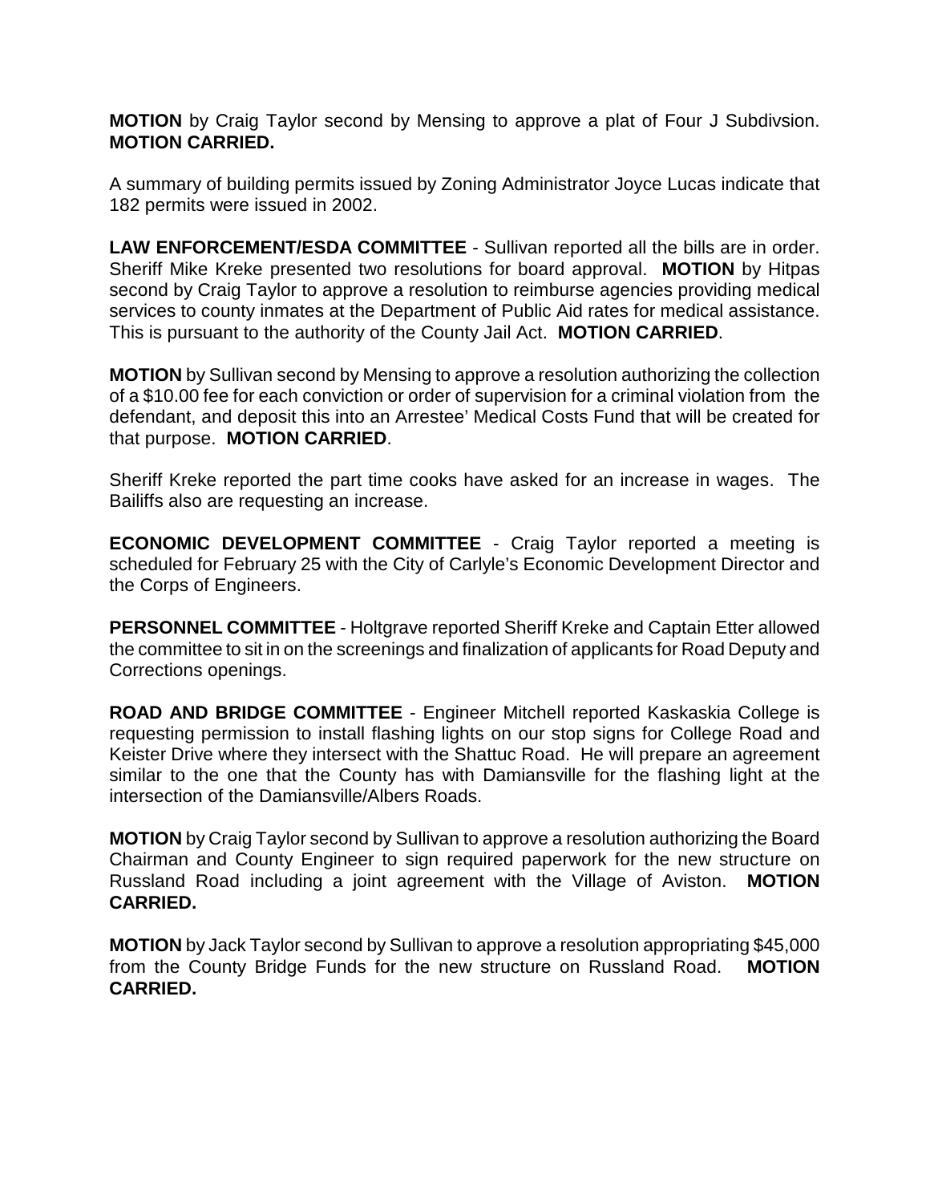**MOTION** by Craig Taylor second by Mensing to approve a plat of Four J Subdivsion. **MOTION CARRIED.**

A summary of building permits issued by Zoning Administrator Joyce Lucas indicate that 182 permits were issued in 2002.

**LAW ENFORCEMENT/ESDA COMMITTEE** - Sullivan reported all the bills are in order. Sheriff Mike Kreke presented two resolutions for board approval. **MOTION** by Hitpas second by Craig Taylor to approve a resolution to reimburse agencies providing medical services to county inmates at the Department of Public Aid rates for medical assistance. This is pursuant to the authority of the County Jail Act. **MOTION CARRIED**.

**MOTION** by Sullivan second by Mensing to approve a resolution authorizing the collection of a $10.00 fee for each conviction or order of supervision for a criminal violation from the defendant, and deposit this into an Arrestee' Medical Costs Fund that will be created for that purpose. **MOTION CARRIED**.

Sheriff Kreke reported the part time cooks have asked for an increase in wages. The Bailiffs also are requesting an increase.

**ECONOMIC DEVELOPMENT COMMITTEE** - Craig Taylor reported a meeting is scheduled for February 25 with the City of Carlyle's Economic Development Director and the Corps of Engineers.

**PERSONNEL COMMITTEE** - Holtgrave reported Sheriff Kreke and Captain Etter allowed the committee to sit in on the screenings and finalization of applicants for Road Deputy and Corrections openings.

**ROAD AND BRIDGE COMMITTEE** - Engineer Mitchell reported Kaskaskia College is requesting permission to install flashing lights on our stop signs for College Road and Keister Drive where they intersect with the Shattuc Road. He will prepare an agreement similar to the one that the County has with Damiansville for the flashing light at the intersection of the Damiansville/Albers Roads.

**MOTION** by Craig Taylor second by Sullivan to approve a resolution authorizing the Board Chairman and County Engineer to sign required paperwork for the new structure on Russland Road including a joint agreement with the Village of Aviston. **MOTION CARRIED.**

**MOTION** by Jack Taylor second by Sullivan to approve a resolution appropriating $45,000 from the County Bridge Funds for the new structure on Russland Road. **MOTION CARRIED.**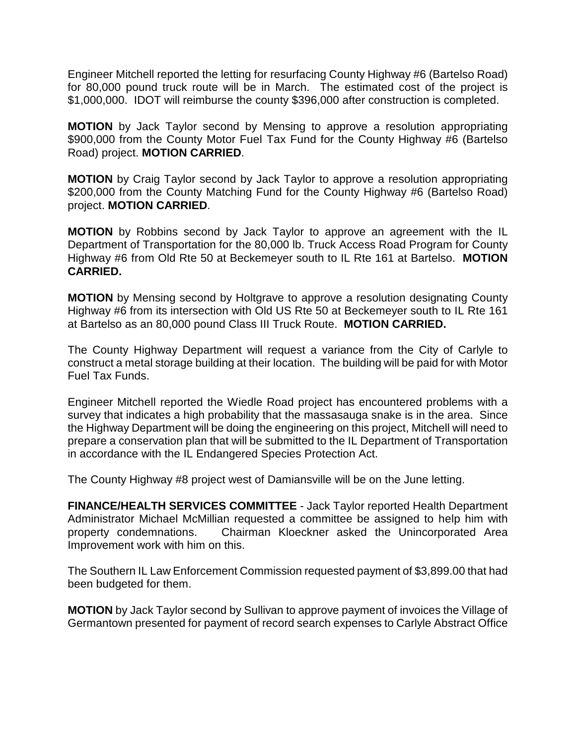Engineer Mitchell reported the letting for resurfacing County Highway #6 (Bartelso Road) for 80,000 pound truck route will be in March. The estimated cost of the project is $1,000,000. IDOT will reimburse the county $396,000 after construction is completed.

**MOTION** by Jack Taylor second by Mensing to approve a resolution appropriating $900,000 from the County Motor Fuel Tax Fund for the County Highway #6 (Bartelso Road) project. **MOTION CARRIED**.

**MOTION** by Craig Taylor second by Jack Taylor to approve a resolution appropriating $200,000 from the County Matching Fund for the County Highway #6 (Bartelso Road) project. **MOTION CARRIED**.

**MOTION** by Robbins second by Jack Taylor to approve an agreement with the IL Department of Transportation for the 80,000 lb. Truck Access Road Program for County Highway #6 from Old Rte 50 at Beckemeyer south to IL Rte 161 at Bartelso. **MOTION CARRIED.**

**MOTION** by Mensing second by Holtgrave to approve a resolution designating County Highway #6 from its intersection with Old US Rte 50 at Beckemeyer south to IL Rte 161 at Bartelso as an 80,000 pound Class III Truck Route. **MOTION CARRIED.**

The County Highway Department will request a variance from the City of Carlyle to construct a metal storage building at their location. The building will be paid for with Motor Fuel Tax Funds.

Engineer Mitchell reported the Wiedle Road project has encountered problems with a survey that indicates a high probability that the massasauga snake is in the area. Since the Highway Department will be doing the engineering on this project, Mitchell will need to prepare a conservation plan that will be submitted to the IL Department of Transportation in accordance with the IL Endangered Species Protection Act.

The County Highway #8 project west of Damiansville will be on the June letting.

**FINANCE/HEALTH SERVICES COMMITTEE** - Jack Taylor reported Health Department Administrator Michael McMillian requested a committee be assigned to help him with property condemnations. Chairman Kloeckner asked the Unincorporated Area Improvement work with him on this.

The Southern IL Law Enforcement Commission requested payment of $3,899.00 that had been budgeted for them.

**MOTION** by Jack Taylor second by Sullivan to approve payment of invoices the Village of Germantown presented for payment of record search expenses to Carlyle Abstract Office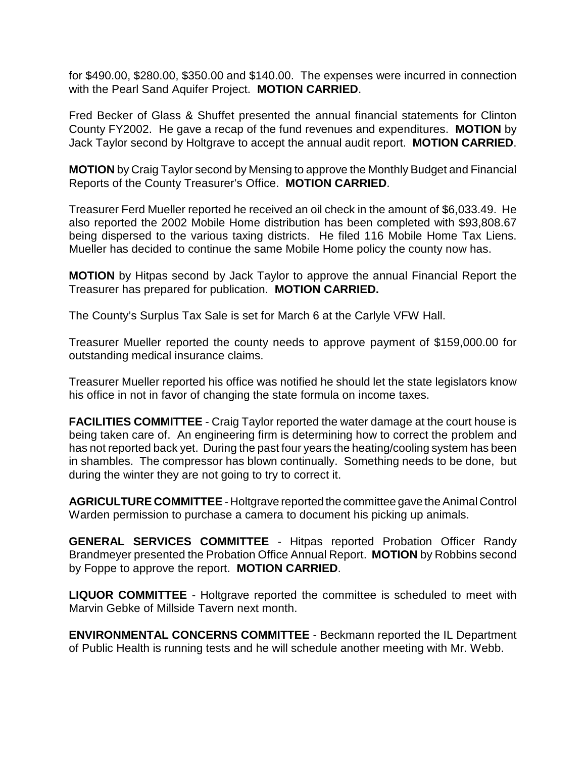for $490.00, $280.00, $350.00 and $140.00. The expenses were incurred in connection with the Pearl Sand Aquifer Project. **MOTION CARRIED**.

Fred Becker of Glass & Shuffet presented the annual financial statements for Clinton County FY2002. He gave a recap of the fund revenues and expenditures. **MOTION** by Jack Taylor second by Holtgrave to accept the annual audit report. **MOTION CARRIED**.

**MOTION** by Craig Taylor second by Mensing to approve the Monthly Budget and Financial Reports of the County Treasurer's Office. **MOTION CARRIED**.

Treasurer Ferd Mueller reported he received an oil check in the amount of $6,033.49. He also reported the 2002 Mobile Home distribution has been completed with $93,808.67 being dispersed to the various taxing districts. He filed 116 Mobile Home Tax Liens. Mueller has decided to continue the same Mobile Home policy the county now has.

**MOTION** by Hitpas second by Jack Taylor to approve the annual Financial Report the Treasurer has prepared for publication. **MOTION CARRIED.**

The County's Surplus Tax Sale is set for March 6 at the Carlyle VFW Hall.

Treasurer Mueller reported the county needs to approve payment of $159,000.00 for outstanding medical insurance claims.

Treasurer Mueller reported his office was notified he should let the state legislators know his office in not in favor of changing the state formula on income taxes.

**FACILITIES COMMITTEE** - Craig Taylor reported the water damage at the court house is being taken care of. An engineering firm is determining how to correct the problem and has not reported back yet. During the past four years the heating/cooling system has been in shambles. The compressor has blown continually. Something needs to be done, but during the winter they are not going to try to correct it.

**AGRICULTURE COMMITTEE** - Holtgrave reported the committee gave the Animal Control Warden permission to purchase a camera to document his picking up animals.

**GENERAL SERVICES COMMITTEE** - Hitpas reported Probation Officer Randy Brandmeyer presented the Probation Office Annual Report. **MOTION** by Robbins second by Foppe to approve the report. **MOTION CARRIED**.

**LIQUOR COMMITTEE** - Holtgrave reported the committee is scheduled to meet with Marvin Gebke of Millside Tavern next month.

**ENVIRONMENTAL CONCERNS COMMITTEE** - Beckmann reported the IL Department of Public Health is running tests and he will schedule another meeting with Mr. Webb.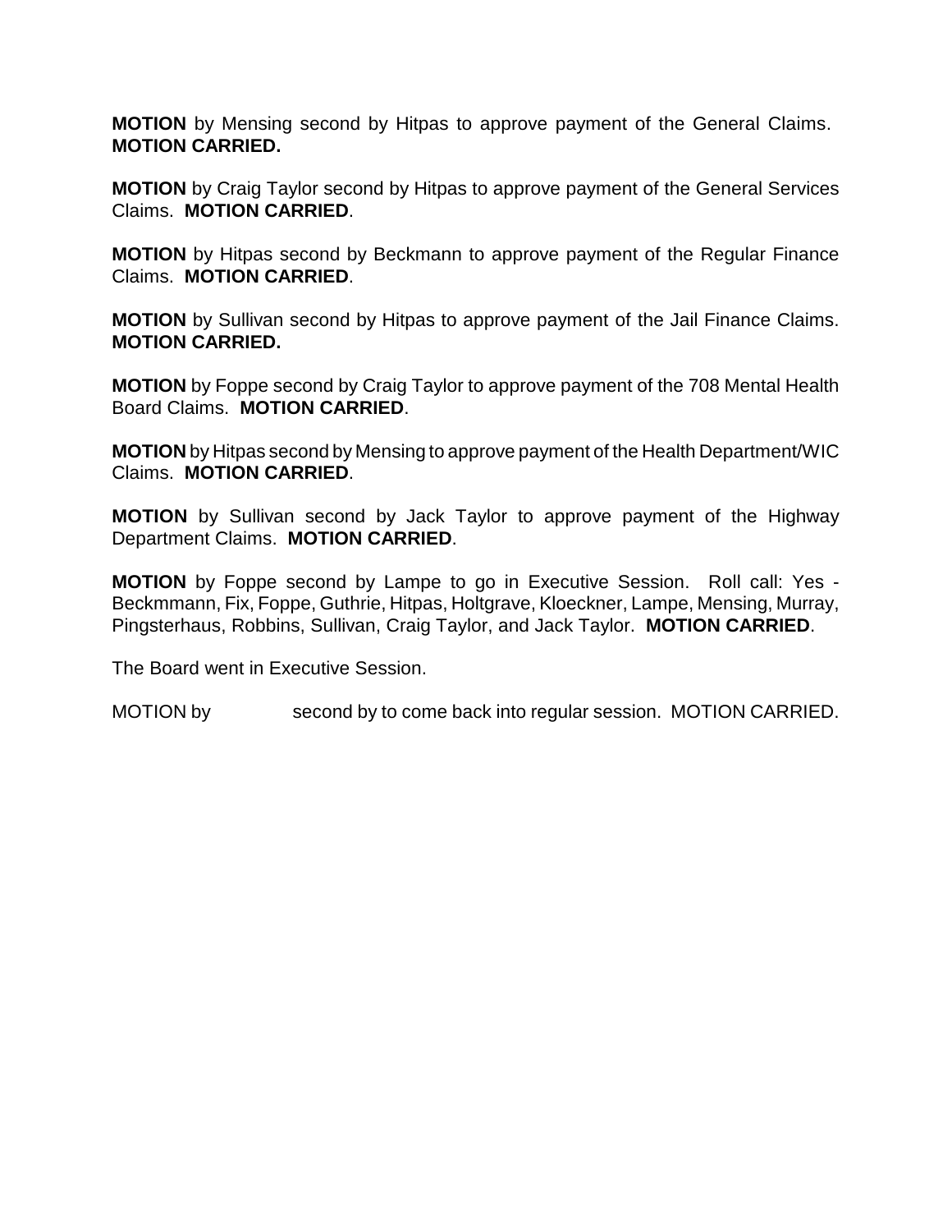**MOTION** by Mensing second by Hitpas to approve payment of the General Claims. **MOTION CARRIED.**

**MOTION** by Craig Taylor second by Hitpas to approve payment of the General Services Claims. **MOTION CARRIED**.

**MOTION** by Hitpas second by Beckmann to approve payment of the Regular Finance Claims. **MOTION CARRIED**.

**MOTION** by Sullivan second by Hitpas to approve payment of the Jail Finance Claims. **MOTION CARRIED.**

**MOTION** by Foppe second by Craig Taylor to approve payment of the 708 Mental Health Board Claims. **MOTION CARRIED**.

**MOTION** by Hitpas second by Mensing to approve payment of the Health Department/WIC Claims. **MOTION CARRIED**.

**MOTION** by Sullivan second by Jack Taylor to approve payment of the Highway Department Claims. **MOTION CARRIED**.

**MOTION** by Foppe second by Lampe to go in Executive Session. Roll call: Yes - Beckmmann, Fix, Foppe, Guthrie, Hitpas, Holtgrave, Kloeckner, Lampe, Mensing, Murray, Pingsterhaus, Robbins, Sullivan, Craig Taylor, and Jack Taylor. **MOTION CARRIED**.

The Board went in Executive Session.

MOTION by second by to come back into regular session. MOTION CARRIED.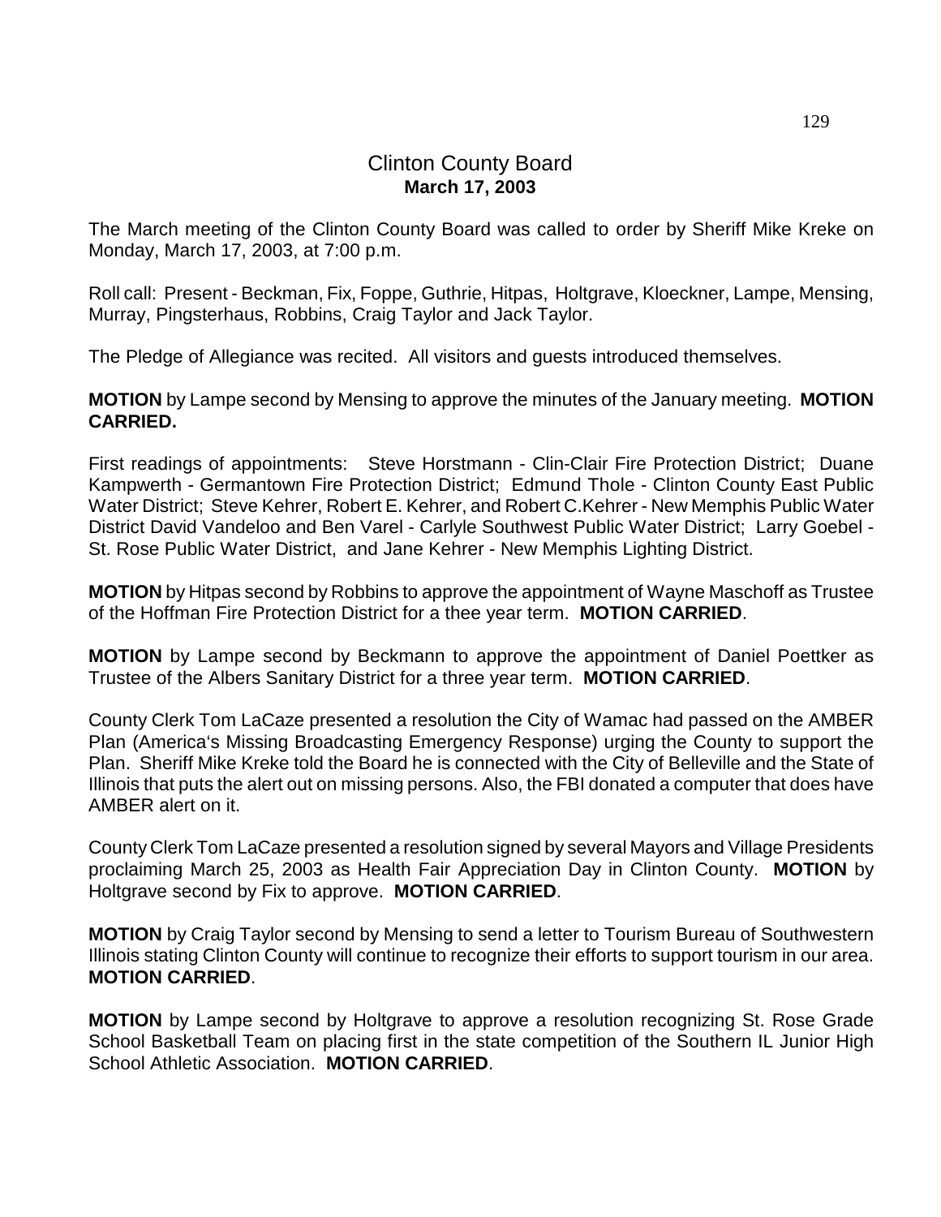# Clinton County Board
**March 17, 2003**

The March meeting of the Clinton County Board was called to order by Sheriff Mike Kreke on Monday, March 17, 2003, at 7:00 p.m.

Roll call: Present - Beckman, Fix, Foppe, Guthrie, Hitpas, Holtgrave, Kloeckner, Lampe, Mensing, Murray, Pingsterhaus, Robbins, Craig Taylor and Jack Taylor.

The Pledge of Allegiance was recited. All visitors and guests introduced themselves.

**MOTION** by Lampe second by Mensing to approve the minutes of the January meeting. **MOTION CARRIED.**

First readings of appointments: Steve Horstmann - Clin-Clair Fire Protection District; Duane Kampwerth - Germantown Fire Protection District; Edmund Thole - Clinton County East Public Water District; Steve Kehrer, Robert E. Kehrer, and Robert C.Kehrer - New Memphis Public Water District David Vandeloo and Ben Varel - Carlyle Southwest Public Water District; Larry Goebel - St. Rose Public Water District, and Jane Kehrer - New Memphis Lighting District.

**MOTION** by Hitpas second by Robbins to approve the appointment of Wayne Maschoff as Trustee of the Hoffman Fire Protection District for a thee year term. **MOTION CARRIED**.

**MOTION** by Lampe second by Beckmann to approve the appointment of Daniel Poettker as Trustee of the Albers Sanitary District for a three year term. **MOTION CARRIED**.

County Clerk Tom LaCaze presented a resolution the City of Wamac had passed on the AMBER Plan (America's Missing Broadcasting Emergency Response) urging the County to support the Plan. Sheriff Mike Kreke told the Board he is connected with the City of Belleville and the State of Illinois that puts the alert out on missing persons. Also, the FBI donated a computer that does have AMBER alert on it.

County Clerk Tom LaCaze presented a resolution signed by several Mayors and Village Presidents proclaiming March 25, 2003 as Health Fair Appreciation Day in Clinton County. **MOTION** by Holtgrave second by Fix to approve. **MOTION CARRIED**.

**MOTION** by Craig Taylor second by Mensing to send a letter to Tourism Bureau of Southwestern Illinois stating Clinton County will continue to recognize their efforts to support tourism in our area. **MOTION CARRIED**.

**MOTION** by Lampe second by Holtgrave to approve a resolution recognizing St. Rose Grade School Basketball Team on placing first in the state competition of the Southern IL Junior High School Athletic Association. **MOTION CARRIED**.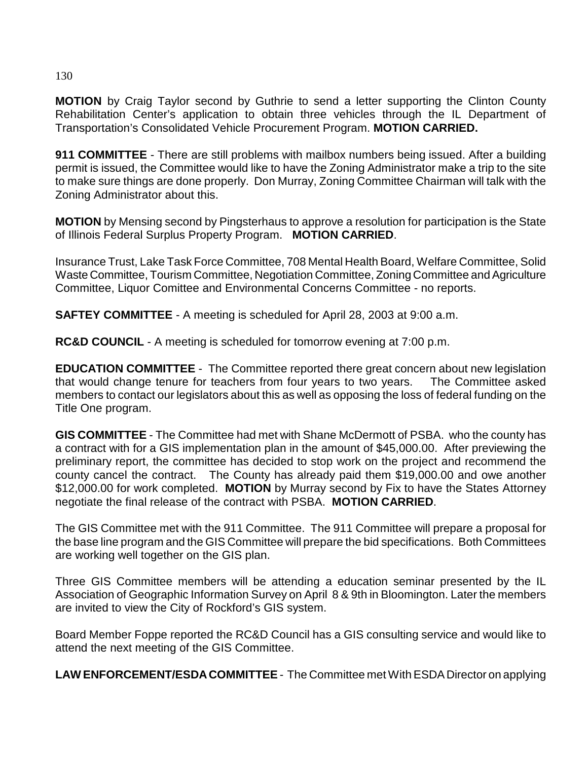**MOTION** by Craig Taylor second by Guthrie to send a letter supporting the Clinton County Rehabilitation Center's application to obtain three vehicles through the IL Department of Transportation's Consolidated Vehicle Procurement Program. **MOTION CARRIED.**

**911 COMMITTEE** - There are still problems with mailbox numbers being issued. After a building permit is issued, the Committee would like to have the Zoning Administrator make a trip to the site to make sure things are done properly. Don Murray, Zoning Committee Chairman will talk with the Zoning Administrator about this.

**MOTION** by Mensing second by Pingsterhaus to approve a resolution for participation is the State of Illinois Federal Surplus Property Program. **MOTION CARRIED**.

Insurance Trust, Lake Task Force Committee, 708 Mental Health Board, Welfare Committee, Solid Waste Committee, Tourism Committee, Negotiation Committee, Zoning Committee and Agriculture Committee, Liquor Comittee and Environmental Concerns Committee - no reports.

**SAFTEY COMMITTEE** - A meeting is scheduled for April 28, 2003 at 9:00 a.m.

**RC&D COUNCIL** - A meeting is scheduled for tomorrow evening at 7:00 p.m.

**EDUCATION COMMITTEE** - The Committee reported there great concern about new legislation that would change tenure for teachers from four years to two years. The Committee asked members to contact our legislators about this as well as opposing the loss of federal funding on the Title One program.

**GIS COMMITTEE** - The Committee had met with Shane McDermott of PSBA. who the county has a contract with for a GIS implementation plan in the amount of $45,000.00. After previewing the preliminary report, the committee has decided to stop work on the project and recommend the county cancel the contract. The County has already paid them $19,000.00 and owe another $12,000.00 for work completed. **MOTION** by Murray second by Fix to have the States Attorney negotiate the final release of the contract with PSBA. **MOTION CARRIED**.

The GIS Committee met with the 911 Committee. The 911 Committee will prepare a proposal for the base line program and the GIS Committee will prepare the bid specifications. Both Committees are working well together on the GIS plan.

Three GIS Committee members will be attending a education seminar presented by the IL Association of Geographic Information Survey on April 8 & 9th in Bloomington. Later the members are invited to view the City of Rockford's GIS system.

Board Member Foppe reported the RC&D Council has a GIS consulting service and would like to attend the next meeting of the GIS Committee.

**LAW ENFORCEMENT/ESDA COMMITTEE** - The Committee met With ESDA Director on applying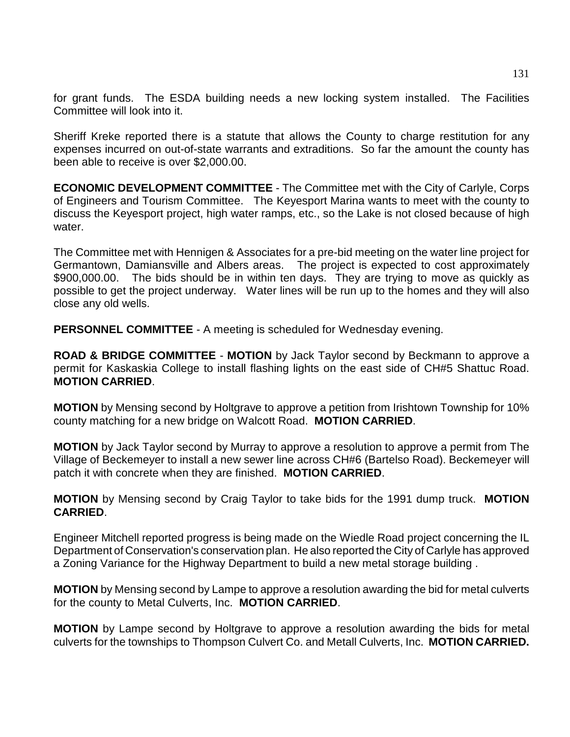for grant funds. The ESDA building needs a new locking system installed. The Facilities Committee will look into it.

Sheriff Kreke reported there is a statute that allows the County to charge restitution for any expenses incurred on out-of-state warrants and extraditions. So far the amount the county has been able to receive is over $2,000.00.

**ECONOMIC DEVELOPMENT COMMITTEE** - The Committee met with the City of Carlyle, Corps of Engineers and Tourism Committee. The Keyesport Marina wants to meet with the county to discuss the Keyesport project, high water ramps, etc., so the Lake is not closed because of high water.

The Committee met with Hennigen & Associates for a pre-bid meeting on the water line project for Germantown, Damiansville and Albers areas. The project is expected to cost approximately $900,000.00. The bids should be in within ten days. They are trying to move as quickly as possible to get the project underway. Water lines will be run up to the homes and they will also close any old wells.

**PERSONNEL COMMITTEE** - A meeting is scheduled for Wednesday evening.

**ROAD & BRIDGE COMMITTEE** - **MOTION** by Jack Taylor second by Beckmann to approve a permit for Kaskaskia College to install flashing lights on the east side of CH#5 Shattuc Road. **MOTION CARRIED**.

**MOTION** by Mensing second by Holtgrave to approve a petition from Irishtown Township for 10% county matching for a new bridge on Walcott Road. **MOTION CARRIED**.

**MOTION** by Jack Taylor second by Murray to approve a resolution to approve a permit from The Village of Beckemeyer to install a new sewer line across CH#6 (Bartelso Road). Beckemeyer will patch it with concrete when they are finished. **MOTION CARRIED**.

**MOTION** by Mensing second by Craig Taylor to take bids for the 1991 dump truck. **MOTION CARRIED**.

Engineer Mitchell reported progress is being made on the Wiedle Road project concerning the IL Department of Conservation's conservation plan. He also reported the City of Carlyle has approved a Zoning Variance for the Highway Department to build a new metal storage building .

**MOTION** by Mensing second by Lampe to approve a resolution awarding the bid for metal culverts for the county to Metal Culverts, Inc. **MOTION CARRIED**.

**MOTION** by Lampe second by Holtgrave to approve a resolution awarding the bids for metal culverts for the townships to Thompson Culvert Co. and Metall Culverts, Inc. **MOTION CARRIED.**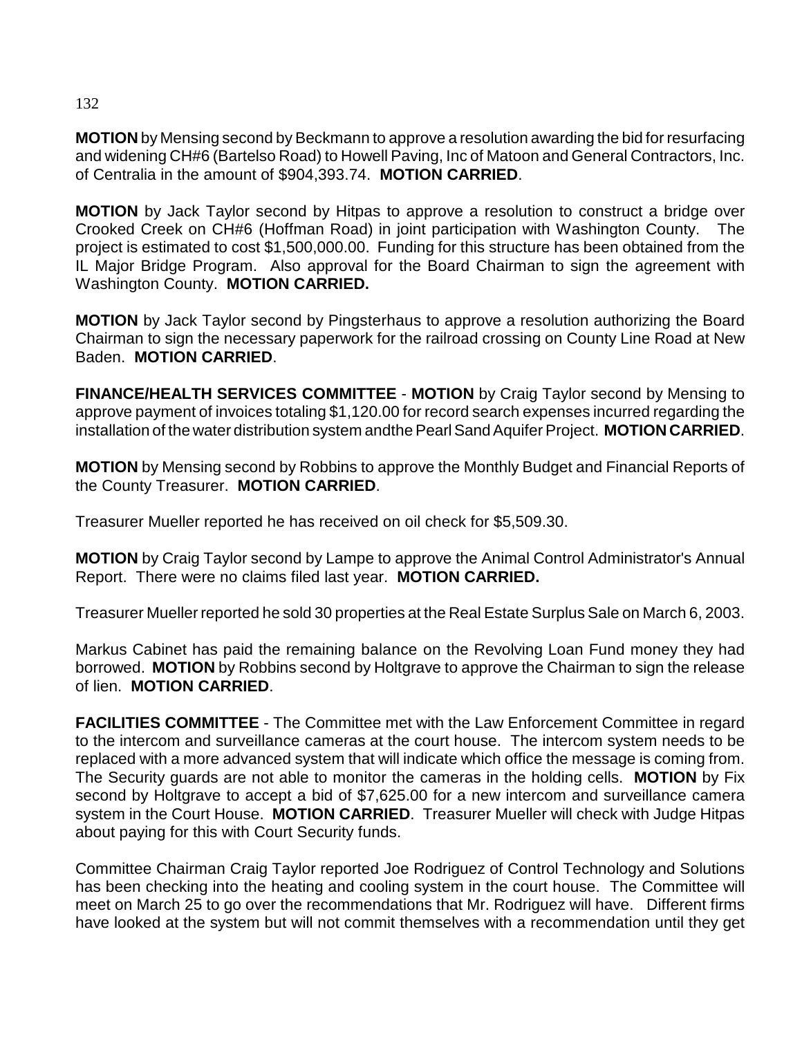**MOTION** by Mensing second by Beckmann to approve a resolution awarding the bid for resurfacing and widening CH#6 (Bartelso Road) to Howell Paving, Inc of Matoon and General Contractors, Inc. of Centralia in the amount of $904,393.74. **MOTION CARRIED**.

**MOTION** by Jack Taylor second by Hitpas to approve a resolution to construct a bridge over Crooked Creek on CH#6 (Hoffman Road) in joint participation with Washington County. The project is estimated to cost $1,500,000.00. Funding for this structure has been obtained from the IL Major Bridge Program. Also approval for the Board Chairman to sign the agreement with Washington County. **MOTION CARRIED.**

**MOTION** by Jack Taylor second by Pingsterhaus to approve a resolution authorizing the Board Chairman to sign the necessary paperwork for the railroad crossing on County Line Road at New Baden. **MOTION CARRIED**.

**FINANCE/HEALTH SERVICES COMMITTEE** - **MOTION** by Craig Taylor second by Mensing to approve payment of invoices totaling $1,120.00 for record search expenses incurred regarding the installation of the water distribution system andthe Pearl Sand Aquifer Project. **MOTION CARRIED**.

**MOTION** by Mensing second by Robbins to approve the Monthly Budget and Financial Reports of the County Treasurer. **MOTION CARRIED**.

Treasurer Mueller reported he has received on oil check for $5,509.30.

**MOTION** by Craig Taylor second by Lampe to approve the Animal Control Administrator's Annual Report. There were no claims filed last year. **MOTION CARRIED.**

Treasurer Mueller reported he sold 30 properties at the Real Estate Surplus Sale on March 6, 2003.

Markus Cabinet has paid the remaining balance on the Revolving Loan Fund money they had borrowed. **MOTION** by Robbins second by Holtgrave to approve the Chairman to sign the release of lien. **MOTION CARRIED**.

**FACILITIES COMMITTEE** - The Committee met with the Law Enforcement Committee in regard to the intercom and surveillance cameras at the court house. The intercom system needs to be replaced with a more advanced system that will indicate which office the message is coming from. The Security guards are not able to monitor the cameras in the holding cells. **MOTION** by Fix second by Holtgrave to accept a bid of $7,625.00 for a new intercom and surveillance camera system in the Court House. **MOTION CARRIED**. Treasurer Mueller will check with Judge Hitpas about paying for this with Court Security funds.

Committee Chairman Craig Taylor reported Joe Rodriguez of Control Technology and Solutions has been checking into the heating and cooling system in the court house. The Committee will meet on March 25 to go over the recommendations that Mr. Rodriguez will have. Different firms have looked at the system but will not commit themselves with a recommendation until they get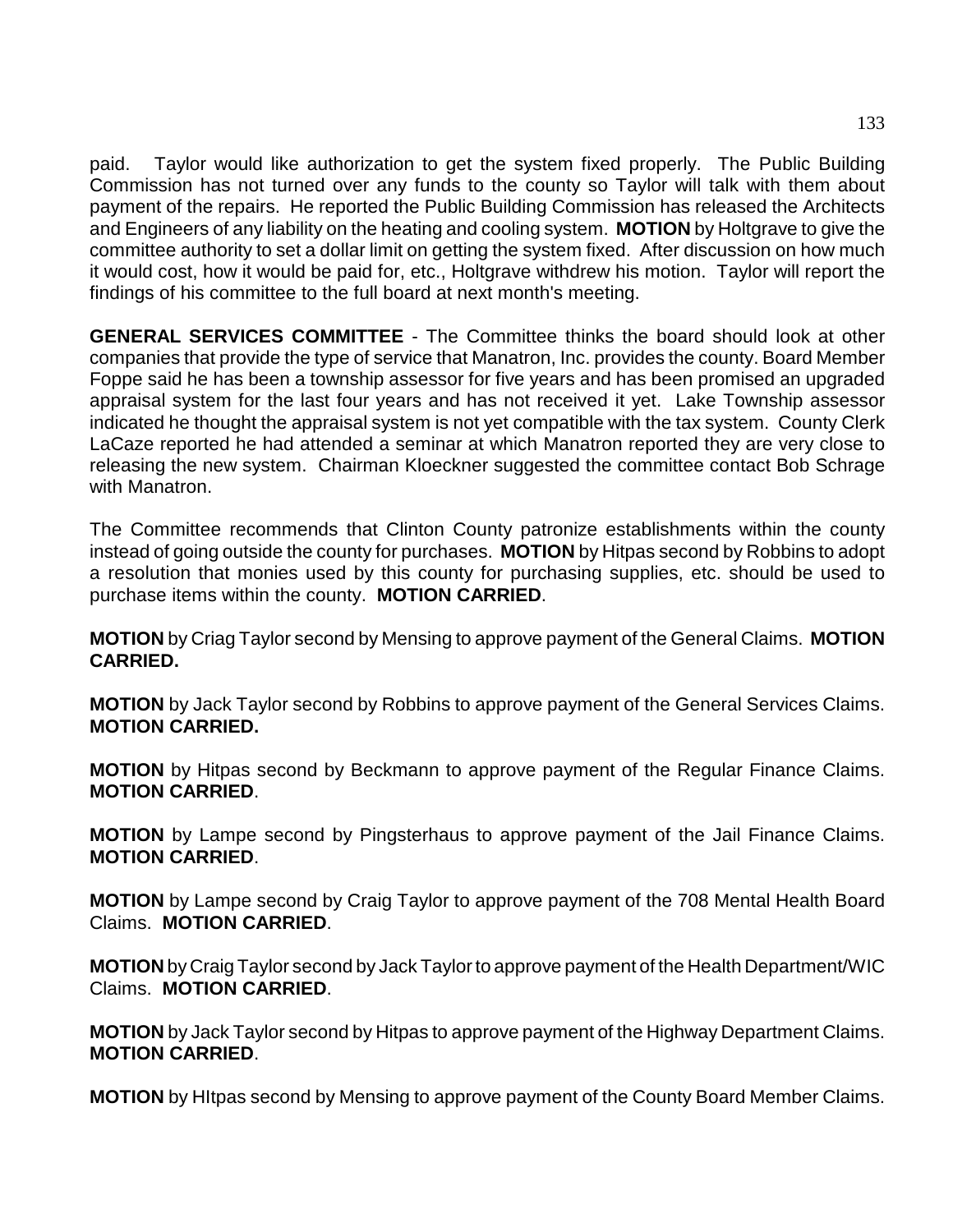paid. Taylor would like authorization to get the system fixed properly. The Public Building Commission has not turned over any funds to the county so Taylor will talk with them about payment of the repairs. He reported the Public Building Commission has released the Architects and Engineers of any liability on the heating and cooling system. **MOTION** by Holtgrave to give the committee authority to set a dollar limit on getting the system fixed. After discussion on how much it would cost, how it would be paid for, etc., Holtgrave withdrew his motion. Taylor will report the findings of his committee to the full board at next month's meeting.

**GENERAL SERVICES COMMITTEE** - The Committee thinks the board should look at other companies that provide the type of service that Manatron, Inc. provides the county. Board Member Foppe said he has been a township assessor for five years and has been promised an upgraded appraisal system for the last four years and has not received it yet. Lake Township assessor indicated he thought the appraisal system is not yet compatible with the tax system. County Clerk LaCaze reported he had attended a seminar at which Manatron reported they are very close to releasing the new system. Chairman Kloeckner suggested the committee contact Bob Schrage with Manatron.

The Committee recommends that Clinton County patronize establishments within the county instead of going outside the county for purchases. **MOTION** by Hitpas second by Robbins to adopt a resolution that monies used by this county for purchasing supplies, etc. should be used to purchase items within the county. **MOTION CARRIED**.

**MOTION** by Criag Taylor second by Mensing to approve payment of the General Claims. **MOTION CARRIED.**

**MOTION** by Jack Taylor second by Robbins to approve payment of the General Services Claims. **MOTION CARRIED.**

**MOTION** by Hitpas second by Beckmann to approve payment of the Regular Finance Claims. **MOTION CARRIED**.

**MOTION** by Lampe second by Pingsterhaus to approve payment of the Jail Finance Claims. **MOTION CARRIED**.

**MOTION** by Lampe second by Craig Taylor to approve payment of the 708 Mental Health Board Claims. **MOTION CARRIED**.

**MOTION** by Craig Taylor second by Jack Taylor to approve payment of the Health Department/WIC Claims. **MOTION CARRIED**.

**MOTION** by Jack Taylor second by Hitpas to approve payment of the Highway Department Claims. **MOTION CARRIED**.

**MOTION** by HItpas second by Mensing to approve payment of the County Board Member Claims.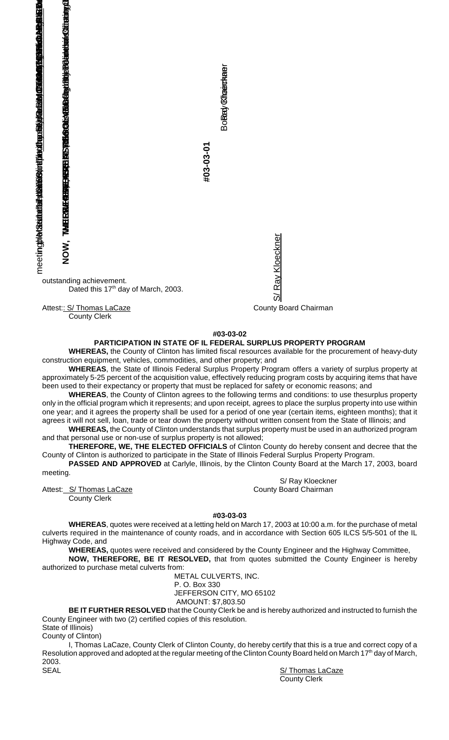#03-03-01

outstanding achievement.

Dated this 17th day of March, 2003.

S/ Ray Kloeckner
County Board Chairman

Attest:: S/ Thomas LaCaze
County Clerk

**#03-03-02**

**PARTICIPATION IN STATE OF IL FEDERAL SURPLUS PROPERTY PROGRAM**

**WHEREAS,** the County of Clinton has limited fiscal resources available for the procurement of heavy-duty construction equipment, vehicles, commodities, and other property; and

**WHEREAS**, the State of Illinois Federal Surplus Property Program offers a variety of surplus property at approximately 5-25 percent of the acquisition value, effectively reducing program costs by acquiring items that have been used to their expectancy or property that must be replaced for safety or economic reasons; and

**WHEREAS**, the County of Clinton agrees to the following terms and conditions: to use thesurplus property only in the official program which it represents; and upon receipt, agrees to place the surplus property into use within one year; and it agrees the property shall be used for a period of one year (certain items, eighteen months); that it agrees it will not sell, loan, trade or tear down the property without written consent from the State of Illinois; and

**WHEREAS,** the County of Clinton understands that surplus property must be used in an authorized program and that personal use or non-use of surplus property is not allowed;

**THEREFORE, WE, THE ELECTED OFFICIALS** of Clinton County do hereby consent and decree that the County of Clinton is authorized to participate in the State of Illinois Federal Surplus Property Program.

**PASSED AND APPROVED** at Carlyle, Illinois, by the Clinton County Board at the March 17, 2003, board meeting.

S/ Ray Kloeckner
County Board Chairman

Attest: S/ Thomas LaCaze
County Clerk

**#03-03-03**

**WHEREAS**, quotes were received at a letting held on March 17, 2003 at 10:00 a.m. for the purchase of metal culverts required in the maintenance of county roads, and in accordance with Section 605 ILCS 5/5-501 of the IL Highway Code, and

**WHEREAS,** quotes were received and considered by the County Engineer and the Highway Committee,

**NOW, THEREFORE, BE IT RESOLVED,** that from quotes submitted the County Engineer is hereby authorized to purchase metal culverts from:

METAL CULVERTS, INC.
P. O. Box 330
JEFFERSON CITY, MO 65102
AMOUNT: $7,803.50

**BE IT FURTHER RESOLVED** that the County Clerk be and is hereby authorized and instructed to furnish the County Engineer with two (2) certified copies of this resolution.

State of Illinois)
County of Clinton)

I, Thomas LaCaze, County Clerk of Clinton County, do hereby certify that this is a true and correct copy of a Resolution approved and adopted at the regular meeting of the Clinton County Board held on March 17th day of March, 2003.

SEAL

S/ Thomas LaCaze
County Clerk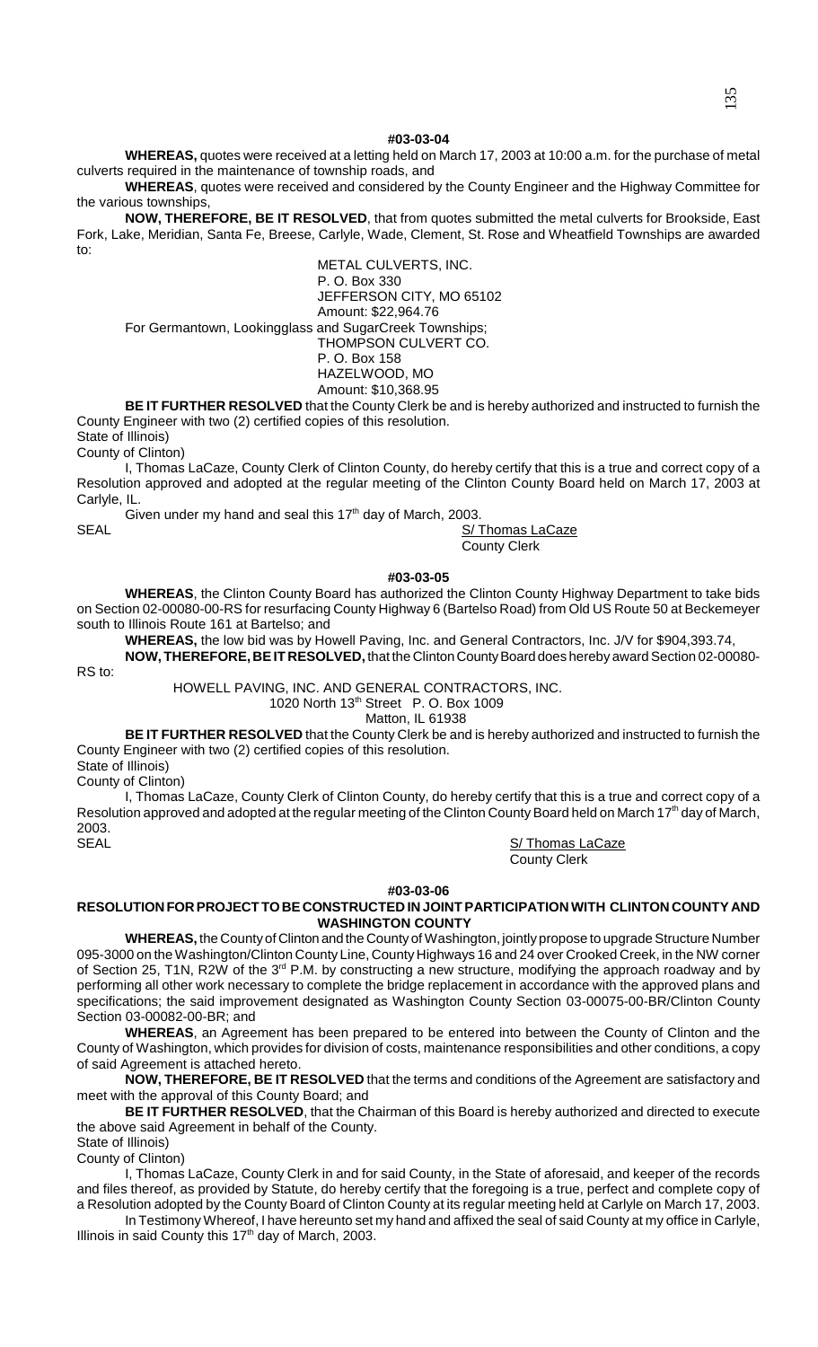**#03-03-04**

**WHEREAS,** quotes were received at a letting held on March 17, 2003 at 10:00 a.m. for the purchase of metal culverts required in the maintenance of township roads, and

**WHEREAS**, quotes were received and considered by the County Engineer and the Highway Committee for the various townships,

**NOW, THEREFORE, BE IT RESOLVED**, that from quotes submitted the metal culverts for Brookside, East Fork, Lake, Meridian, Santa Fe, Breese, Carlyle, Wade, Clement, St. Rose and Wheatfield Townships are awarded to:

METAL CULVERTS, INC.
P. O. Box 330
JEFFERSON CITY, MO 65102
Amount: $22,964.76

For Germantown, Lookingglass and SugarCreek Townships;

THOMPSON CULVERT CO.
P. O. Box 158
HAZELWOOD, MO
Amount: $10,368.95

**BE IT FURTHER RESOLVED** that the County Clerk be and is hereby authorized and instructed to furnish the County Engineer with two (2) certified copies of this resolution.

State of Illinois)
County of Clinton)

I, Thomas LaCaze, County Clerk of Clinton County, do hereby certify that this is a true and correct copy of a Resolution approved and adopted at the regular meeting of the Clinton County Board held on March 17, 2003 at Carlyle, IL.

Given under my hand and seal this 17th day of March, 2003.

SEAL S/ Thomas LaCaze
County Clerk

**#03-03-05**

**WHEREAS**, the Clinton County Board has authorized the Clinton County Highway Department to take bids on Section 02-00080-00-RS for resurfacing County Highway 6 (Bartelso Road) from Old US Route 50 at Beckemeyer south to Illinois Route 161 at Bartelso; and

**WHEREAS,** the low bid was by Howell Paving, Inc. and General Contractors, Inc. J/V for $904,393.74,

**NOW, THEREFORE, BE IT RESOLVED,** that the Clinton County Board does hereby award Section 02-00080-RS to:

HOWELL PAVING, INC. AND GENERAL CONTRACTORS, INC.
1020 North 13th Street P. O. Box 1009
Matton, IL 61938

**BE IT FURTHER RESOLVED** that the County Clerk be and is hereby authorized and instructed to furnish the County Engineer with two (2) certified copies of this resolution.

State of Illinois)
County of Clinton)

I, Thomas LaCaze, County Clerk of Clinton County, do hereby certify that this is a true and correct copy of a Resolution approved and adopted at the regular meeting of the Clinton County Board held on March 17th day of March, 2003.

SEAL S/ Thomas LaCaze
County Clerk

**#03-03-06**

**RESOLUTION FOR PROJECT TO BE CONSTRUCTED IN JOINT PARTICIPATION WITH CLINTON COUNTY AND WASHINGTON COUNTY**

**WHEREAS,** the County of Clinton and the County of Washington, jointly propose to upgrade Structure Number 095-3000 on the Washington/Clinton County Line, County Highways 16 and 24 over Crooked Creek, in the NW corner of Section 25, T1N, R2W of the 3rd P.M. by constructing a new structure, modifying the approach roadway and by performing all other work necessary to complete the bridge replacement in accordance with the approved plans and specifications; the said improvement designated as Washington County Section 03-00075-00-BR/Clinton County Section 03-00082-00-BR; and

**WHEREAS**, an Agreement has been prepared to be entered into between the County of Clinton and the County of Washington, which provides for division of costs, maintenance responsibilities and other conditions, a copy of said Agreement is attached hereto.

**NOW, THEREFORE, BE IT RESOLVED** that the terms and conditions of the Agreement are satisfactory and meet with the approval of this County Board; and

**BE IT FURTHER RESOLVED**, that the Chairman of this Board is hereby authorized and directed to execute the above said Agreement in behalf of the County.

State of Illinois)
County of Clinton)

I, Thomas LaCaze, County Clerk in and for said County, in the State of aforesaid, and keeper of the records and files thereof, as provided by Statute, do hereby certify that the foregoing is a true, perfect and complete copy of a Resolution adopted by the County Board of Clinton County at its regular meeting held at Carlyle on March 17, 2003.

In Testimony Whereof, I have hereunto set my hand and affixed the seal of said County at my office in Carlyle, Illinois in said County this 17th day of March, 2003.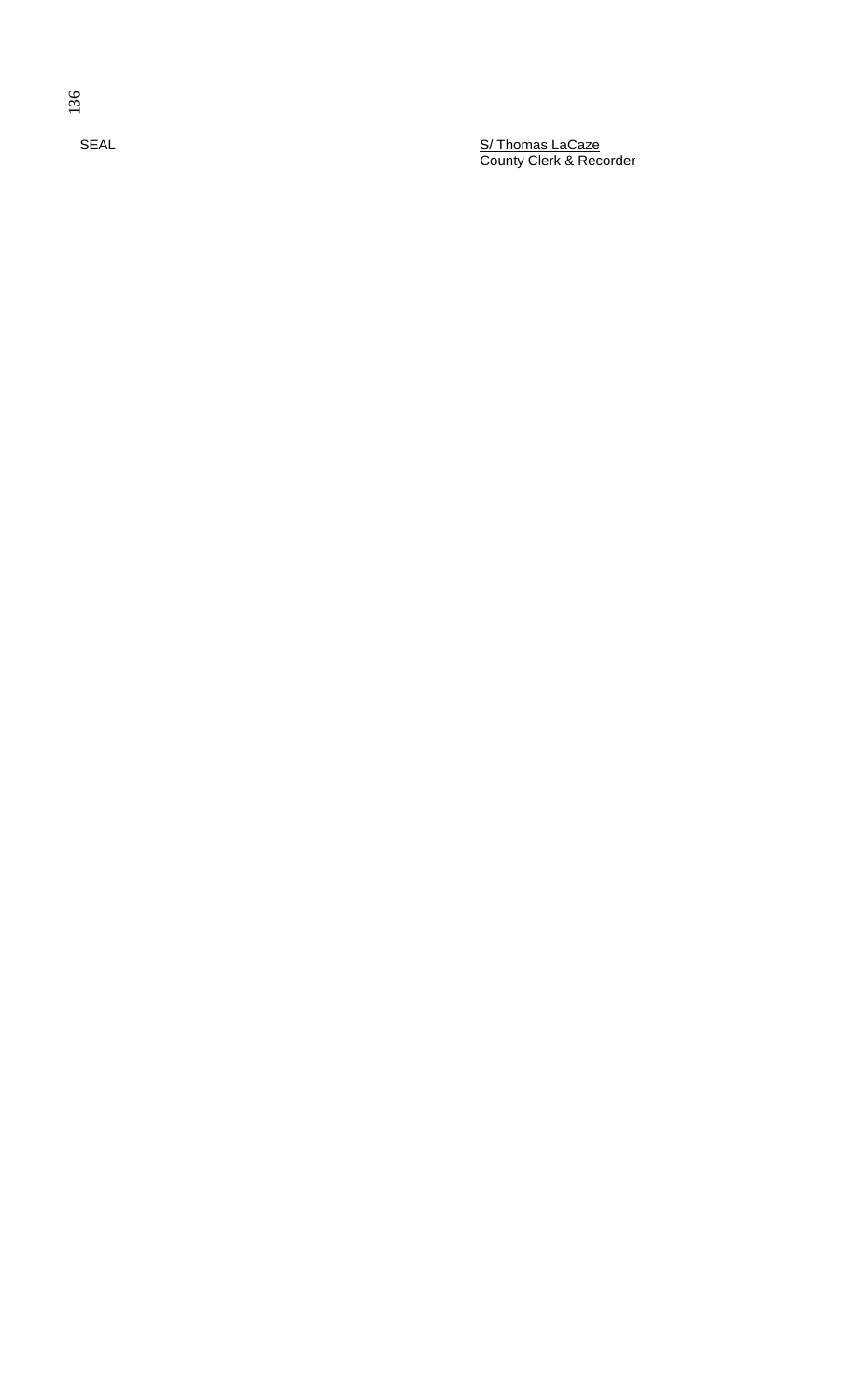SEAL

S/ Thomas LaCaze
County Clerk & Recorder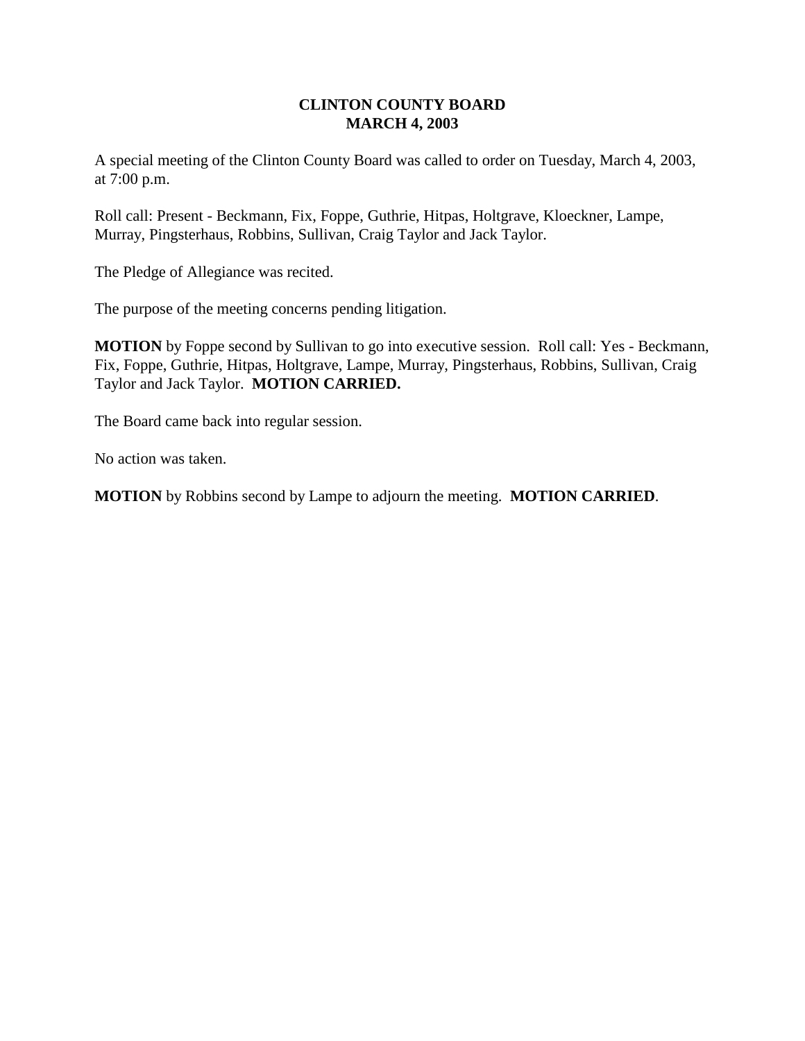**CLINTON COUNTY BOARD**
**MARCH 4, 2003**

A special meeting of the Clinton County Board was called to order on Tuesday, March 4, 2003, at 7:00 p.m.

Roll call: Present - Beckmann, Fix, Foppe, Guthrie, Hitpas, Holtgrave, Kloeckner, Lampe, Murray, Pingsterhaus, Robbins, Sullivan, Craig Taylor and Jack Taylor.

The Pledge of Allegiance was recited.

The purpose of the meeting concerns pending litigation.

**MOTION** by Foppe second by Sullivan to go into executive session. Roll call: Yes - Beckmann, Fix, Foppe, Guthrie, Hitpas, Holtgrave, Lampe, Murray, Pingsterhaus, Robbins, Sullivan, Craig Taylor and Jack Taylor. **MOTION CARRIED.**

The Board came back into regular session.

No action was taken.

**MOTION** by Robbins second by Lampe to adjourn the meeting. **MOTION CARRIED**.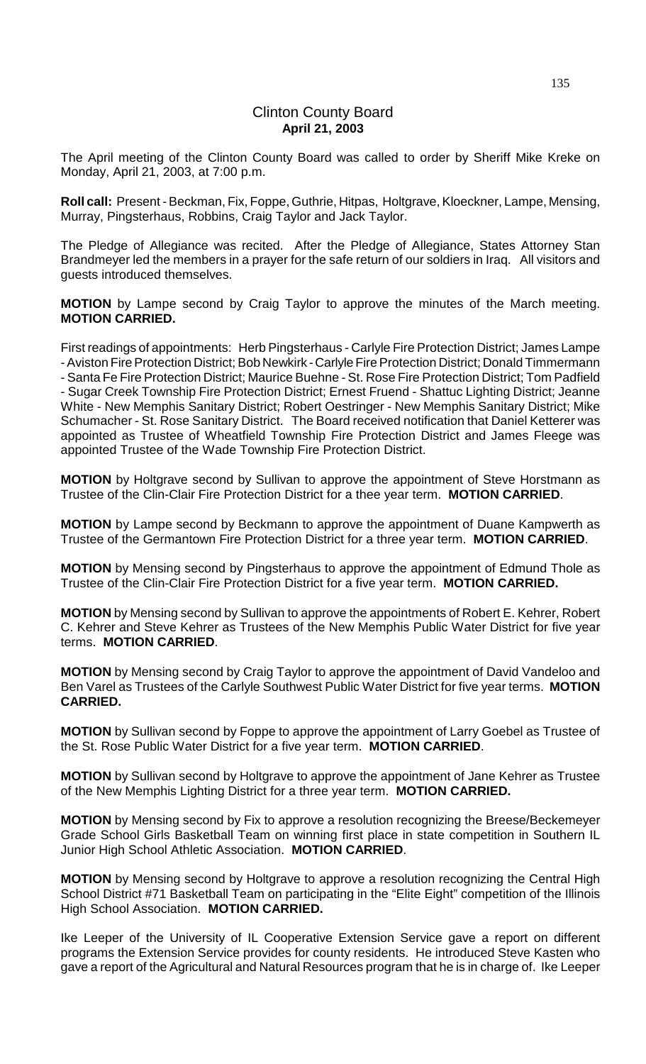# Clinton County Board
**April 21, 2003**

The April meeting of the Clinton County Board was called to order by Sheriff Mike Kreke on Monday, April 21, 2003, at 7:00 p.m.

**Roll call:** Present - Beckman, Fix, Foppe, Guthrie, Hitpas, Holtgrave, Kloeckner, Lampe, Mensing, Murray, Pingsterhaus, Robbins, Craig Taylor and Jack Taylor.

The Pledge of Allegiance was recited. After the Pledge of Allegiance, States Attorney Stan Brandmeyer led the members in a prayer for the safe return of our soldiers in Iraq. All visitors and guests introduced themselves.

**MOTION** by Lampe second by Craig Taylor to approve the minutes of the March meeting. **MOTION CARRIED.**

First readings of appointments: Herb Pingsterhaus - Carlyle Fire Protection District; James Lampe - Aviston Fire Protection District; Bob Newkirk - Carlyle Fire Protection District; Donald Timmermann - Santa Fe Fire Protection District; Maurice Buehne - St. Rose Fire Protection District; Tom Padfield - Sugar Creek Township Fire Protection District; Ernest Fruend - Shattuc Lighting District; Jeanne White - New Memphis Sanitary District; Robert Oestringer - New Memphis Sanitary District; Mike Schumacher - St. Rose Sanitary District. The Board received notification that Daniel Ketterer was appointed as Trustee of Wheatfield Township Fire Protection District and James Fleege was appointed Trustee of the Wade Township Fire Protection District.

**MOTION** by Holtgrave second by Sullivan to approve the appointment of Steve Horstmann as Trustee of the Clin-Clair Fire Protection District for a thee year term. **MOTION CARRIED**.

**MOTION** by Lampe second by Beckmann to approve the appointment of Duane Kampwerth as Trustee of the Germantown Fire Protection District for a three year term. **MOTION CARRIED**.

**MOTION** by Mensing second by Pingsterhaus to approve the appointment of Edmund Thole as Trustee of the Clin-Clair Fire Protection District for a five year term. **MOTION CARRIED.**

**MOTION** by Mensing second by Sullivan to approve the appointments of Robert E. Kehrer, Robert C. Kehrer and Steve Kehrer as Trustees of the New Memphis Public Water District for five year terms. **MOTION CARRIED**.

**MOTION** by Mensing second by Craig Taylor to approve the appointment of David Vandeloo and Ben Varel as Trustees of the Carlyle Southwest Public Water District for five year terms. **MOTION CARRIED.**

**MOTION** by Sullivan second by Foppe to approve the appointment of Larry Goebel as Trustee of the St. Rose Public Water District for a five year term. **MOTION CARRIED**.

**MOTION** by Sullivan second by Holtgrave to approve the appointment of Jane Kehrer as Trustee of the New Memphis Lighting District for a three year term. **MOTION CARRIED.**

**MOTION** by Mensing second by Fix to approve a resolution recognizing the Breese/Beckemeyer Grade School Girls Basketball Team on winning first place in state competition in Southern IL Junior High School Athletic Association. **MOTION CARRIED**.

**MOTION** by Mensing second by Holtgrave to approve a resolution recognizing the Central High School District #71 Basketball Team on participating in the "Elite Eight" competition of the Illinois High School Association. **MOTION CARRIED.**

Ike Leeper of the University of IL Cooperative Extension Service gave a report on different programs the Extension Service provides for county residents. He introduced Steve Kasten who gave a report of the Agricultural and Natural Resources program that he is in charge of. Ike Leeper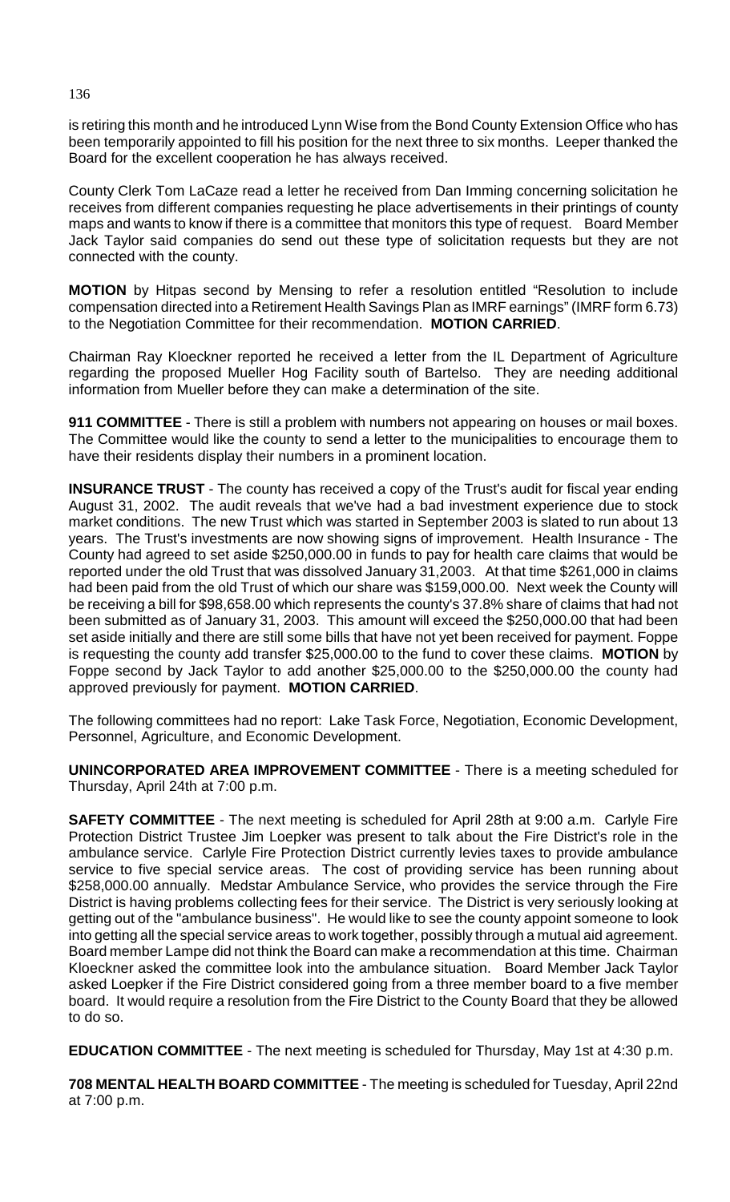is retiring this month and he introduced Lynn Wise from the Bond County Extension Office who has been temporarily appointed to fill his position for the next three to six months. Leeper thanked the Board for the excellent cooperation he has always received.

County Clerk Tom LaCaze read a letter he received from Dan Imming concerning solicitation he receives from different companies requesting he place advertisements in their printings of county maps and wants to know if there is a committee that monitors this type of request. Board Member Jack Taylor said companies do send out these type of solicitation requests but they are not connected with the county.

**MOTION** by Hitpas second by Mensing to refer a resolution entitled "Resolution to include compensation directed into a Retirement Health Savings Plan as IMRF earnings" (IMRF form 6.73) to the Negotiation Committee for their recommendation. **MOTION CARRIED**.

Chairman Ray Kloeckner reported he received a letter from the IL Department of Agriculture regarding the proposed Mueller Hog Facility south of Bartelso. They are needing additional information from Mueller before they can make a determination of the site.

**911 COMMITTEE** - There is still a problem with numbers not appearing on houses or mail boxes. The Committee would like the county to send a letter to the municipalities to encourage them to have their residents display their numbers in a prominent location.

**INSURANCE TRUST** - The county has received a copy of the Trust's audit for fiscal year ending August 31, 2002. The audit reveals that we've had a bad investment experience due to stock market conditions. The new Trust which was started in September 2003 is slated to run about 13 years. The Trust's investments are now showing signs of improvement. Health Insurance - The County had agreed to set aside $250,000.00 in funds to pay for health care claims that would be reported under the old Trust that was dissolved January 31,2003. At that time $261,000 in claims had been paid from the old Trust of which our share was $159,000.00. Next week the County will be receiving a bill for $98,658.00 which represents the county's 37.8% share of claims that had not been submitted as of January 31, 2003. This amount will exceed the $250,000.00 that had been set aside initially and there are still some bills that have not yet been received for payment. Foppe is requesting the county add transfer $25,000.00 to the fund to cover these claims. **MOTION** by Foppe second by Jack Taylor to add another $25,000.00 to the $250,000.00 the county had approved previously for payment. **MOTION CARRIED**.

The following committees had no report: Lake Task Force, Negotiation, Economic Development, Personnel, Agriculture, and Economic Development.

**UNINCORPORATED AREA IMPROVEMENT COMMITTEE** - There is a meeting scheduled for Thursday, April 24th at 7:00 p.m.

**SAFETY COMMITTEE** - The next meeting is scheduled for April 28th at 9:00 a.m. Carlyle Fire Protection District Trustee Jim Loepker was present to talk about the Fire District's role in the ambulance service. Carlyle Fire Protection District currently levies taxes to provide ambulance service to five special service areas. The cost of providing service has been running about $258,000.00 annually. Medstar Ambulance Service, who provides the service through the Fire District is having problems collecting fees for their service. The District is very seriously looking at getting out of the "ambulance business". He would like to see the county appoint someone to look into getting all the special service areas to work together, possibly through a mutual aid agreement. Board member Lampe did not think the Board can make a recommendation at this time. Chairman Kloeckner asked the committee look into the ambulance situation. Board Member Jack Taylor asked Loepker if the Fire District considered going from a three member board to a five member board. It would require a resolution from the Fire District to the County Board that they be allowed to do so.

**EDUCATION COMMITTEE** - The next meeting is scheduled for Thursday, May 1st at 4:30 p.m.

**708 MENTAL HEALTH BOARD COMMITTEE** - The meeting is scheduled for Tuesday, April 22nd at 7:00 p.m.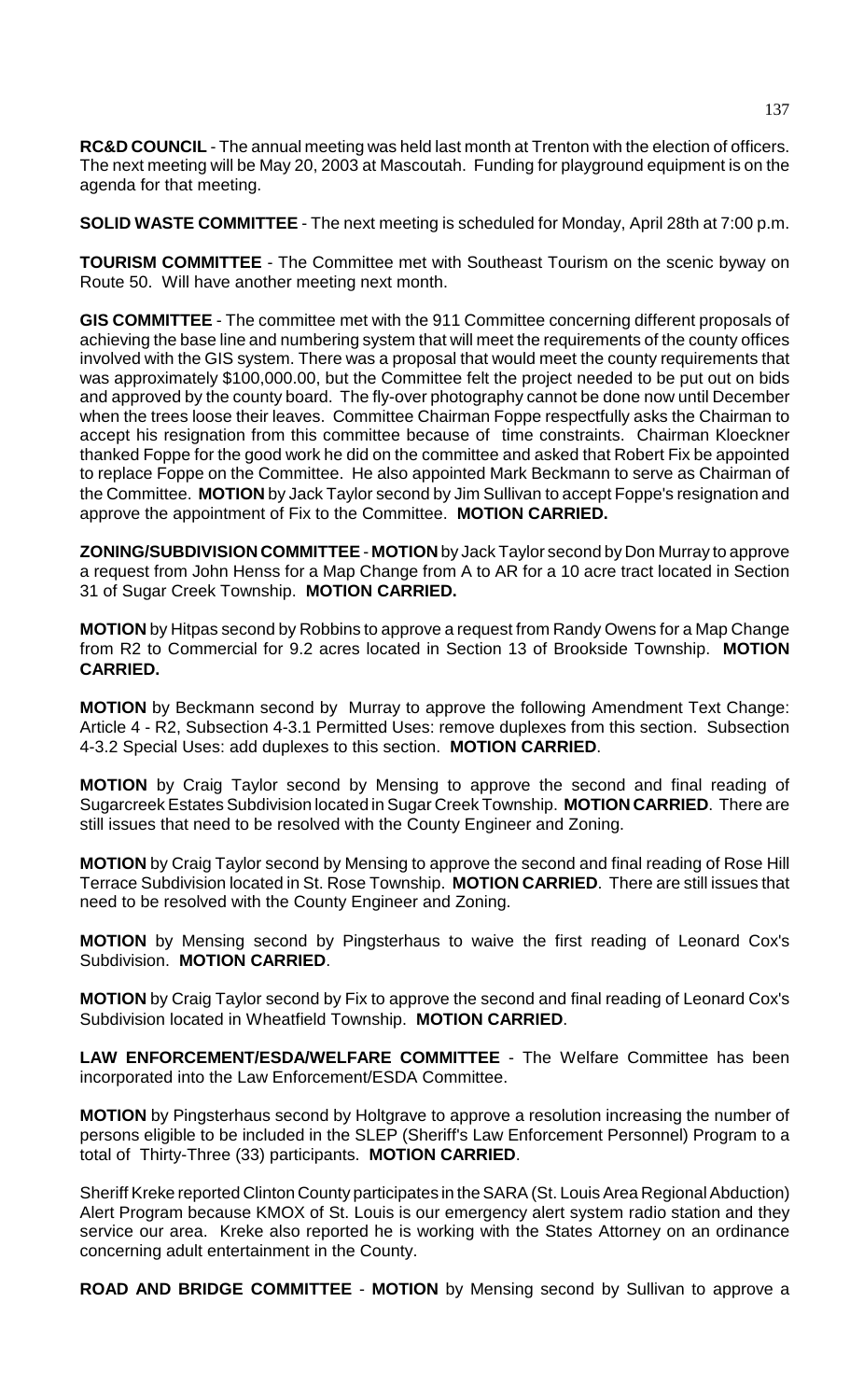**RC&D COUNCIL** - The annual meeting was held last month at Trenton with the election of officers. The next meeting will be May 20, 2003 at Mascoutah. Funding for playground equipment is on the agenda for that meeting.

**SOLID WASTE COMMITTEE** - The next meeting is scheduled for Monday, April 28th at 7:00 p.m.

**TOURISM COMMITTEE** - The Committee met with Southeast Tourism on the scenic byway on Route 50. Will have another meeting next month.

**GIS COMMITTEE** - The committee met with the 911 Committee concerning different proposals of achieving the base line and numbering system that will meet the requirements of the county offices involved with the GIS system. There was a proposal that would meet the county requirements that was approximately $100,000.00, but the Committee felt the project needed to be put out on bids and approved by the county board. The fly-over photography cannot be done now until December when the trees loose their leaves. Committee Chairman Foppe respectfully asks the Chairman to accept his resignation from this committee because of time constraints. Chairman Kloeckner thanked Foppe for the good work he did on the committee and asked that Robert Fix be appointed to replace Foppe on the Committee. He also appointed Mark Beckmann to serve as Chairman of the Committee. **MOTION** by Jack Taylor second by Jim Sullivan to accept Foppe's resignation and approve the appointment of Fix to the Committee. **MOTION CARRIED.**

**ZONING/SUBDIVISION COMMITTEE** - **MOTION** by Jack Taylor second by Don Murray to approve a request from John Henss for a Map Change from A to AR for a 10 acre tract located in Section 31 of Sugar Creek Township. **MOTION CARRIED.**

**MOTION** by Hitpas second by Robbins to approve a request from Randy Owens for a Map Change from R2 to Commercial for 9.2 acres located in Section 13 of Brookside Township. **MOTION CARRIED.**

**MOTION** by Beckmann second by Murray to approve the following Amendment Text Change: Article 4 - R2, Subsection 4-3.1 Permitted Uses: remove duplexes from this section. Subsection 4-3.2 Special Uses: add duplexes to this section. **MOTION CARRIED**.

**MOTION** by Craig Taylor second by Mensing to approve the second and final reading of Sugarcreek Estates Subdivision located in Sugar Creek Township. **MOTION CARRIED**. There are still issues that need to be resolved with the County Engineer and Zoning.

**MOTION** by Craig Taylor second by Mensing to approve the second and final reading of Rose Hill Terrace Subdivision located in St. Rose Township. **MOTION CARRIED**. There are still issues that need to be resolved with the County Engineer and Zoning.

**MOTION** by Mensing second by Pingsterhaus to waive the first reading of Leonard Cox's Subdivision. **MOTION CARRIED**.

**MOTION** by Craig Taylor second by Fix to approve the second and final reading of Leonard Cox's Subdivision located in Wheatfield Township. **MOTION CARRIED**.

**LAW ENFORCEMENT/ESDA/WELFARE COMMITTEE** - The Welfare Committee has been incorporated into the Law Enforcement/ESDA Committee.

**MOTION** by Pingsterhaus second by Holtgrave to approve a resolution increasing the number of persons eligible to be included in the SLEP (Sheriff's Law Enforcement Personnel) Program to a total of Thirty-Three (33) participants. **MOTION CARRIED**.

Sheriff Kreke reported Clinton County participates in the SARA (St. Louis Area Regional Abduction) Alert Program because KMOX of St. Louis is our emergency alert system radio station and they service our area. Kreke also reported he is working with the States Attorney on an ordinance concerning adult entertainment in the County.

**ROAD AND BRIDGE COMMITTEE** - **MOTION** by Mensing second by Sullivan to approve a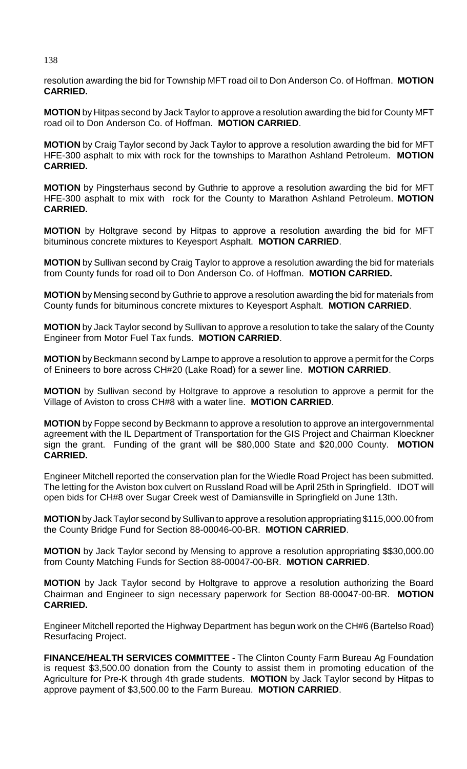resolution awarding the bid for Township MFT road oil to Don Anderson Co. of Hoffman. **MOTION CARRIED.**

**MOTION** by Hitpas second by Jack Taylor to approve a resolution awarding the bid for County MFT road oil to Don Anderson Co. of Hoffman. **MOTION CARRIED**.

**MOTION** by Craig Taylor second by Jack Taylor to approve a resolution awarding the bid for MFT HFE-300 asphalt to mix with rock for the townships to Marathon Ashland Petroleum. **MOTION CARRIED.**

**MOTION** by Pingsterhaus second by Guthrie to approve a resolution awarding the bid for MFT HFE-300 asphalt to mix with rock for the County to Marathon Ashland Petroleum. **MOTION CARRIED.**

**MOTION** by Holtgrave second by Hitpas to approve a resolution awarding the bid for MFT bituminous concrete mixtures to Keyesport Asphalt. **MOTION CARRIED**.

**MOTION** by Sullivan second by Craig Taylor to approve a resolution awarding the bid for materials from County funds for road oil to Don Anderson Co. of Hoffman. **MOTION CARRIED.**

**MOTION** by Mensing second by Guthrie to approve a resolution awarding the bid for materials from County funds for bituminous concrete mixtures to Keyesport Asphalt. **MOTION CARRIED**.

**MOTION** by Jack Taylor second by Sullivan to approve a resolution to take the salary of the County Engineer from Motor Fuel Tax funds. **MOTION CARRIED**.

**MOTION** by Beckmann second by Lampe to approve a resolution to approve a permit for the Corps of Enineers to bore across CH#20 (Lake Road) for a sewer line. **MOTION CARRIED**.

**MOTION** by Sullivan second by Holtgrave to approve a resolution to approve a permit for the Village of Aviston to cross CH#8 with a water line. **MOTION CARRIED**.

**MOTION** by Foppe second by Beckmann to approve a resolution to approve an intergovernmental agreement with the IL Department of Transportation for the GIS Project and Chairman Kloeckner sign the grant. Funding of the grant will be $80,000 State and $20,000 County. **MOTION CARRIED.**

Engineer Mitchell reported the conservation plan for the Wiedle Road Project has been submitted. The letting for the Aviston box culvert on Russland Road will be April 25th in Springfield. IDOT will open bids for CH#8 over Sugar Creek west of Damiansville in Springfield on June 13th.

**MOTION** by Jack Taylor second by Sullivan to approve a resolution appropriating $115,000.00 from the County Bridge Fund for Section 88-00046-00-BR. **MOTION CARRIED**.

**MOTION** by Jack Taylor second by Mensing to approve a resolution appropriating $$30,000.00 from County Matching Funds for Section 88-00047-00-BR. **MOTION CARRIED**.

**MOTION** by Jack Taylor second by Holtgrave to approve a resolution authorizing the Board Chairman and Engineer to sign necessary paperwork for Section 88-00047-00-BR. **MOTION CARRIED.**

Engineer Mitchell reported the Highway Department has begun work on the CH#6 (Bartelso Road) Resurfacing Project.

**FINANCE/HEALTH SERVICES COMMITTEE** - The Clinton County Farm Bureau Ag Foundation is request $3,500.00 donation from the County to assist them in promoting education of the Agriculture for Pre-K through 4th grade students. **MOTION** by Jack Taylor second by Hitpas to approve payment of $3,500.00 to the Farm Bureau. **MOTION CARRIED**.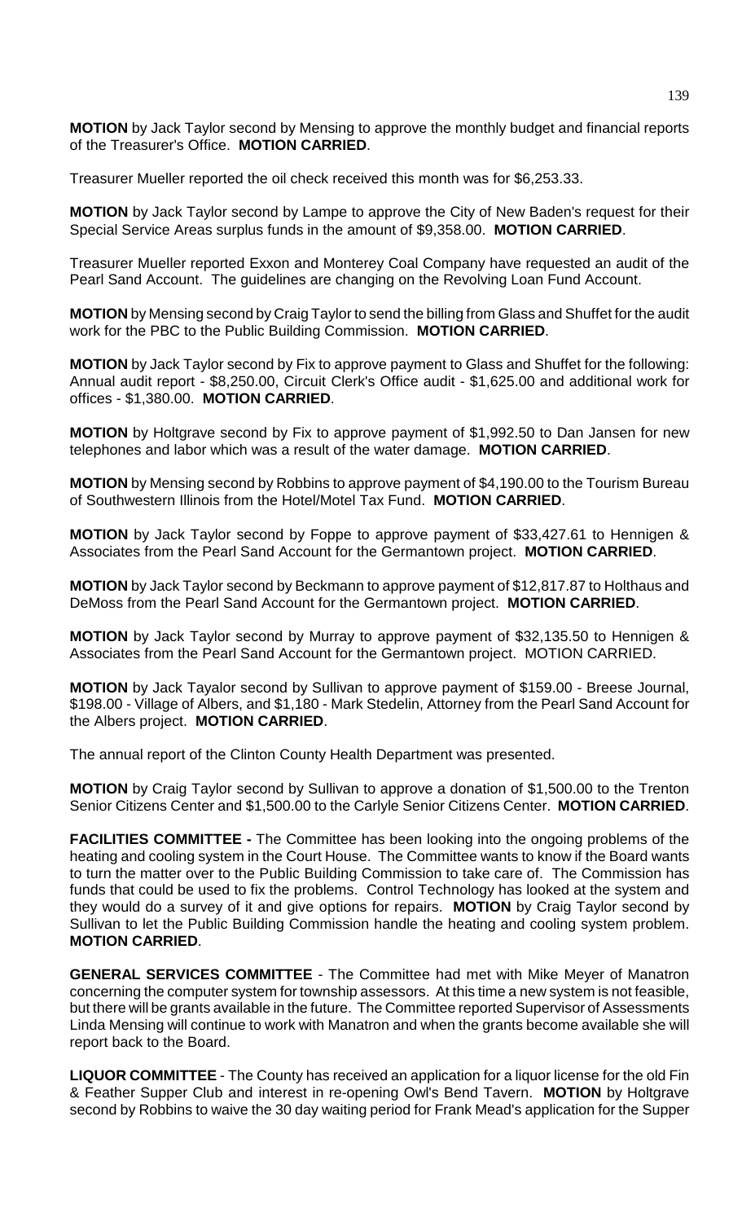**MOTION** by Jack Taylor second by Mensing to approve the monthly budget and financial reports of the Treasurer's Office. **MOTION CARRIED**.

Treasurer Mueller reported the oil check received this month was for $6,253.33.

**MOTION** by Jack Taylor second by Lampe to approve the City of New Baden's request for their Special Service Areas surplus funds in the amount of $9,358.00. **MOTION CARRIED**.

Treasurer Mueller reported Exxon and Monterey Coal Company have requested an audit of the Pearl Sand Account. The guidelines are changing on the Revolving Loan Fund Account.

**MOTION** by Mensing second by Craig Taylor to send the billing from Glass and Shuffet for the audit work for the PBC to the Public Building Commission. **MOTION CARRIED**.

**MOTION** by Jack Taylor second by Fix to approve payment to Glass and Shuffet for the following: Annual audit report - $8,250.00, Circuit Clerk's Office audit - $1,625.00 and additional work for offices - $1,380.00. **MOTION CARRIED**.

**MOTION** by Holtgrave second by Fix to approve payment of $1,992.50 to Dan Jansen for new telephones and labor which was a result of the water damage. **MOTION CARRIED**.

**MOTION** by Mensing second by Robbins to approve payment of $4,190.00 to the Tourism Bureau of Southwestern Illinois from the Hotel/Motel Tax Fund. **MOTION CARRIED**.

**MOTION** by Jack Taylor second by Foppe to approve payment of $33,427.61 to Hennigen & Associates from the Pearl Sand Account for the Germantown project. **MOTION CARRIED**.

**MOTION** by Jack Taylor second by Beckmann to approve payment of $12,817.87 to Holthaus and DeMoss from the Pearl Sand Account for the Germantown project. **MOTION CARRIED**.

**MOTION** by Jack Taylor second by Murray to approve payment of $32,135.50 to Hennigen & Associates from the Pearl Sand Account for the Germantown project. MOTION CARRIED.

**MOTION** by Jack Tayalor second by Sullivan to approve payment of $159.00 - Breese Journal, $198.00 - Village of Albers, and $1,180 - Mark Stedelin, Attorney from the Pearl Sand Account for the Albers project. **MOTION CARRIED**.

The annual report of the Clinton County Health Department was presented.

**MOTION** by Craig Taylor second by Sullivan to approve a donation of $1,500.00 to the Trenton Senior Citizens Center and $1,500.00 to the Carlyle Senior Citizens Center. **MOTION CARRIED**.

**FACILITIES COMMITTEE -** The Committee has been looking into the ongoing problems of the heating and cooling system in the Court House. The Committee wants to know if the Board wants to turn the matter over to the Public Building Commission to take care of. The Commission has funds that could be used to fix the problems. Control Technology has looked at the system and they would do a survey of it and give options for repairs. **MOTION** by Craig Taylor second by Sullivan to let the Public Building Commission handle the heating and cooling system problem. **MOTION CARRIED**.

**GENERAL SERVICES COMMITTEE** - The Committee had met with Mike Meyer of Manatron concerning the computer system for township assessors. At this time a new system is not feasible, but there will be grants available in the future. The Committee reported Supervisor of Assessments Linda Mensing will continue to work with Manatron and when the grants become available she will report back to the Board.

**LIQUOR COMMITTEE** - The County has received an application for a liquor license for the old Fin & Feather Supper Club and interest in re-opening Owl's Bend Tavern. **MOTION** by Holtgrave second by Robbins to waive the 30 day waiting period for Frank Mead's application for the Supper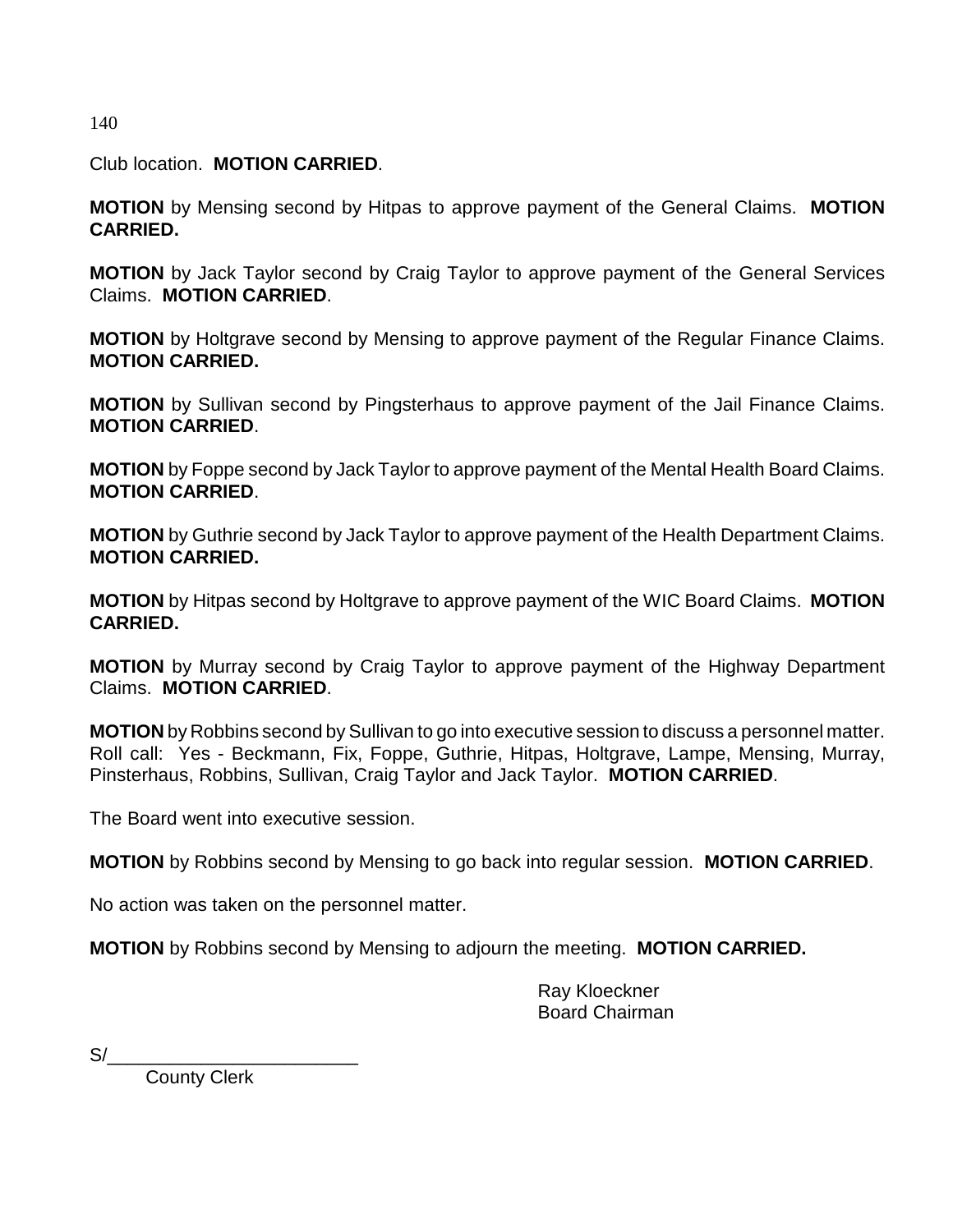Club location. **MOTION CARRIED**.

**MOTION** by Mensing second by Hitpas to approve payment of the General Claims. **MOTION CARRIED.**

**MOTION** by Jack Taylor second by Craig Taylor to approve payment of the General Services Claims. **MOTION CARRIED**.

**MOTION** by Holtgrave second by Mensing to approve payment of the Regular Finance Claims. **MOTION CARRIED.**

**MOTION** by Sullivan second by Pingsterhaus to approve payment of the Jail Finance Claims. **MOTION CARRIED**.

**MOTION** by Foppe second by Jack Taylor to approve payment of the Mental Health Board Claims. **MOTION CARRIED**.

**MOTION** by Guthrie second by Jack Taylor to approve payment of the Health Department Claims. **MOTION CARRIED.**

**MOTION** by Hitpas second by Holtgrave to approve payment of the WIC Board Claims. **MOTION CARRIED.**

**MOTION** by Murray second by Craig Taylor to approve payment of the Highway Department Claims. **MOTION CARRIED**.

**MOTION** by Robbins second by Sullivan to go into executive session to discuss a personnel matter. Roll call: Yes - Beckmann, Fix, Foppe, Guthrie, Hitpas, Holtgrave, Lampe, Mensing, Murray, Pinsterhaus, Robbins, Sullivan, Craig Taylor and Jack Taylor. **MOTION CARRIED**.

The Board went into executive session.

**MOTION** by Robbins second by Mensing to go back into regular session. **MOTION CARRIED**.

No action was taken on the personnel matter.

**MOTION** by Robbins second by Mensing to adjourn the meeting. **MOTION CARRIED.**

Ray Kloeckner
Board Chairman

S/________________________
County Clerk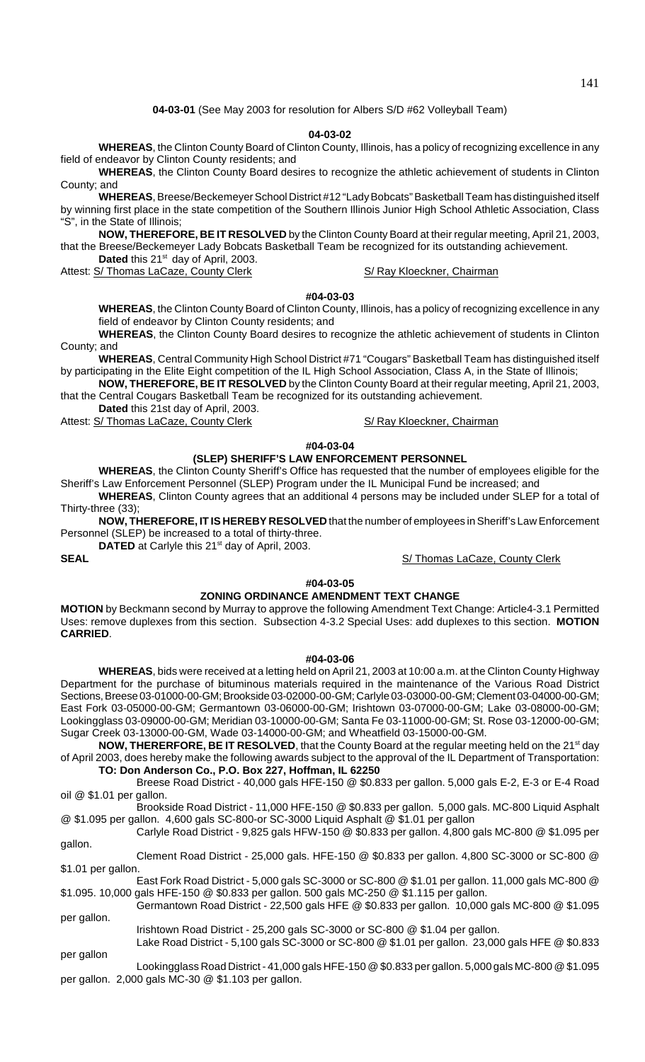**04-03-01** (See May 2003 for resolution for Albers S/D #62 Volleyball Team)

**04-03-02**

**WHEREAS**, the Clinton County Board of Clinton County, Illinois, has a policy of recognizing excellence in any field of endeavor by Clinton County residents; and

**WHEREAS**, the Clinton County Board desires to recognize the athletic achievement of students in Clinton County; and

**WHEREAS**, Breese/Beckemeyer School District #12 "Lady Bobcats" Basketball Team has distinguished itself by winning first place in the state competition of the Southern Illinois Junior High School Athletic Association, Class "S", in the State of Illinois;

**NOW, THEREFORE, BE IT RESOLVED** by the Clinton County Board at their regular meeting, April 21, 2003, that the Breese/Beckemeyer Lady Bobcats Basketball Team be recognized for its outstanding achievement.

**Dated** this 21st day of April, 2003.

Attest: S/ Thomas LaCaze, County Clerk S/ Ray Kloeckner, Chairman

**#04-03-03**

**WHEREAS**, the Clinton County Board of Clinton County, Illinois, has a policy of recognizing excellence in any field of endeavor by Clinton County residents; and

**WHEREAS**, the Clinton County Board desires to recognize the athletic achievement of students in Clinton County; and

**WHEREAS**, Central Community High School District #71 "Cougars" Basketball Team has distinguished itself by participating in the Elite Eight competition of the IL High School Association, Class A, in the State of Illinois;

**NOW, THEREFORE, BE IT RESOLVED** by the Clinton County Board at their regular meeting, April 21, 2003, that the Central Cougars Basketball Team be recognized for its outstanding achievement.

**Dated** this 21st day of April, 2003.

Attest: S/ Thomas LaCaze, County Clerk S/ Ray Kloeckner, Chairman

**#04-03-04**

**(SLEP) SHERIFF'S LAW ENFORCEMENT PERSONNEL**

**WHEREAS**, the Clinton County Sheriff's Office has requested that the number of employees eligible for the Sheriff's Law Enforcement Personnel (SLEP) Program under the IL Municipal Fund be increased; and

**WHEREAS**, Clinton County agrees that an additional 4 persons may be included under SLEP for a total of Thirty-three (33);

**NOW, THEREFORE, IT IS HEREBY RESOLVED** that the number of employees in Sheriff's Law Enforcement Personnel (SLEP) be increased to a total of thirty-three.

**DATED** at Carlyle this 21st day of April, 2003.

**SEAL** S/ Thomas LaCaze, County Clerk

**#04-03-05**

**ZONING ORDINANCE AMENDMENT TEXT CHANGE**

**MOTION** by Beckmann second by Murray to approve the following Amendment Text Change: Article4-3.1 Permitted Uses: remove duplexes from this section. Subsection 4-3.2 Special Uses: add duplexes to this section. **MOTION CARRIED**.

**#04-03-06**

**WHEREAS**, bids were received at a letting held on April 21, 2003 at 10:00 a.m. at the Clinton County Highway Department for the purchase of bituminous materials required in the maintenance of the Various Road District Sections, Breese 03-01000-00-GM; Brookside 03-02000-00-GM; Carlyle 03-03000-00-GM; Clement 03-04000-00-GM; East Fork 03-05000-00-GM; Germantown 03-06000-00-GM; Irishtown 03-07000-00-GM; Lake 03-08000-00-GM; Lookingglass 03-09000-00-GM; Meridian 03-10000-00-GM; Santa Fe 03-11000-00-GM; St. Rose 03-12000-00-GM; Sugar Creek 03-13000-00-GM, Wade 03-14000-00-GM; and Wheatfield 03-15000-00-GM.

**NOW, THERERFORE, BE IT RESOLVED**, that the County Board at the regular meeting held on the 21st day of April 2003, does hereby make the following awards subject to the approval of the IL Department of Transportation:

**TO: Don Anderson Co., P.O. Box 227, Hoffman, IL 62250**

Breese Road District - 40,000 gals HFE-150 @ $0.833 per gallon. 5,000 gals E-2, E-3 or E-4 Road oil @ $1.01 per gallon.

Brookside Road District - 11,000 HFE-150 @ $0.833 per gallon. 5,000 gals. MC-800 Liquid Asphalt @ $1.095 per gallon. 4,600 gals SC-800-or SC-3000 Liquid Asphalt @ $1.01 per gallon

Carlyle Road District - 9,825 gals HFW-150 @ $0.833 per gallon. 4,800 gals MC-800 @ $1.095 per gallon.

Clement Road District - 25,000 gals. HFE-150 @ $0.833 per gallon. 4,800 SC-3000 or SC-800 @ $1.01 per gallon.

East Fork Road District - 5,000 gals SC-3000 or SC-800 @ $1.01 per gallon. 11,000 gals MC-800 @ $1.095. 10,000 gals HFE-150 @ $0.833 per gallon. 500 gals MC-250 @ $1.115 per gallon.

Germantown Road District - 22,500 gals HFE @ $0.833 per gallon. 10,000 gals MC-800 @ $1.095 per gallon.

Irishtown Road District - 25,200 gals SC-3000 or SC-800 @ $1.04 per gallon.

Lake Road District - 5,100 gals SC-3000 or SC-800 @ $1.01 per gallon. 23,000 gals HFE @ $0.833 per gallon

Lookingglass Road District - 41,000 gals HFE-150 @ $0.833 per gallon. 5,000 gals MC-800 @ $1.095 per gallon. 2,000 gals MC-30 @ $1.103 per gallon.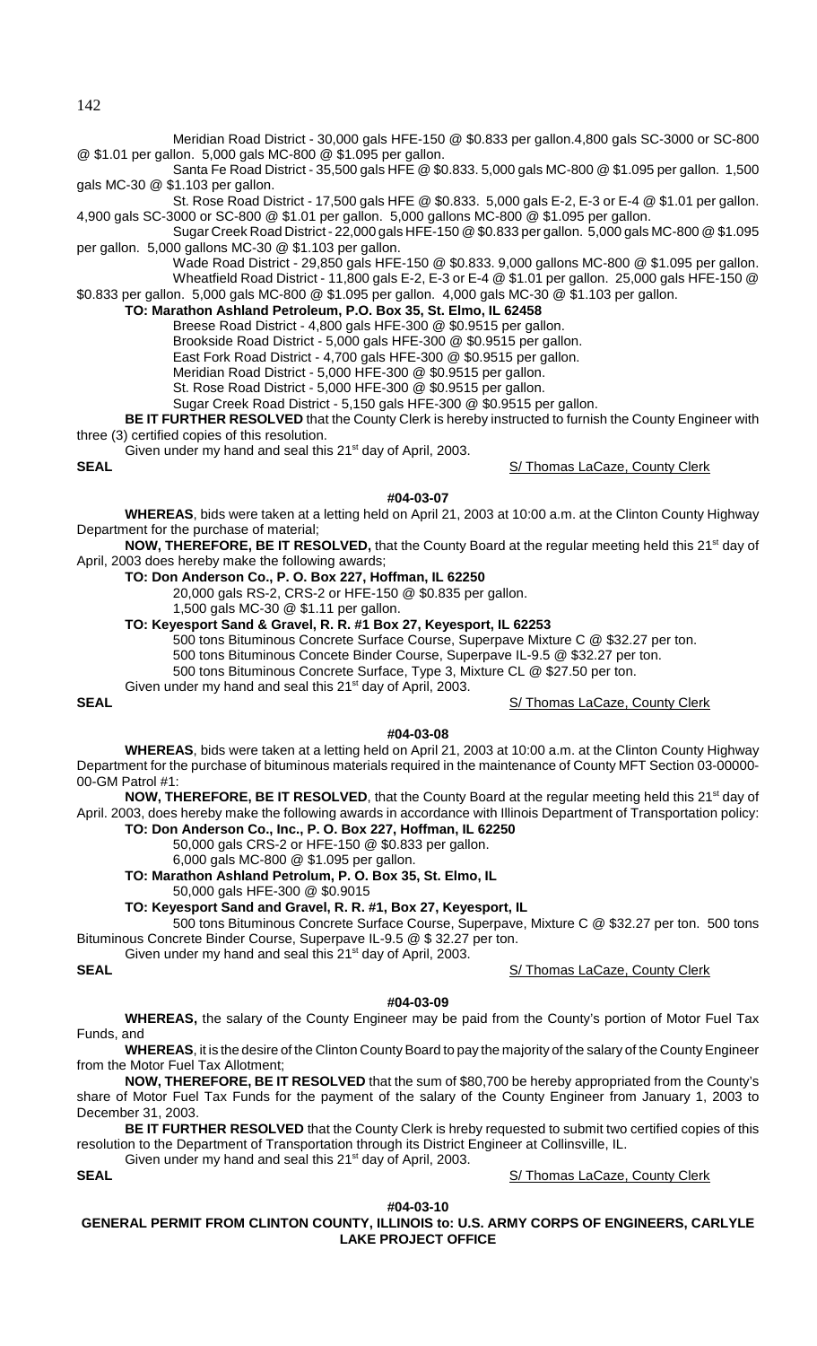Meridian Road District - 30,000 gals HFE-150 @ $0.833 per gallon.4,800 gals SC-3000 or SC-800 @ $1.01 per gallon. 5,000 gals MC-800 @ $1.095 per gallon.

Santa Fe Road District - 35,500 gals HFE @ $0.833. 5,000 gals MC-800 @ $1.095 per gallon. 1,500 gals MC-30 @ $1.103 per gallon.

St. Rose Road District - 17,500 gals HFE @ $0.833. 5,000 gals E-2, E-3 or E-4 @ $1.01 per gallon. 4,900 gals SC-3000 or SC-800 @ $1.01 per gallon. 5,000 gallons MC-800 @ $1.095 per gallon.

Sugar Creek Road District - 22,000 gals HFE-150 @ $0.833 per gallon. 5,000 gals MC-800 @ $1.095 per gallon. 5,000 gallons MC-30 @ $1.103 per gallon.

Wade Road District - 29,850 gals HFE-150 @ $0.833. 9,000 gallons MC-800 @ $1.095 per gallon.

Wheatfield Road District - 11,800 gals E-2, E-3 or E-4 @ $1.01 per gallon. 25,000 gals HFE-150 @ $0.833 per gallon. 5,000 gals MC-800 @ $1.095 per gallon. 4,000 gals MC-30 @ $1.103 per gallon.

**TO: Marathon Ashland Petroleum, P.O. Box 35, St. Elmo, IL 62458**

Breese Road District - 4,800 gals HFE-300 @ $0.9515 per gallon.

Brookside Road District - 5,000 gals HFE-300 @ $0.9515 per gallon.

East Fork Road District - 4,700 gals HFE-300 @ $0.9515 per gallon.

Meridian Road District - 5,000 HFE-300 @ $0.9515 per gallon.

St. Rose Road District - 5,000 HFE-300 @ $0.9515 per gallon.

Sugar Creek Road District - 5,150 gals HFE-300 @ $0.9515 per gallon.

**BE IT FURTHER RESOLVED** that the County Clerk is hereby instructed to furnish the County Engineer with three (3) certified copies of this resolution.

Given under my hand and seal this 21st day of April, 2003.

**SEAL** S/ Thomas LaCaze, County Clerk

**#04-03-07**

**WHEREAS**, bids were taken at a letting held on April 21, 2003 at 10:00 a.m. at the Clinton County Highway Department for the purchase of material;

**NOW, THEREFORE, BE IT RESOLVED,** that the County Board at the regular meeting held this 21st day of April, 2003 does hereby make the following awards;

**TO: Don Anderson Co., P. O. Box 227, Hoffman, IL 62250**

20,000 gals RS-2, CRS-2 or HFE-150 @ $0.835 per gallon.

1,500 gals MC-30 @ $1.11 per gallon.

**TO: Keyesport Sand & Gravel, R. R. #1 Box 27, Keyesport, IL 62253**

500 tons Bituminous Concrete Surface Course, Superpave Mixture C @ $32.27 per ton.

500 tons Bituminous Concete Binder Course, Superpave IL-9.5 @ $32.27 per ton.

500 tons Bituminous Concrete Surface, Type 3, Mixture CL @ $27.50 per ton.

Given under my hand and seal this 21st day of April, 2003.

**SEAL** S/ Thomas LaCaze, County Clerk

**#04-03-08**

**WHEREAS**, bids were taken at a letting held on April 21, 2003 at 10:00 a.m. at the Clinton County Highway Department for the purchase of bituminous materials required in the maintenance of County MFT Section 03-00000-00-GM Patrol #1:

**NOW, THEREFORE, BE IT RESOLVED**, that the County Board at the regular meeting held this 21st day of April. 2003, does hereby make the following awards in accordance with Illinois Department of Transportation policy:

**TO: Don Anderson Co., Inc., P. O. Box 227, Hoffman, IL 62250**

50,000 gals CRS-2 or HFE-150 @ $0.833 per gallon.

6,000 gals MC-800 @ $1.095 per gallon.

**TO: Marathon Ashland Petrolum, P. O. Box 35, St. Elmo, IL**

50,000 gals HFE-300 @ $0.9015

**TO: Keyesport Sand and Gravel, R. R. #1, Box 27, Keyesport, IL**

500 tons Bituminous Concrete Surface Course, Superpave, Mixture C @ $32.27 per ton. 500 tons Bituminous Concrete Binder Course, Superpave IL-9.5 @ $ 32.27 per ton.

Given under my hand and seal this 21st day of April, 2003.

**SEAL** S/ Thomas LaCaze, County Clerk

**#04-03-09**

**WHEREAS,** the salary of the County Engineer may be paid from the County's portion of Motor Fuel Tax Funds, and

**WHEREAS**, it is the desire of the Clinton County Board to pay the majority of the salary of the County Engineer from the Motor Fuel Tax Allotment;

**NOW, THEREFORE, BE IT RESOLVED** that the sum of $80,700 be hereby appropriated from the County's share of Motor Fuel Tax Funds for the payment of the salary of the County Engineer from January 1, 2003 to December 31, 2003.

**BE IT FURTHER RESOLVED** that the County Clerk is hreby requested to submit two certified copies of this resolution to the Department of Transportation through its District Engineer at Collinsville, IL.

Given under my hand and seal this 21st day of April, 2003.

**SEAL** S/ Thomas LaCaze, County Clerk

**#04-03-10**

**GENERAL PERMIT FROM CLINTON COUNTY, ILLINOIS to: U.S. ARMY CORPS OF ENGINEERS, CARLYLE LAKE PROJECT OFFICE**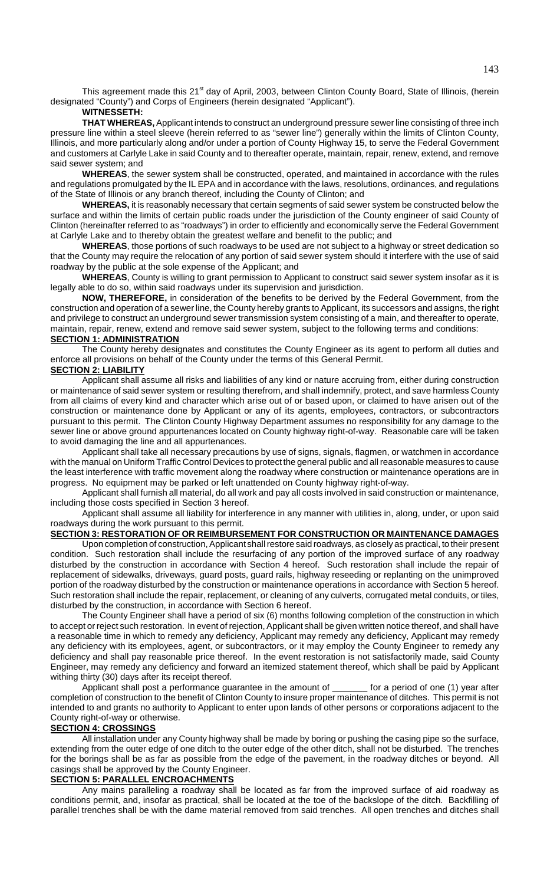This agreement made this 21st day of April, 2003, between Clinton County Board, State of Illinois, (herein designated "County") and Corps of Engineers (herein designated "Applicant").

**WITNESSETH:**

**THAT WHEREAS,** Applicant intends to construct an underground pressure sewer line consisting of three inch pressure line within a steel sleeve (herein referred to as "sewer line") generally within the limits of Clinton County, Illinois, and more particularly along and/or under a portion of County Highway 15, to serve the Federal Government and customers at Carlyle Lake in said County and to thereafter operate, maintain, repair, renew, extend, and remove said sewer system; and

**WHEREAS**, the sewer system shall be constructed, operated, and maintained in accordance with the rules and regulations promulgated by the IL EPA and in accordance with the laws, resolutions, ordinances, and regulations of the State of Illinois or any branch thereof, including the County of Clinton; and

**WHEREAS,** it is reasonably necessary that certain segments of said sewer system be constructed below the surface and within the limits of certain public roads under the jurisdiction of the County engineer of said County of Clinton (hereinafter referred to as "roadways") in order to efficiently and economically serve the Federal Government at Carlyle Lake and to thereby obtain the greatest welfare and benefit to the public; and

**WHEREAS**, those portions of such roadways to be used are not subject to a highway or street dedication so that the County may require the relocation of any portion of said sewer system should it interfere with the use of said roadway by the public at the sole expense of the Applicant; and

**WHEREAS**, County is willing to grant permission to Applicant to construct said sewer system insofar as it is legally able to do so, within said roadways under its supervision and jurisdiction.

**NOW, THEREFORE,** in consideration of the benefits to be derived by the Federal Government, from the construction and operation of a sewer line, the County hereby grants to Applicant, its successors and assigns, the right and privilege to construct an underground sewer transmission system consisting of a main, and thereafter to operate, maintain, repair, renew, extend and remove said sewer system, subject to the following terms and conditions:

**SECTION 1: ADMINISTRATION**

The County hereby designates and constitutes the County Engineer as its agent to perform all duties and enforce all provisions on behalf of the County under the terms of this General Permit.

**SECTION 2: LIABILITY**

Applicant shall assume all risks and liabilities of any kind or nature accruing from, either during construction or maintenance of said sewer system or resulting therefrom, and shall indemnify, protect, and save harmless County from all claims of every kind and character which arise out of or based upon, or claimed to have arisen out of the construction or maintenance done by Applicant or any of its agents, employees, contractors, or subcontractors pursuant to this permit. The Clinton County Highway Department assumes no responsibility for any damage to the sewer line or above ground appurtenances located on County highway right-of-way. Reasonable care will be taken to avoid damaging the line and all appurtenances.

Applicant shall take all necessary precautions by use of signs, signals, flagmen, or watchmen in accordance with the manual on Uniform Traffic Control Devices to protect the general public and all reasonable measures to cause the least interference with traffic movement along the roadway where construction or maintenance operations are in progress. No equipment may be parked or left unattended on County highway right-of-way.

Applicant shall furnish all material, do all work and pay all costs involved in said construction or maintenance, including those costs specified in Section 3 hereof.

Applicant shall assume all liability for interference in any manner with utilities in, along, under, or upon said roadways during the work pursuant to this permit.

**SECTION 3: RESTORATION OF OR REIMBURSEMENT FOR CONSTRUCTION OR MAINTENANCE DAMAGES**

Upon completion of construction, Applicant shall restore said roadways, as closely as practical, to their present condition. Such restoration shall include the resurfacing of any portion of the improved surface of any roadway disturbed by the construction in accordance with Section 4 hereof. Such restoration shall include the repair of replacement of sidewalks, driveways, guard posts, guard rails, highway reseeding or replanting on the unimproved portion of the roadway disturbed by the construction or maintenance operations in accordance with Section 5 hereof. Such restoration shall include the repair, replacement, or cleaning of any culverts, corrugated metal conduits, or tiles, disturbed by the construction, in accordance with Section 6 hereof.

The County Engineer shall have a period of six (6) months following completion of the construction in which to accept or reject such restoration. In event of rejection, Applicant shall be given written notice thereof, and shall have a reasonable time in which to remedy any deficiency, Applicant may remedy any deficiency, Applicant may remedy any deficiency with its employees, agent, or subcontractors, or it may employ the County Engineer to remedy any deficiency and shall pay reasonable price thereof. In the event restoration is not satisfactorily made, said County Engineer, may remedy any deficiency and forward an itemized statement thereof, which shall be paid by Applicant withing thirty (30) days after its receipt thereof.

Applicant shall post a performance guarantee in the amount of _______ for a period of one (1) year after completion of construction to the benefit of Clinton County to insure proper maintenance of ditches. This permit is not intended to and grants no authority to Applicant to enter upon lands of other persons or corporations adjacent to the County right-of-way or otherwise.

**SECTION 4: CROSSINGS**

All installation under any County highway shall be made by boring or pushing the casing pipe so the surface, extending from the outer edge of one ditch to the outer edge of the other ditch, shall not be disturbed. The trenches for the borings shall be as far as possible from the edge of the pavement, in the roadway ditches or beyond. All casings shall be approved by the County Engineer.

**SECTION 5: PARALLEL ENCROACHMENTS**

Any mains paralleling a roadway shall be located as far from the improved surface of aid roadway as conditions permit, and, insofar as practical, shall be located at the toe of the backslope of the ditch. Backfilling of parallel trenches shall be with the dame material removed from said trenches. All open trenches and ditches shall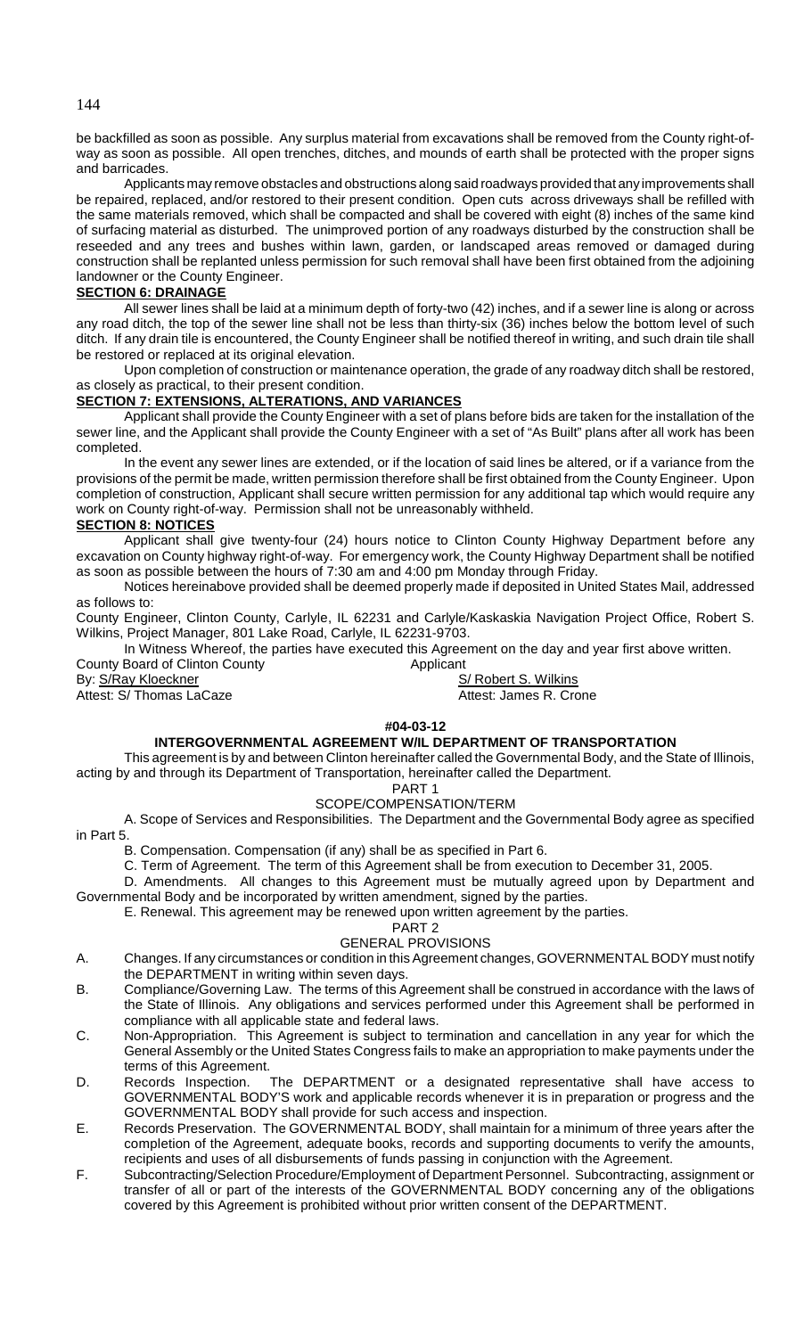be backfilled as soon as possible. Any surplus material from excavations shall be removed from the County right-of-way as soon as possible. All open trenches, ditches, and mounds of earth shall be protected with the proper signs and barricades.

Applicants may remove obstacles and obstructions along said roadways provided that any improvements shall be repaired, replaced, and/or restored to their present condition. Open cuts across driveways shall be refilled with the same materials removed, which shall be compacted and shall be covered with eight (8) inches of the same kind of surfacing material as disturbed. The unimproved portion of any roadways disturbed by the construction shall be reseeded and any trees and bushes within lawn, garden, or landscaped areas removed or damaged during construction shall be replanted unless permission for such removal shall have been first obtained from the adjoining landowner or the County Engineer.

**SECTION 6: DRAINAGE**

All sewer lines shall be laid at a minimum depth of forty-two (42) inches, and if a sewer line is along or across any road ditch, the top of the sewer line shall not be less than thirty-six (36) inches below the bottom level of such ditch. If any drain tile is encountered, the County Engineer shall be notified thereof in writing, and such drain tile shall be restored or replaced at its original elevation.

Upon completion of construction or maintenance operation, the grade of any roadway ditch shall be restored, as closely as practical, to their present condition.

**SECTION 7: EXTENSIONS, ALTERATIONS, AND VARIANCES**

Applicant shall provide the County Engineer with a set of plans before bids are taken for the installation of the sewer line, and the Applicant shall provide the County Engineer with a set of "As Built" plans after all work has been completed.

In the event any sewer lines are extended, or if the location of said lines be altered, or if a variance from the provisions of the permit be made, written permission therefore shall be first obtained from the County Engineer. Upon completion of construction, Applicant shall secure written permission for any additional tap which would require any work on County right-of-way. Permission shall not be unreasonably withheld.

**SECTION 8: NOTICES**

Applicant shall give twenty-four (24) hours notice to Clinton County Highway Department before any excavation on County highway right-of-way. For emergency work, the County Highway Department shall be notified as soon as possible between the hours of 7:30 am and 4:00 pm Monday through Friday.

Notices hereinabove provided shall be deemed properly made if deposited in United States Mail, addressed as follows to:

County Engineer, Clinton County, Carlyle, IL 62231 and Carlyle/Kaskaskia Navigation Project Office, Robert S. Wilkins, Project Manager, 801 Lake Road, Carlyle, IL 62231-9703.

In Witness Whereof, the parties have executed this Agreement on the day and year first above written.

County Board of Clinton County | Applicant
By: S/Ray Kloeckner | S/ Robert S. Wilkins
Attest: S/ Thomas LaCaze | Attest: James R. Crone

**#04-03-12**

**INTERGOVERNMENTAL AGREEMENT W/IL DEPARTMENT OF TRANSPORTATION**

This agreement is by and between Clinton hereinafter called the Governmental Body, and the State of Illinois, acting by and through its Department of Transportation, hereinafter called the Department.

PART 1

SCOPE/COMPENSATION/TERM

A. Scope of Services and Responsibilities. The Department and the Governmental Body agree as specified in Part 5.

B. Compensation. Compensation (if any) shall be as specified in Part 6.

C. Term of Agreement. The term of this Agreement shall be from execution to December 31, 2005.

D. Amendments. All changes to this Agreement must be mutually agreed upon by Department and Governmental Body and be incorporated by written amendment, signed by the parties.

E. Renewal. This agreement may be renewed upon written agreement by the parties.

PART 2

GENERAL PROVISIONS

A. Changes. If any circumstances or condition in this Agreement changes, GOVERNMENTAL BODY must notify the DEPARTMENT in writing within seven days.
B. Compliance/Governing Law. The terms of this Agreement shall be construed in accordance with the laws of the State of Illinois. Any obligations and services performed under this Agreement shall be performed in compliance with all applicable state and federal laws.
C. Non-Appropriation. This Agreement is subject to termination and cancellation in any year for which the General Assembly or the United States Congress fails to make an appropriation to make payments under the terms of this Agreement.
D. Records Inspection. The DEPARTMENT or a designated representative shall have access to GOVERNMENTAL BODY'S work and applicable records whenever it is in preparation or progress and the GOVERNMENTAL BODY shall provide for such access and inspection.
E. Records Preservation. The GOVERNMENTAL BODY, shall maintain for a minimum of three years after the completion of the Agreement, adequate books, records and supporting documents to verify the amounts, recipients and uses of all disbursements of funds passing in conjunction with the Agreement.
F. Subcontracting/Selection Procedure/Employment of Department Personnel. Subcontracting, assignment or transfer of all or part of the interests of the GOVERNMENTAL BODY concerning any of the obligations covered by this Agreement is prohibited without prior written consent of the DEPARTMENT.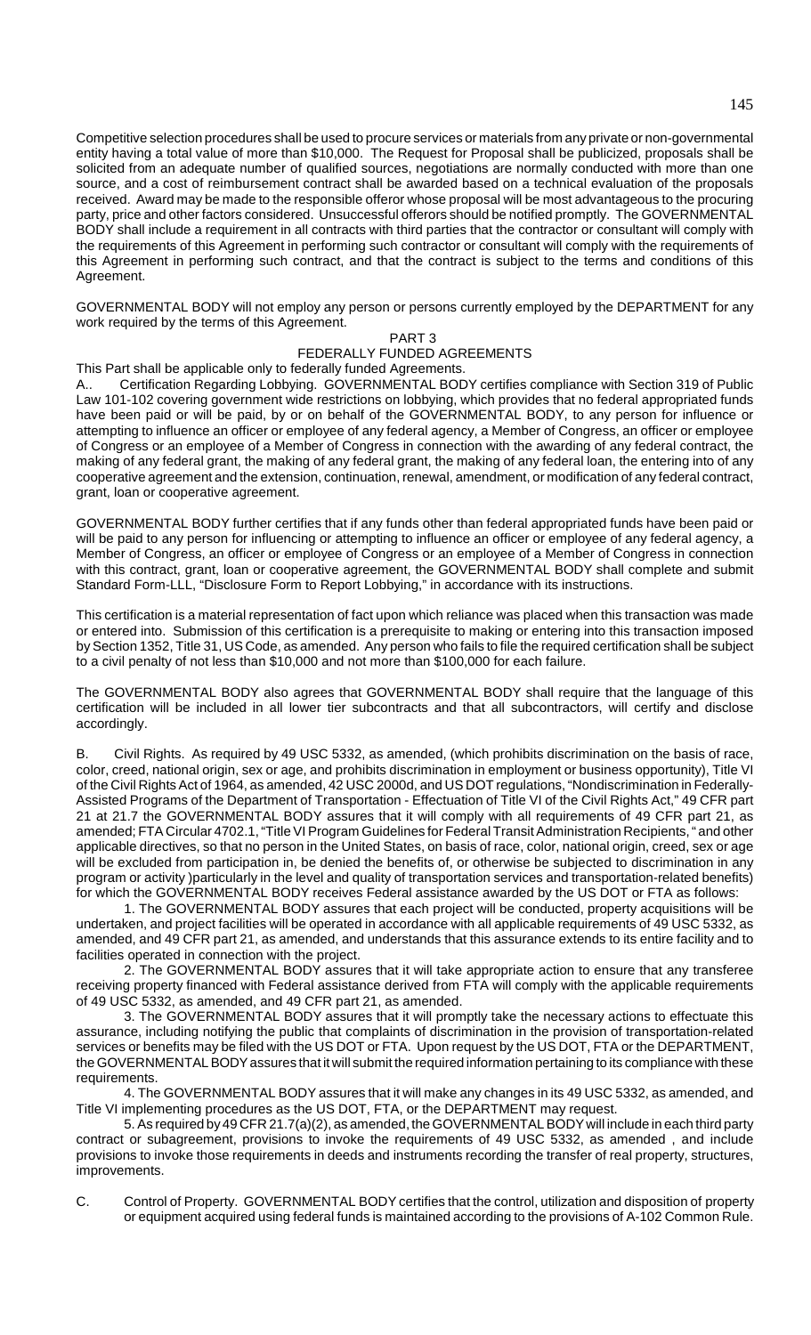Competitive selection procedures shall be used to procure services or materials from any private or non-governmental entity having a total value of more than $10,000. The Request for Proposal shall be publicized, proposals shall be solicited from an adequate number of qualified sources, negotiations are normally conducted with more than one source, and a cost of reimbursement contract shall be awarded based on a technical evaluation of the proposals received. Award may be made to the responsible offeror whose proposal will be most advantageous to the procuring party, price and other factors considered. Unsuccessful offerors should be notified promptly. The GOVERNMENTAL BODY shall include a requirement in all contracts with third parties that the contractor or consultant will comply with the requirements of this Agreement in performing such contractor or consultant will comply with the requirements of this Agreement in performing such contract, and that the contract is subject to the terms and conditions of this Agreement.

GOVERNMENTAL BODY will not employ any person or persons currently employed by the DEPARTMENT for any work required by the terms of this Agreement.

## PART 3
## FEDERALLY FUNDED AGREEMENTS

This Part shall be applicable only to federally funded Agreements.

A.. Certification Regarding Lobbying. GOVERNMENTAL BODY certifies compliance with Section 319 of Public Law 101-102 covering government wide restrictions on lobbying, which provides that no federal appropriated funds have been paid or will be paid, by or on behalf of the GOVERNMENTAL BODY, to any person for influence or attempting to influence an officer or employee of any federal agency, a Member of Congress, an officer or employee of Congress or an employee of a Member of Congress in connection with the awarding of any federal contract, the making of any federal grant, the making of any federal grant, the making of any federal loan, the entering into of any cooperative agreement and the extension, continuation, renewal, amendment, or modification of any federal contract, grant, loan or cooperative agreement.

GOVERNMENTAL BODY further certifies that if any funds other than federal appropriated funds have been paid or will be paid to any person for influencing or attempting to influence an officer or employee of any federal agency, a Member of Congress, an officer or employee of Congress or an employee of a Member of Congress in connection with this contract, grant, loan or cooperative agreement, the GOVERNMENTAL BODY shall complete and submit Standard Form-LLL, "Disclosure Form to Report Lobbying," in accordance with its instructions.

This certification is a material representation of fact upon which reliance was placed when this transaction was made or entered into. Submission of this certification is a prerequisite to making or entering into this transaction imposed by Section 1352, Title 31, US Code, as amended. Any person who fails to file the required certification shall be subject to a civil penalty of not less than $10,000 and not more than $100,000 for each failure.

The GOVERNMENTAL BODY also agrees that GOVERNMENTAL BODY shall require that the language of this certification will be included in all lower tier subcontracts and that all subcontractors, will certify and disclose accordingly.

B. Civil Rights. As required by 49 USC 5332, as amended, (which prohibits discrimination on the basis of race, color, creed, national origin, sex or age, and prohibits discrimination in employment or business opportunity), Title VI of the Civil Rights Act of 1964, as amended, 42 USC 2000d, and US DOT regulations, "Nondiscrimination in Federally-Assisted Programs of the Department of Transportation - Effectuation of Title VI of the Civil Rights Act," 49 CFR part 21 at 21.7 the GOVERNMENTAL BODY assures that it will comply with all requirements of 49 CFR part 21, as amended; FTA Circular 4702.1, "Title VI Program Guidelines for Federal Transit Administration Recipients, " and other applicable directives, so that no person in the United States, on basis of race, color, national origin, creed, sex or age will be excluded from participation in, be denied the benefits of, or otherwise be subjected to discrimination in any program or activity )particularly in the level and quality of transportation services and transportation-related benefits) for which the GOVERNMENTAL BODY receives Federal assistance awarded by the US DOT or FTA as follows:

1. The GOVERNMENTAL BODY assures that each project will be conducted, property acquisitions will be undertaken, and project facilities will be operated in accordance with all applicable requirements of 49 USC 5332, as amended, and 49 CFR part 21, as amended, and understands that this assurance extends to its entire facility and to facilities operated in connection with the project.

2. The GOVERNMENTAL BODY assures that it will take appropriate action to ensure that any transferee receiving property financed with Federal assistance derived from FTA will comply with the applicable requirements of 49 USC 5332, as amended, and 49 CFR part 21, as amended.

3. The GOVERNMENTAL BODY assures that it will promptly take the necessary actions to effectuate this assurance, including notifying the public that complaints of discrimination in the provision of transportation-related services or benefits may be filed with the US DOT or FTA. Upon request by the US DOT, FTA or the DEPARTMENT, the GOVERNMENTAL BODY assures that it will submit the required information pertaining to its compliance with these requirements.

4. The GOVERNMENTAL BODY assures that it will make any changes in its 49 USC 5332, as amended, and Title VI implementing procedures as the US DOT, FTA, or the DEPARTMENT may request.

5. As required by 49 CFR 21.7(a)(2), as amended, the GOVERNMENTAL BODY will include in each third party contract or subagreement, provisions to invoke the requirements of 49 USC 5332, as amended , and include provisions to invoke those requirements in deeds and instruments recording the transfer of real property, structures, improvements.

C. Control of Property. GOVERNMENTAL BODY certifies that the control, utilization and disposition of property or equipment acquired using federal funds is maintained according to the provisions of A-102 Common Rule.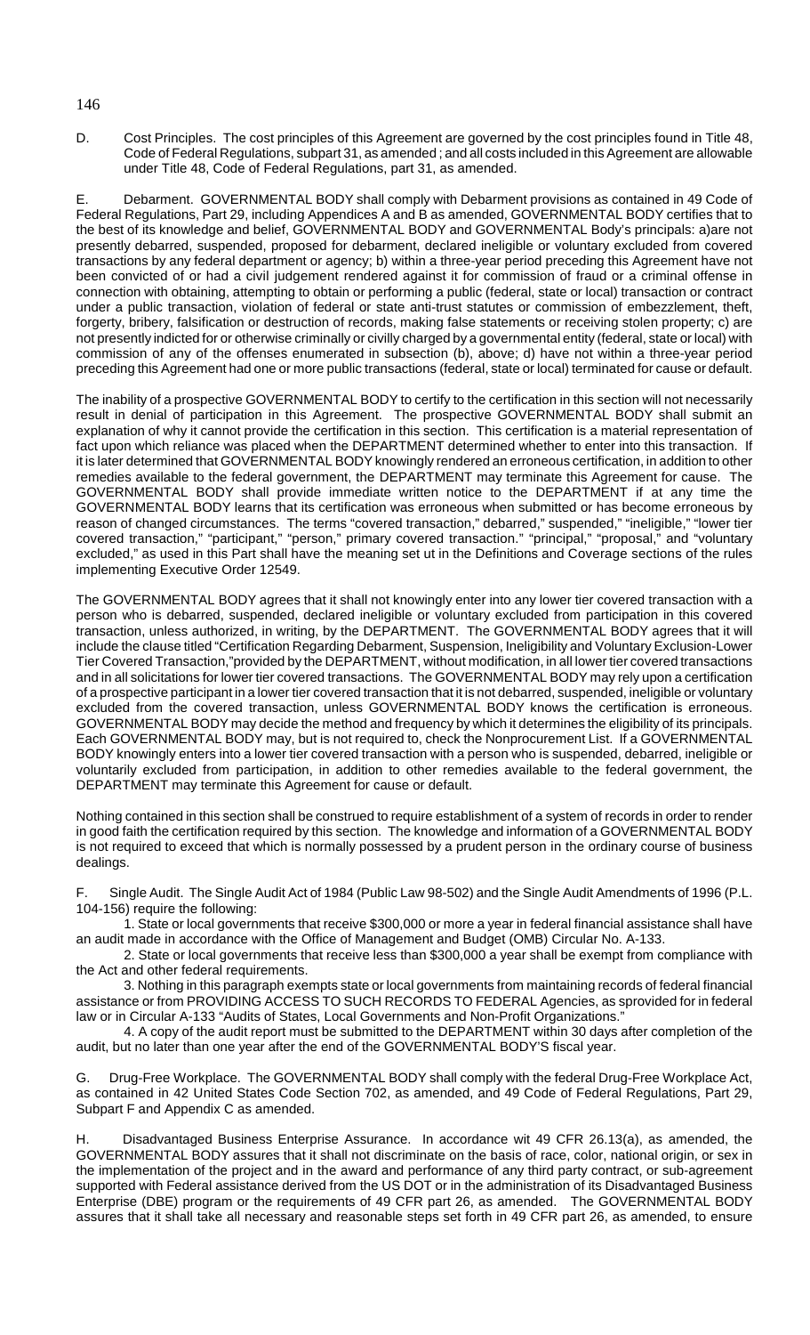D. Cost Principles. The cost principles of this Agreement are governed by the cost principles found in Title 48, Code of Federal Regulations, subpart 31, as amended ; and all costs included in this Agreement are allowable under Title 48, Code of Federal Regulations, part 31, as amended.

E. Debarment. GOVERNMENTAL BODY shall comply with Debarment provisions as contained in 49 Code of Federal Regulations, Part 29, including Appendices A and B as amended, GOVERNMENTAL BODY certifies that to the best of its knowledge and belief, GOVERNMENTAL BODY and GOVERNMENTAL Body's principals: a)are not presently debarred, suspended, proposed for debarment, declared ineligible or voluntary excluded from covered transactions by any federal department or agency; b) within a three-year period preceding this Agreement have not been convicted of or had a civil judgement rendered against it for commission of fraud or a criminal offense in connection with obtaining, attempting to obtain or performing a public (federal, state or local) transaction or contract under a public transaction, violation of federal or state anti-trust statutes or commission of embezzlement, theft, forgerty, bribery, falsification or destruction of records, making false statements or receiving stolen property; c) are not presently indicted for or otherwise criminally or civilly charged by a governmental entity (federal, state or local) with commission of any of the offenses enumerated in subsection (b), above; d) have not within a three-year period preceding this Agreement had one or more public transactions (federal, state or local) terminated for cause or default.

The inability of a prospective GOVERNMENTAL BODY to certify to the certification in this section will not necessarily result in denial of participation in this Agreement. The prospective GOVERNMENTAL BODY shall submit an explanation of why it cannot provide the certification in this section. This certification is a material representation of fact upon which reliance was placed when the DEPARTMENT determined whether to enter into this transaction. If it is later determined that GOVERNMENTAL BODY knowingly rendered an erroneous certification, in addition to other remedies available to the federal government, the DEPARTMENT may terminate this Agreement for cause. The GOVERNMENTAL BODY shall provide immediate written notice to the DEPARTMENT if at any time the GOVERNMENTAL BODY learns that its certification was erroneous when submitted or has become erroneous by reason of changed circumstances. The terms "covered transaction," debarred," suspended," "ineligible," "lower tier covered transaction," "participant," "person," primary covered transaction." "principal," "proposal," and "voluntary excluded," as used in this Part shall have the meaning set ut in the Definitions and Coverage sections of the rules implementing Executive Order 12549.

The GOVERNMENTAL BODY agrees that it shall not knowingly enter into any lower tier covered transaction with a person who is debarred, suspended, declared ineligible or voluntary excluded from participation in this covered transaction, unless authorized, in writing, by the DEPARTMENT. The GOVERNMENTAL BODY agrees that it will include the clause titled "Certification Regarding Debarment, Suspension, Ineligibility and Voluntary Exclusion-Lower Tier Covered Transaction,"provided by the DEPARTMENT, without modification, in all lower tier covered transactions and in all solicitations for lower tier covered transactions. The GOVERNMENTAL BODY may rely upon a certification of a prospective participant in a lower tier covered transaction that it is not debarred, suspended, ineligible or voluntary excluded from the covered transaction, unless GOVERNMENTAL BODY knows the certification is erroneous. GOVERNMENTAL BODY may decide the method and frequency by which it determines the eligibility of its principals. Each GOVERNMENTAL BODY may, but is not required to, check the Nonprocurement List. If a GOVERNMENTAL BODY knowingly enters into a lower tier covered transaction with a person who is suspended, debarred, ineligible or voluntarily excluded from participation, in addition to other remedies available to the federal government, the DEPARTMENT may terminate this Agreement for cause or default.

Nothing contained in this section shall be construed to require establishment of a system of records in order to render in good faith the certification required by this section. The knowledge and information of a GOVERNMENTAL BODY is not required to exceed that which is normally possessed by a prudent person in the ordinary course of business dealings.

F. Single Audit. The Single Audit Act of 1984 (Public Law 98-502) and the Single Audit Amendments of 1996 (P.L. 104-156) require the following:

1. State or local governments that receive $300,000 or more a year in federal financial assistance shall have an audit made in accordance with the Office of Management and Budget (OMB) Circular No. A-133.

2. State or local governments that receive less than $300,000 a year shall be exempt from compliance with the Act and other federal requirements.

3. Nothing in this paragraph exempts state or local governments from maintaining records of federal financial assistance or from PROVIDING ACCESS TO SUCH RECORDS TO FEDERAL Agencies, as sprovided for in federal law or in Circular A-133 "Audits of States, Local Governments and Non-Profit Organizations."

4. A copy of the audit report must be submitted to the DEPARTMENT within 30 days after completion of the audit, but no later than one year after the end of the GOVERNMENTAL BODY'S fiscal year.

G. Drug-Free Workplace. The GOVERNMENTAL BODY shall comply with the federal Drug-Free Workplace Act, as contained in 42 United States Code Section 702, as amended, and 49 Code of Federal Regulations, Part 29, Subpart F and Appendix C as amended.

H. Disadvantaged Business Enterprise Assurance. In accordance wit 49 CFR 26.13(a), as amended, the GOVERNMENTAL BODY assures that it shall not discriminate on the basis of race, color, national origin, or sex in the implementation of the project and in the award and performance of any third party contract, or sub-agreement supported with Federal assistance derived from the US DOT or in the administration of its Disadvantaged Business Enterprise (DBE) program or the requirements of 49 CFR part 26, as amended. The GOVERNMENTAL BODY assures that it shall take all necessary and reasonable steps set forth in 49 CFR part 26, as amended, to ensure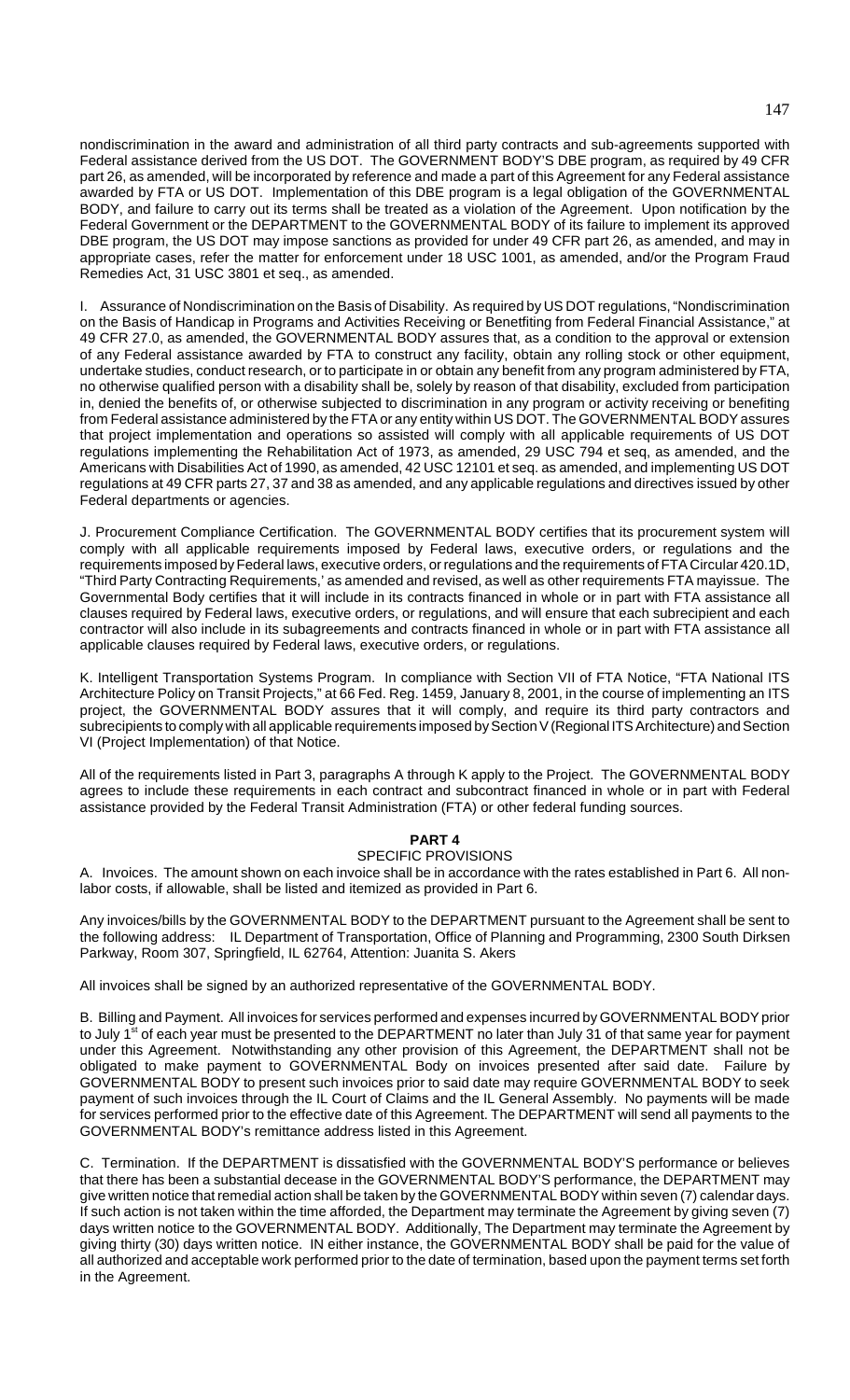nondiscrimination in the award and administration of all third party contracts and sub-agreements supported with Federal assistance derived from the US DOT. The GOVERNMENT BODY'S DBE program, as required by 49 CFR part 26, as amended, will be incorporated by reference and made a part of this Agreement for any Federal assistance awarded by FTA or US DOT. Implementation of this DBE program is a legal obligation of the GOVERNMENTAL BODY, and failure to carry out its terms shall be treated as a violation of the Agreement. Upon notification by the Federal Government or the DEPARTMENT to the GOVERNMENTAL BODY of its failure to implement its approved DBE program, the US DOT may impose sanctions as provided for under 49 CFR part 26, as amended, and may in appropriate cases, refer the matter for enforcement under 18 USC 1001, as amended, and/or the Program Fraud Remedies Act, 31 USC 3801 et seq., as amended.

I. Assurance of Nondiscrimination on the Basis of Disability. As required by US DOT regulations, "Nondiscrimination on the Basis of Handicap in Programs and Activities Receiving or Benefiting from Federal Financial Assistance," at 49 CFR 27.0, as amended, the GOVERNMENTAL BODY assures that, as a condition to the approval or extension of any Federal assistance awarded by FTA to construct any facility, obtain any rolling stock or other equipment, undertake studies, conduct research, or to participate in or obtain any benefit from any program administered by FTA, no otherwise qualified person with a disability shall be, solely by reason of that disability, excluded from participation in, denied the benefits of, or otherwise subjected to discrimination in any program or activity receiving or benefiting from Federal assistance administered by the FTA or any entity within US DOT. The GOVERNMENTAL BODY assures that project implementation and operations so assisted will comply with all applicable requirements of US DOT regulations implementing the Rehabilitation Act of 1973, as amended, 29 USC 794 et seq, as amended, and the Americans with Disabilities Act of 1990, as amended, 42 USC 12101 et seq. as amended, and implementing US DOT regulations at 49 CFR parts 27, 37 and 38 as amended, and any applicable regulations and directives issued by other Federal departments or agencies.

J. Procurement Compliance Certification. The GOVERNMENTAL BODY certifies that its procurement system will comply with all applicable requirements imposed by Federal laws, executive orders, or regulations and the requirements imposed by Federal laws, executive orders, or regulations and the requirements of FTA Circular 420.1D, "Third Party Contracting Requirements,' as amended and revised, as well as other requirements FTA mayissue. The Governmental Body certifies that it will include in its contracts financed in whole or in part with FTA assistance all clauses required by Federal laws, executive orders, or regulations, and will ensure that each subrecipient and each contractor will also include in its subagreements and contracts financed in whole or in part with FTA assistance all applicable clauses required by Federal laws, executive orders, or regulations.

K. Intelligent Transportation Systems Program. In compliance with Section VII of FTA Notice, "FTA National ITS Architecture Policy on Transit Projects," at 66 Fed. Reg. 1459, January 8, 2001, in the course of implementing an ITS project, the GOVERNMENTAL BODY assures that it will comply, and require its third party contractors and subrecipients to comply with all applicable requirements imposed by Section V (Regional ITS Architecture) and Section VI (Project Implementation) of that Notice.

All of the requirements listed in Part 3, paragraphs A through K apply to the Project. The GOVERNMENTAL BODY agrees to include these requirements in each contract and subcontract financed in whole or in part with Federal assistance provided by the Federal Transit Administration (FTA) or other federal funding sources.

## PART 4

### SPECIFIC PROVISIONS

A. Invoices. The amount shown on each invoice shall be in accordance with the rates established in Part 6. All non-labor costs, if allowable, shall be listed and itemized as provided in Part 6.

Any invoices/bills by the GOVERNMENTAL BODY to the DEPARTMENT pursuant to the Agreement shall be sent to the following address: IL Department of Transportation, Office of Planning and Programming, 2300 South Dirksen Parkway, Room 307, Springfield, IL 62764, Attention: Juanita S. Akers

All invoices shall be signed by an authorized representative of the GOVERNMENTAL BODY.

B. Billing and Payment. All invoices for services performed and expenses incurred by GOVERNMENTAL BODY prior to July 1st of each year must be presented to the DEPARTMENT no later than July 31 of that same year for payment under this Agreement. Notwithstanding any other provision of this Agreement, the DEPARTMENT shall not be obligated to make payment to GOVERNMENTAL Body on invoices presented after said date. Failure by GOVERNMENTAL BODY to present such invoices prior to said date may require GOVERNMENTAL BODY to seek payment of such invoices through the IL Court of Claims and the IL General Assembly. No payments will be made for services performed prior to the effective date of this Agreement. The DEPARTMENT will send all payments to the GOVERNMENTAL BODY's remittance address listed in this Agreement.

C. Termination. If the DEPARTMENT is dissatisfied with the GOVERNMENTAL BODY'S performance or believes that there has been a substantial decrease in the GOVERNMENTAL BODY'S performance, the DEPARTMENT may give written notice that remedial action shall be taken by the GOVERNMENTAL BODY within seven (7) calendar days. If such action is not taken within the time afforded, the Department may terminate the Agreement by giving seven (7) days written notice to the GOVERNMENTAL BODY. Additionally, The Department may terminate the Agreement by giving thirty (30) days written notice. IN either instance, the GOVERNMENTAL BODY shall be paid for the value of all authorized and acceptable work performed prior to the date of termination, based upon the payment terms set forth in the Agreement.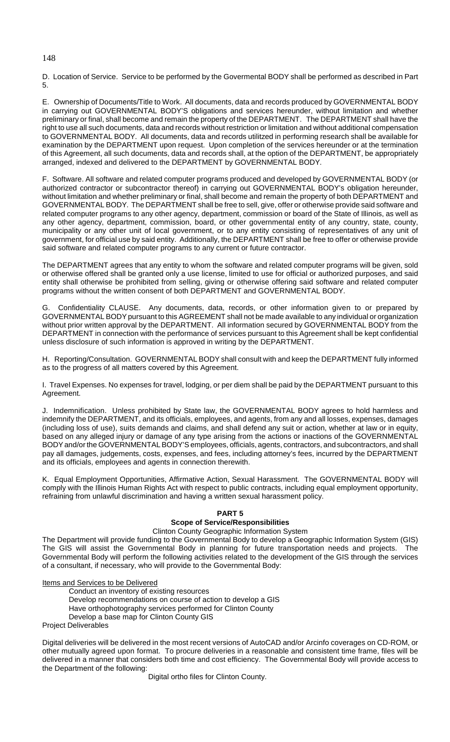D. Location of Service. Service to be performed by the Govermental BODY shall be performed as described in Part 5.

E. Ownership of Documents/Title to Work. All documents, data and records produced by GOVERNMENTAL BODY in carrying out GOVERNMENTAL BODY'S obligations and services hereunder, without limitation and whether preliminary or final, shall become and remain the property of the DEPARTMENT. The DEPARTMENT shall have the right to use all such documents, data and records without restriction or limitation and without additional compensation to GOVERNMENTAL BODY. All documents, data and records utilitzed in performing research shall be available for examination by the DEPARTMENT upon request. Upon completion of the services hereunder or at the termination of this Agreement, all such documents, data and records shall, at the option of the DEPARTMENT, be appropriately arranged, indexed and delivered to the DEPARTMENT by GOVERNMENTAL BODY.

F. Software. All software and related computer programs produced and developed by GOVERNMENTAL BODY (or authorized contractor or subcontractor thereof) in carrying out GOVERNMENTAL BODY's obligation hereunder, without limitation and whether preliminary or final, shall become and remain the property of both DEPARTMENT and GOVERNMENTAL BODY. The DEPARTMENT shall be free to sell, give, offer or otherwise provide said software and related computer programs to any other agency, department, commission or board of the State of Illinois, as well as any other agency, department, commission, board, or other governmental entity of any country, state, county, municipality or any other unit of local government, or to any entity consisting of representatives of any unit of government, for official use by said entity. Additionally, the DEPARTMENT shall be free to offer or otherwise provide said software and related computer programs to any current or future contractor.

The DEPARTMENT agrees that any entity to whom the software and related computer programs will be given, sold or otherwise offered shall be granted only a use license, limited to use for official or authorized purposes, and said entity shall otherwise be prohibited from selling, giving or otherwise offering said software and related computer programs without the written consent of both DEPARTMENT and GOVERNMENTAL BODY.

G. Confidentiality CLAUSE. Any documents, data, records, or other information given to or prepared by GOVERNMENTAL BODY pursuant to this AGREEMENT shall not be made available to any individual or organization without prior written approval by the DEPARTMENT. All information secured by GOVERNMENTAL BODY from the DEPARTMENT in connection with the performance of services pursuant to this Agreement shall be kept confidential unless disclosure of such information is approved in writing by the DEPARTMENT.

H. Reporting/Consultation. GOVERNMENTAL BODY shall consult with and keep the DEPARTMENT fully informed as to the progress of all matters covered by this Agreement.

I. Travel Expenses. No expenses for travel, lodging, or per diem shall be paid by the DEPARTMENT pursuant to this Agreement.

J. Indemnification. Unless prohibited by State law, the GOVERNMENTAL BODY agrees to hold harmless and indemnify the DEPARTMENT, and its officials, employees, and agents, from any and all losses, expenses, damages (including loss of use), suits demands and claims, and shall defend any suit or action, whether at law or in equity, based on any alleged injury or damage of any type arising from the actions or inactions of the GOVERNMENTAL BODY and/or the GOVERNMENTAL BODY'S employees, officials, agents, contractors, and subcontractors, and shall pay all damages, judgements, costs, expenses, and fees, including attorney's fees, incurred by the DEPARTMENT and its officials, employees and agents in connection therewith.

K. Equal Employment Opportunities, Affirmative Action, Sexual Harassment. The GOVERNMENTAL BODY will comply with the Illinois Human Rights Act with respect to public contracts, including equal employment opportunity, refraining from unlawful discrimination and having a written sexual harassment policy.

## PART 5

### Scope of Service/Responsibilities

Clinton County Geographic Information System

The Department will provide funding to the Governmental Body to develop a Geographic Information System (GIS) The GIS will assist the Governmental Body in planning for future transportation needs and projects. The Governmental Body will perform the following activities related to the development of the GIS through the services of a consultant, if necessary, who will provide to the Governmental Body:

Items and Services to be Delivered

- Conduct an inventory of existing resources
- Develop recommendations on course of action to develop a GIS
- Have orthophotography services performed for Clinton County
- Develop a base map for Clinton County GIS

Project Deliverables

Digital deliveries will be delivered in the most recent versions of AutoCAD and/or Arcinfo coverages on CD-ROM, or other mutually agreed upon format. To procure deliveries in a reasonable and consistent time frame, files will be delivered in a manner that considers both time and cost efficiency. The Governmental Body will provide access to the Department of the following:

Digital ortho files for Clinton County.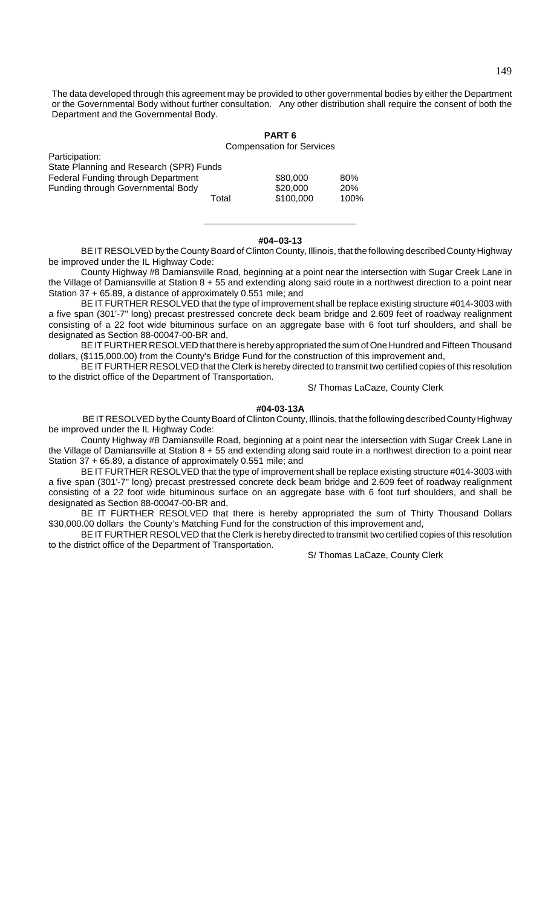The data developed through this agreement may be provided to other governmental bodies by either the Department or the Governmental Body without further consultation. Any other distribution shall require the consent of both the Department and the Governmental Body.

**PART 6**

Compensation for Services

Participation:

| State Planning and Research (SPR) Funds | | | |
|---|---|---|---|
| Federal Funding through Department | | $80,000 | 80% |
| Funding through Governmental Body | | $20,000 | 20% |
| | Total | $100,000 | 100% |

---

**#04–03-13**

BE IT RESOLVED by the County Board of Clinton County, Illinois, that the following described County Highway be improved under the IL Highway Code:

County Highway #8 Damiansville Road, beginning at a point near the intersection with Sugar Creek Lane in the Village of Damiansville at Station 8 + 55 and extending along said route in a northwest direction to a point near Station 37 + 65.89, a distance of approximately 0.551 mile; and

BE IT FURTHER RESOLVED that the type of improvement shall be replace existing structure #014-3003 with a five span (301'-7" long) precast prestressed concrete deck beam bridge and 2.609 feet of roadway realignment consisting of a 22 foot wide bituminous surface on an aggregate base with 6 foot turf shoulders, and shall be designated as Section 88-00047-00-BR and,

BE IT FURTHER RESOLVED that there is hereby appropriated the sum of One Hundred and Fifteen Thousand dollars, ($115,000.00) from the County's Bridge Fund for the construction of this improvement and,

BE IT FURTHER RESOLVED that the Clerk is hereby directed to transmit two certified copies of this resolution to the district office of the Department of Transportation.

S/ Thomas LaCaze, County Clerk

**#04-03-13A**

BE IT RESOLVED by the County Board of Clinton County, Illinois, that the following described County Highway be improved under the IL Highway Code:

County Highway #8 Damiansville Road, beginning at a point near the intersection with Sugar Creek Lane in the Village of Damiansville at Station 8 + 55 and extending along said route in a northwest direction to a point near Station 37 + 65.89, a distance of approximately 0.551 mile; and

BE IT FURTHER RESOLVED that the type of improvement shall be replace existing structure #014-3003 with a five span (301'-7" long) precast prestressed concrete deck beam bridge and 2.609 feet of roadway realignment consisting of a 22 foot wide bituminous surface on an aggregate base with 6 foot turf shoulders, and shall be designated as Section 88-00047-00-BR and,

BE IT FURTHER RESOLVED that there is hereby appropriated the sum of Thirty Thousand Dollars $30,000.00 dollars the County's Matching Fund for the construction of this improvement and,

BE IT FURTHER RESOLVED that the Clerk is hereby directed to transmit two certified copies of this resolution to the district office of the Department of Transportation.

S/ Thomas LaCaze, County Clerk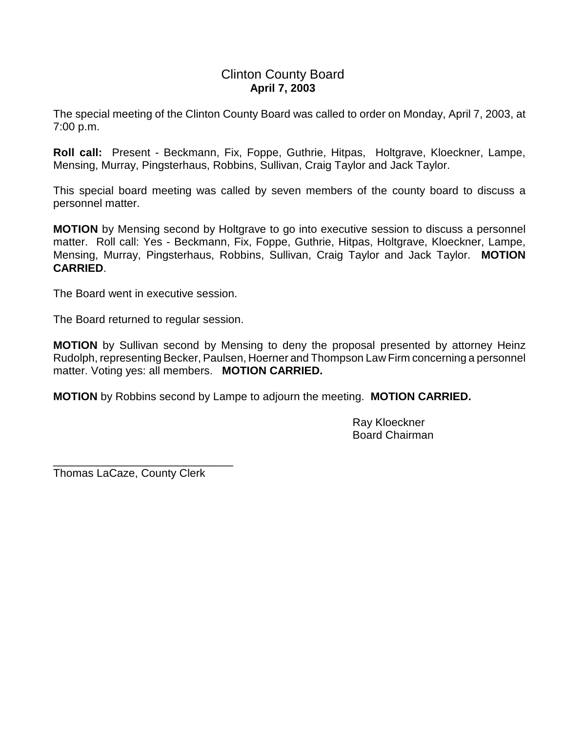# Clinton County Board
**April 7, 2003**

The special meeting of the Clinton County Board was called to order on Monday, April 7, 2003, at 7:00 p.m.

**Roll call:** Present - Beckmann, Fix, Foppe, Guthrie, Hitpas, Holtgrave, Kloeckner, Lampe, Mensing, Murray, Pingsterhaus, Robbins, Sullivan, Craig Taylor and Jack Taylor.

This special board meeting was called by seven members of the county board to discuss a personnel matter.

**MOTION** by Mensing second by Holtgrave to go into executive session to discuss a personnel matter. Roll call: Yes - Beckmann, Fix, Foppe, Guthrie, Hitpas, Holtgrave, Kloeckner, Lampe, Mensing, Murray, Pingsterhaus, Robbins, Sullivan, Craig Taylor and Jack Taylor. **MOTION CARRIED**.

The Board went in executive session.

The Board returned to regular session.

**MOTION** by Sullivan second by Mensing to deny the proposal presented by attorney Heinz Rudolph, representing Becker, Paulsen, Hoerner and Thompson Law Firm concerning a personnel matter. Voting yes: all members. **MOTION CARRIED.**

**MOTION** by Robbins second by Lampe to adjourn the meeting. **MOTION CARRIED.**

Ray Kloeckner
Board Chairman

______________________________
Thomas LaCaze, County Clerk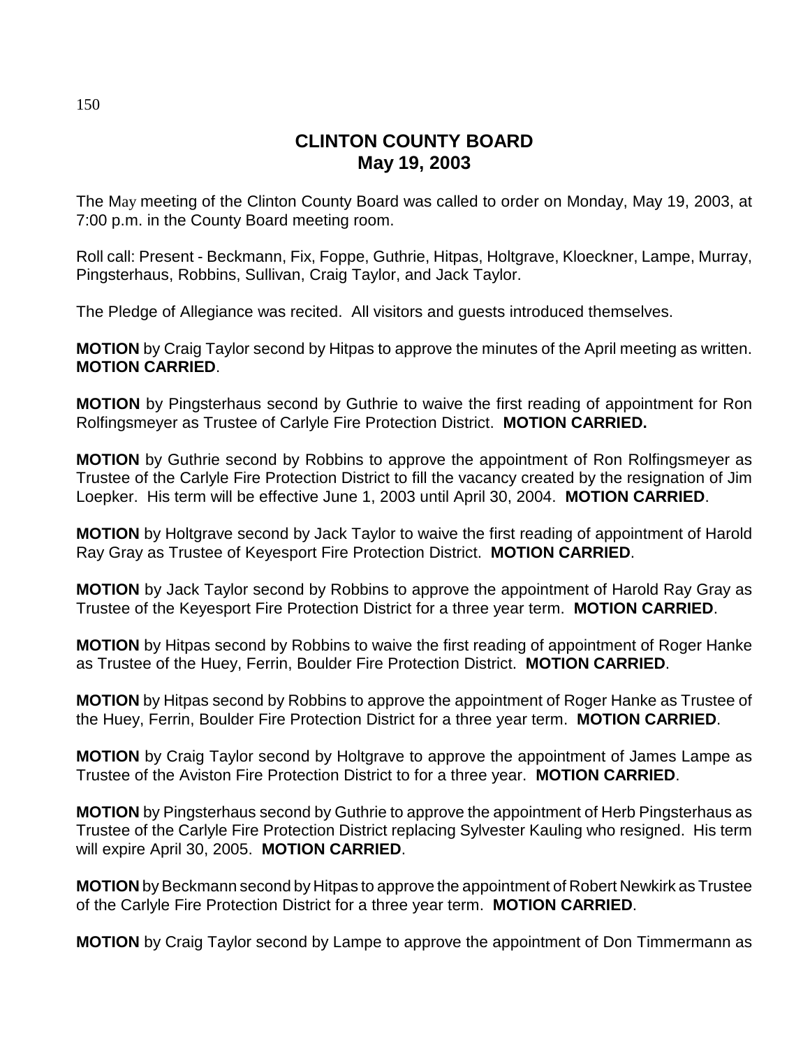# CLINTON COUNTY BOARD
## May 19, 2003

The May meeting of the Clinton County Board was called to order on Monday, May 19, 2003, at 7:00 p.m. in the County Board meeting room.

Roll call: Present - Beckmann, Fix, Foppe, Guthrie, Hitpas, Holtgrave, Kloeckner, Lampe, Murray, Pingsterhaus, Robbins, Sullivan, Craig Taylor, and Jack Taylor.

The Pledge of Allegiance was recited. All visitors and guests introduced themselves.

**MOTION** by Craig Taylor second by Hitpas to approve the minutes of the April meeting as written. **MOTION CARRIED**.

**MOTION** by Pingsterhaus second by Guthrie to waive the first reading of appointment for Ron Rolfingsmeyer as Trustee of Carlyle Fire Protection District. **MOTION CARRIED.**

**MOTION** by Guthrie second by Robbins to approve the appointment of Ron Rolfingsmeyer as Trustee of the Carlyle Fire Protection District to fill the vacancy created by the resignation of Jim Loepker. His term will be effective June 1, 2003 until April 30, 2004. **MOTION CARRIED**.

**MOTION** by Holtgrave second by Jack Taylor to waive the first reading of appointment of Harold Ray Gray as Trustee of Keyesport Fire Protection District. **MOTION CARRIED**.

**MOTION** by Jack Taylor second by Robbins to approve the appointment of Harold Ray Gray as Trustee of the Keyesport Fire Protection District for a three year term. **MOTION CARRIED**.

**MOTION** by Hitpas second by Robbins to waive the first reading of appointment of Roger Hanke as Trustee of the Huey, Ferrin, Boulder Fire Protection District. **MOTION CARRIED**.

**MOTION** by Hitpas second by Robbins to approve the appointment of Roger Hanke as Trustee of the Huey, Ferrin, Boulder Fire Protection District for a three year term. **MOTION CARRIED**.

**MOTION** by Craig Taylor second by Holtgrave to approve the appointment of James Lampe as Trustee of the Aviston Fire Protection District to for a three year. **MOTION CARRIED**.

**MOTION** by Pingsterhaus second by Guthrie to approve the appointment of Herb Pingsterhaus as Trustee of the Carlyle Fire Protection District replacing Sylvester Kauling who resigned. His term will expire April 30, 2005. **MOTION CARRIED**.

**MOTION** by Beckmann second by Hitpas to approve the appointment of Robert Newkirk as Trustee of the Carlyle Fire Protection District for a three year term. **MOTION CARRIED**.

**MOTION** by Craig Taylor second by Lampe to approve the appointment of Don Timmermann as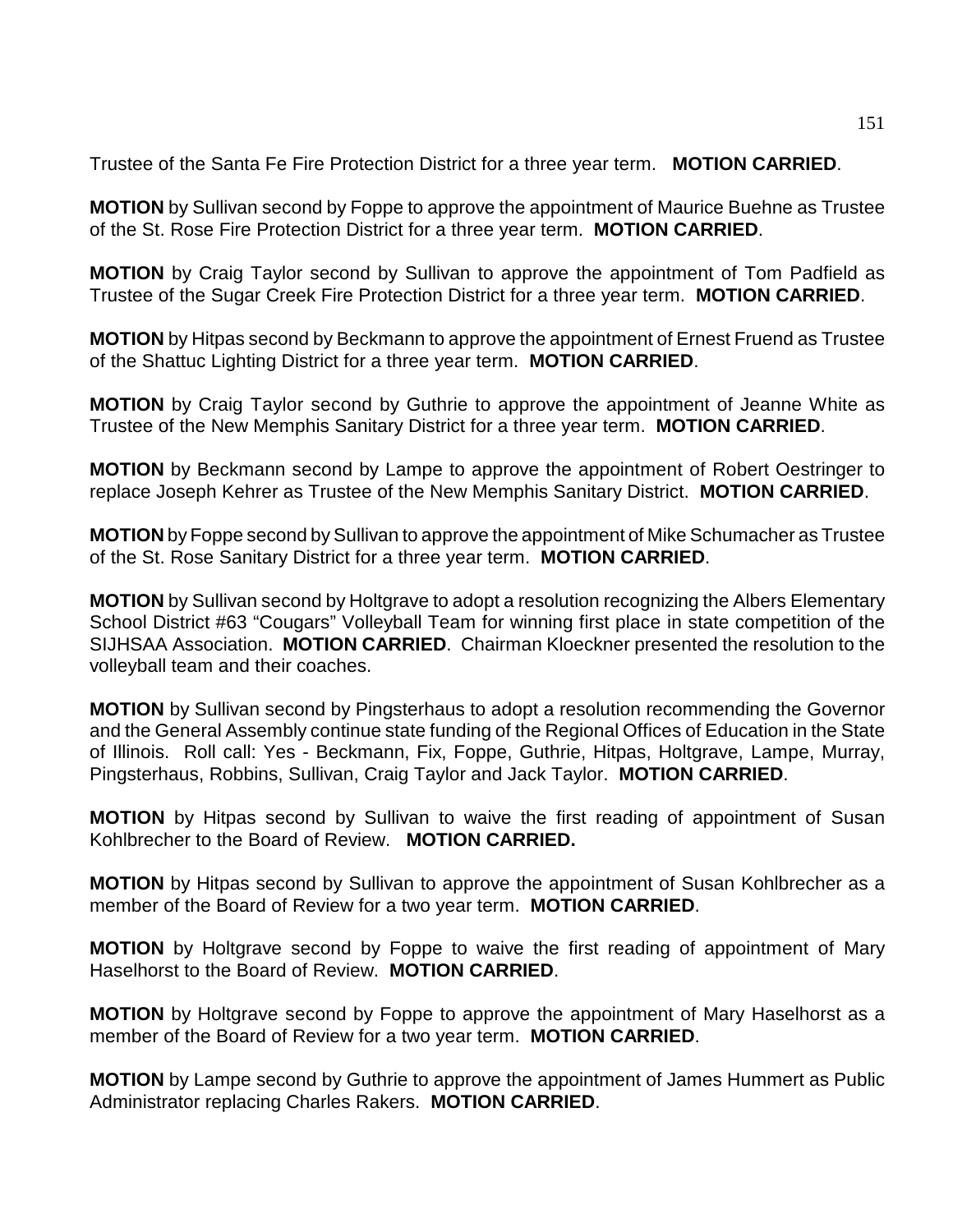Trustee of the Santa Fe Fire Protection District for a three year term. **MOTION CARRIED**.

**MOTION** by Sullivan second by Foppe to approve the appointment of Maurice Buehne as Trustee of the St. Rose Fire Protection District for a three year term. **MOTION CARRIED**.

**MOTION** by Craig Taylor second by Sullivan to approve the appointment of Tom Padfield as Trustee of the Sugar Creek Fire Protection District for a three year term. **MOTION CARRIED**.

**MOTION** by Hitpas second by Beckmann to approve the appointment of Ernest Fruend as Trustee of the Shattuc Lighting District for a three year term. **MOTION CARRIED**.

**MOTION** by Craig Taylor second by Guthrie to approve the appointment of Jeanne White as Trustee of the New Memphis Sanitary District for a three year term. **MOTION CARRIED**.

**MOTION** by Beckmann second by Lampe to approve the appointment of Robert Oestringer to replace Joseph Kehrer as Trustee of the New Memphis Sanitary District. **MOTION CARRIED**.

**MOTION** by Foppe second by Sullivan to approve the appointment of Mike Schumacher as Trustee of the St. Rose Sanitary District for a three year term. **MOTION CARRIED**.

**MOTION** by Sullivan second by Holtgrave to adopt a resolution recognizing the Albers Elementary School District #63 "Cougars" Volleyball Team for winning first place in state competition of the SIJHSAA Association. **MOTION CARRIED**. Chairman Kloeckner presented the resolution to the volleyball team and their coaches.

**MOTION** by Sullivan second by Pingsterhaus to adopt a resolution recommending the Governor and the General Assembly continue state funding of the Regional Offices of Education in the State of Illinois. Roll call: Yes - Beckmann, Fix, Foppe, Guthrie, Hitpas, Holtgrave, Lampe, Murray, Pingsterhaus, Robbins, Sullivan, Craig Taylor and Jack Taylor. **MOTION CARRIED**.

**MOTION** by Hitpas second by Sullivan to waive the first reading of appointment of Susan Kohlbrecher to the Board of Review. **MOTION CARRIED.**

**MOTION** by Hitpas second by Sullivan to approve the appointment of Susan Kohlbrecher as a member of the Board of Review for a two year term. **MOTION CARRIED**.

**MOTION** by Holtgrave second by Foppe to waive the first reading of appointment of Mary Haselhorst to the Board of Review. **MOTION CARRIED**.

**MOTION** by Holtgrave second by Foppe to approve the appointment of Mary Haselhorst as a member of the Board of Review for a two year term. **MOTION CARRIED**.

**MOTION** by Lampe second by Guthrie to approve the appointment of James Hummert as Public Administrator replacing Charles Rakers. **MOTION CARRIED**.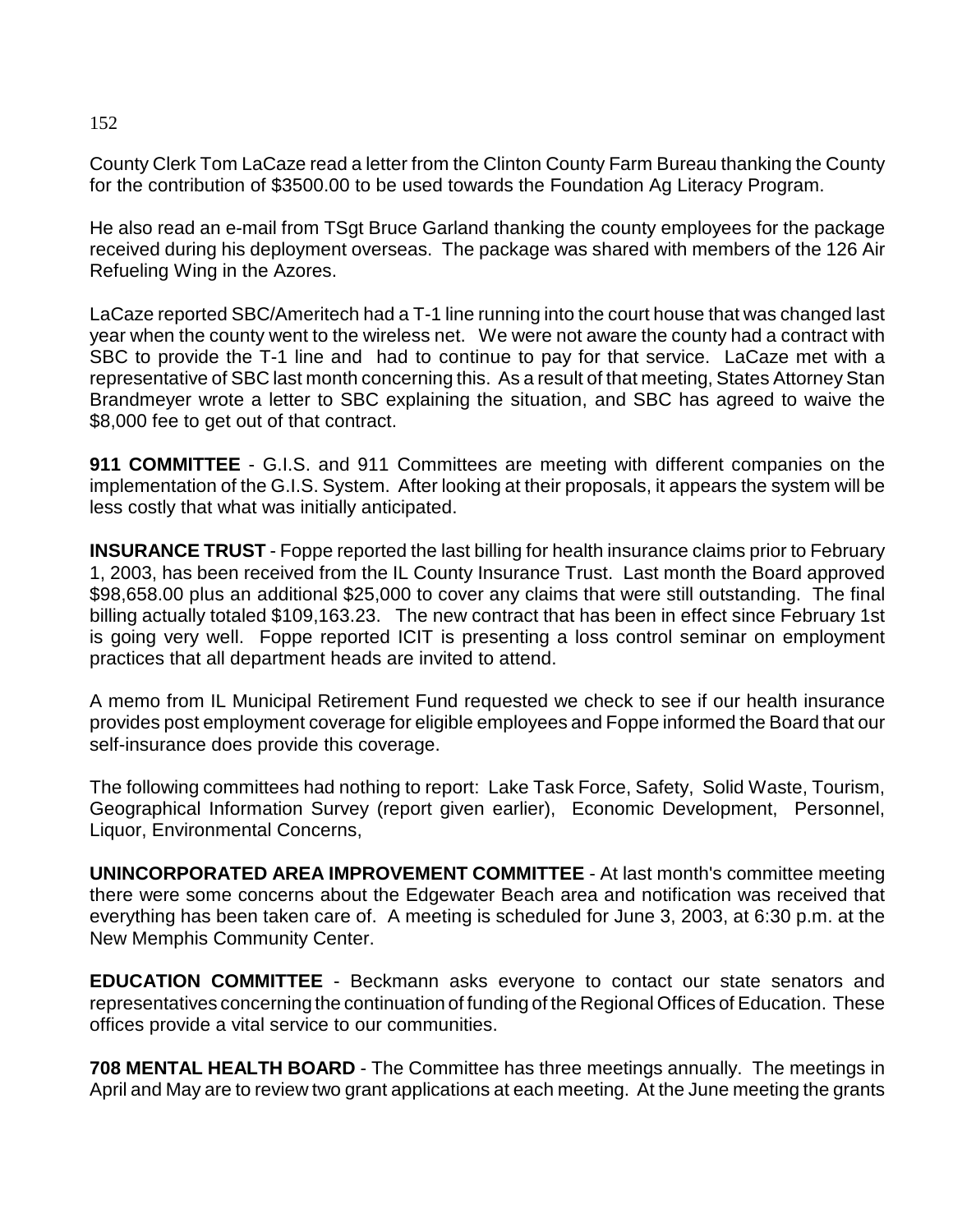County Clerk Tom LaCaze read a letter from the Clinton County Farm Bureau thanking the County for the contribution of $3500.00 to be used towards the Foundation Ag Literacy Program.

He also read an e-mail from TSgt Bruce Garland thanking the county employees for the package received during his deployment overseas. The package was shared with members of the 126 Air Refueling Wing in the Azores.

LaCaze reported SBC/Ameritech had a T-1 line running into the court house that was changed last year when the county went to the wireless net. We were not aware the county had a contract with SBC to provide the T-1 line and had to continue to pay for that service. LaCaze met with a representative of SBC last month concerning this. As a result of that meeting, States Attorney Stan Brandmeyer wrote a letter to SBC explaining the situation, and SBC has agreed to waive the $8,000 fee to get out of that contract.

**911 COMMITTEE** - G.I.S. and 911 Committees are meeting with different companies on the implementation of the G.I.S. System. After looking at their proposals, it appears the system will be less costly that what was initially anticipated.

**INSURANCE TRUST** - Foppe reported the last billing for health insurance claims prior to February 1, 2003, has been received from the IL County Insurance Trust. Last month the Board approved $98,658.00 plus an additional $25,000 to cover any claims that were still outstanding. The final billing actually totaled $109,163.23. The new contract that has been in effect since February 1st is going very well. Foppe reported ICIT is presenting a loss control seminar on employment practices that all department heads are invited to attend.

A memo from IL Municipal Retirement Fund requested we check to see if our health insurance provides post employment coverage for eligible employees and Foppe informed the Board that our self-insurance does provide this coverage.

The following committees had nothing to report: Lake Task Force, Safety, Solid Waste, Tourism, Geographical Information Survey (report given earlier), Economic Development, Personnel, Liquor, Environmental Concerns,

**UNINCORPORATED AREA IMPROVEMENT COMMITTEE** - At last month's committee meeting there were some concerns about the Edgewater Beach area and notification was received that everything has been taken care of. A meeting is scheduled for June 3, 2003, at 6:30 p.m. at the New Memphis Community Center.

**EDUCATION COMMITTEE** - Beckmann asks everyone to contact our state senators and representatives concerning the continuation of funding of the Regional Offices of Education. These offices provide a vital service to our communities.

**708 MENTAL HEALTH BOARD** - The Committee has three meetings annually. The meetings in April and May are to review two grant applications at each meeting. At the June meeting the grants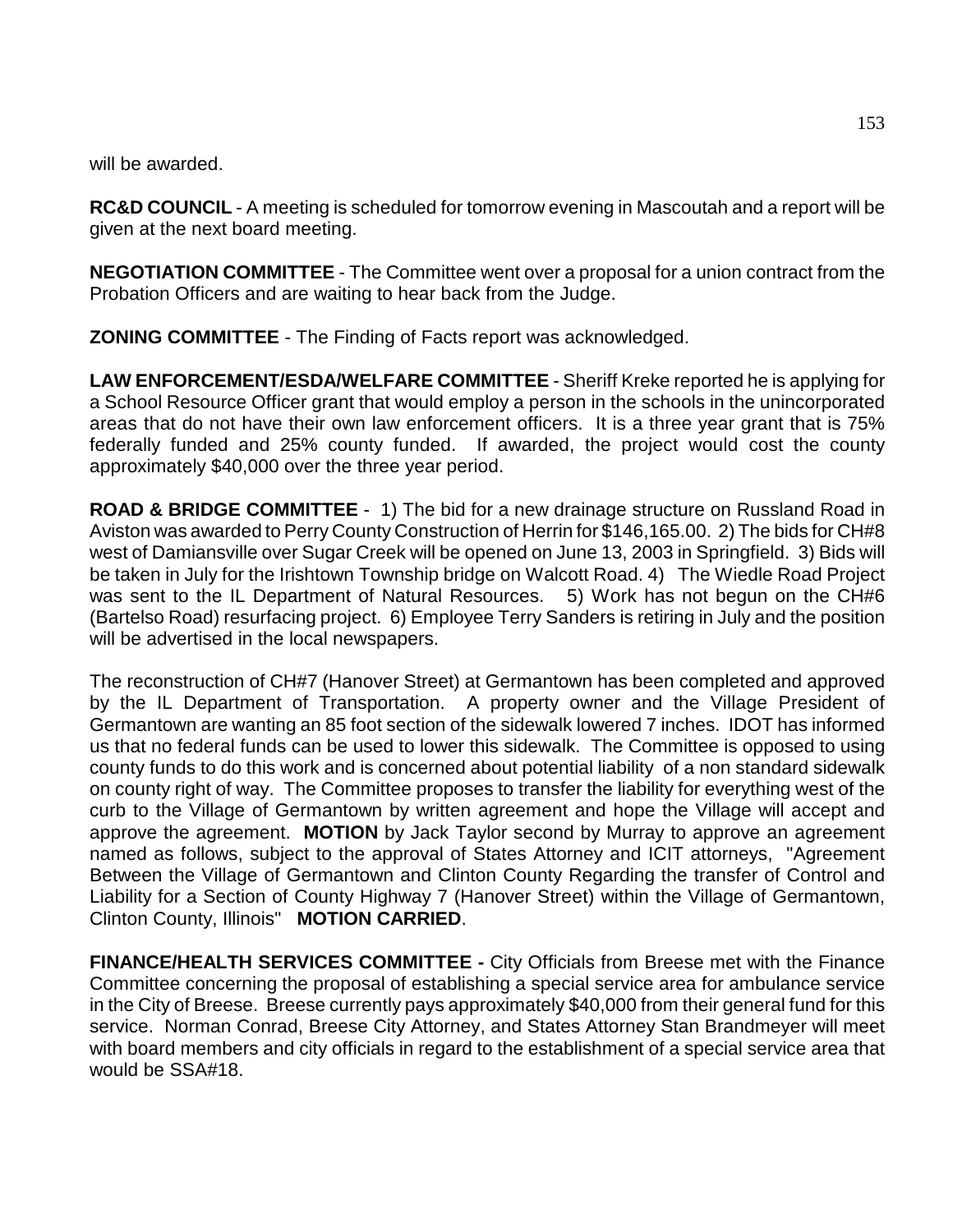will be awarded.

**RC&D COUNCIL** - A meeting is scheduled for tomorrow evening in Mascoutah and a report will be given at the next board meeting.

**NEGOTIATION COMMITTEE** - The Committee went over a proposal for a union contract from the Probation Officers and are waiting to hear back from the Judge.

**ZONING COMMITTEE** - The Finding of Facts report was acknowledged.

**LAW ENFORCEMENT/ESDA/WELFARE COMMITTEE** - Sheriff Kreke reported he is applying for a School Resource Officer grant that would employ a person in the schools in the unincorporated areas that do not have their own law enforcement officers. It is a three year grant that is 75% federally funded and 25% county funded. If awarded, the project would cost the county approximately $40,000 over the three year period.

**ROAD & BRIDGE COMMITTEE** - 1) The bid for a new drainage structure on Russland Road in Aviston was awarded to Perry County Construction of Herrin for $146,165.00. 2) The bids for CH#8 west of Damiansville over Sugar Creek will be opened on June 13, 2003 in Springfield. 3) Bids will be taken in July for the Irishtown Township bridge on Walcott Road. 4) The Wiedle Road Project was sent to the IL Department of Natural Resources. 5) Work has not begun on the CH#6 (Bartelso Road) resurfacing project. 6) Employee Terry Sanders is retiring in July and the position will be advertised in the local newspapers.

The reconstruction of CH#7 (Hanover Street) at Germantown has been completed and approved by the IL Department of Transportation. A property owner and the Village President of Germantown are wanting an 85 foot section of the sidewalk lowered 7 inches. IDOT has informed us that no federal funds can be used to lower this sidewalk. The Committee is opposed to using county funds to do this work and is concerned about potential liability of a non standard sidewalk on county right of way. The Committee proposes to transfer the liability for everything west of the curb to the Village of Germantown by written agreement and hope the Village will accept and approve the agreement. **MOTION** by Jack Taylor second by Murray to approve an agreement named as follows, subject to the approval of States Attorney and ICIT attorneys, "Agreement Between the Village of Germantown and Clinton County Regarding the transfer of Control and Liability for a Section of County Highway 7 (Hanover Street) within the Village of Germantown, Clinton County, Illinois" **MOTION CARRIED**.

**FINANCE/HEALTH SERVICES COMMITTEE -** City Officials from Breese met with the Finance Committee concerning the proposal of establishing a special service area for ambulance service in the City of Breese. Breese currently pays approximately $40,000 from their general fund for this service. Norman Conrad, Breese City Attorney, and States Attorney Stan Brandmeyer will meet with board members and city officials in regard to the establishment of a special service area that would be SSA#18.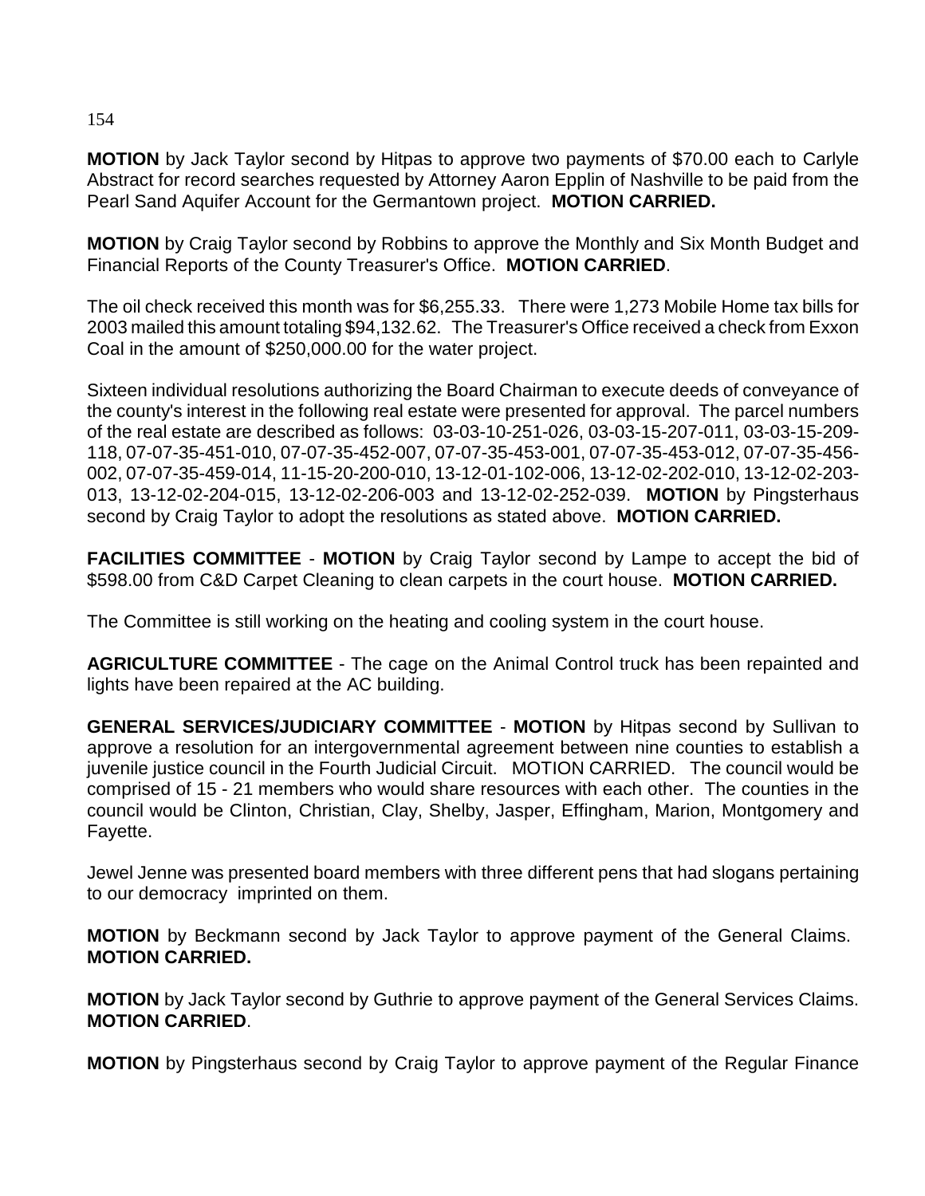**MOTION** by Jack Taylor second by Hitpas to approve two payments of $70.00 each to Carlyle Abstract for record searches requested by Attorney Aaron Epplin of Nashville to be paid from the Pearl Sand Aquifer Account for the Germantown project. **MOTION CARRIED.**

**MOTION** by Craig Taylor second by Robbins to approve the Monthly and Six Month Budget and Financial Reports of the County Treasurer's Office. **MOTION CARRIED**.

The oil check received this month was for $6,255.33. There were 1,273 Mobile Home tax bills for 2003 mailed this amount totaling $94,132.62. The Treasurer's Office received a check from Exxon Coal in the amount of $250,000.00 for the water project.

Sixteen individual resolutions authorizing the Board Chairman to execute deeds of conveyance of the county's interest in the following real estate were presented for approval. The parcel numbers of the real estate are described as follows: 03-03-10-251-026, 03-03-15-207-011, 03-03-15-209-118, 07-07-35-451-010, 07-07-35-452-007, 07-07-35-453-001, 07-07-35-453-012, 07-07-35-456-002, 07-07-35-459-014, 11-15-20-200-010, 13-12-01-102-006, 13-12-02-202-010, 13-12-02-203-013, 13-12-02-204-015, 13-12-02-206-003 and 13-12-02-252-039. **MOTION** by Pingsterhaus second by Craig Taylor to adopt the resolutions as stated above. **MOTION CARRIED.**

**FACILITIES COMMITTEE** - **MOTION** by Craig Taylor second by Lampe to accept the bid of $598.00 from C&D Carpet Cleaning to clean carpets in the court house. **MOTION CARRIED.**

The Committee is still working on the heating and cooling system in the court house.

**AGRICULTURE COMMITTEE** - The cage on the Animal Control truck has been repainted and lights have been repaired at the AC building.

**GENERAL SERVICES/JUDICIARY COMMITTEE** - **MOTION** by Hitpas second by Sullivan to approve a resolution for an intergovernmental agreement between nine counties to establish a juvenile justice council in the Fourth Judicial Circuit. MOTION CARRIED. The council would be comprised of 15 - 21 members who would share resources with each other. The counties in the council would be Clinton, Christian, Clay, Shelby, Jasper, Effingham, Marion, Montgomery and Fayette.

Jewel Jenne was presented board members with three different pens that had slogans pertaining to our democracy imprinted on them.

**MOTION** by Beckmann second by Jack Taylor to approve payment of the General Claims. **MOTION CARRIED.**

**MOTION** by Jack Taylor second by Guthrie to approve payment of the General Services Claims. **MOTION CARRIED**.

**MOTION** by Pingsterhaus second by Craig Taylor to approve payment of the Regular Finance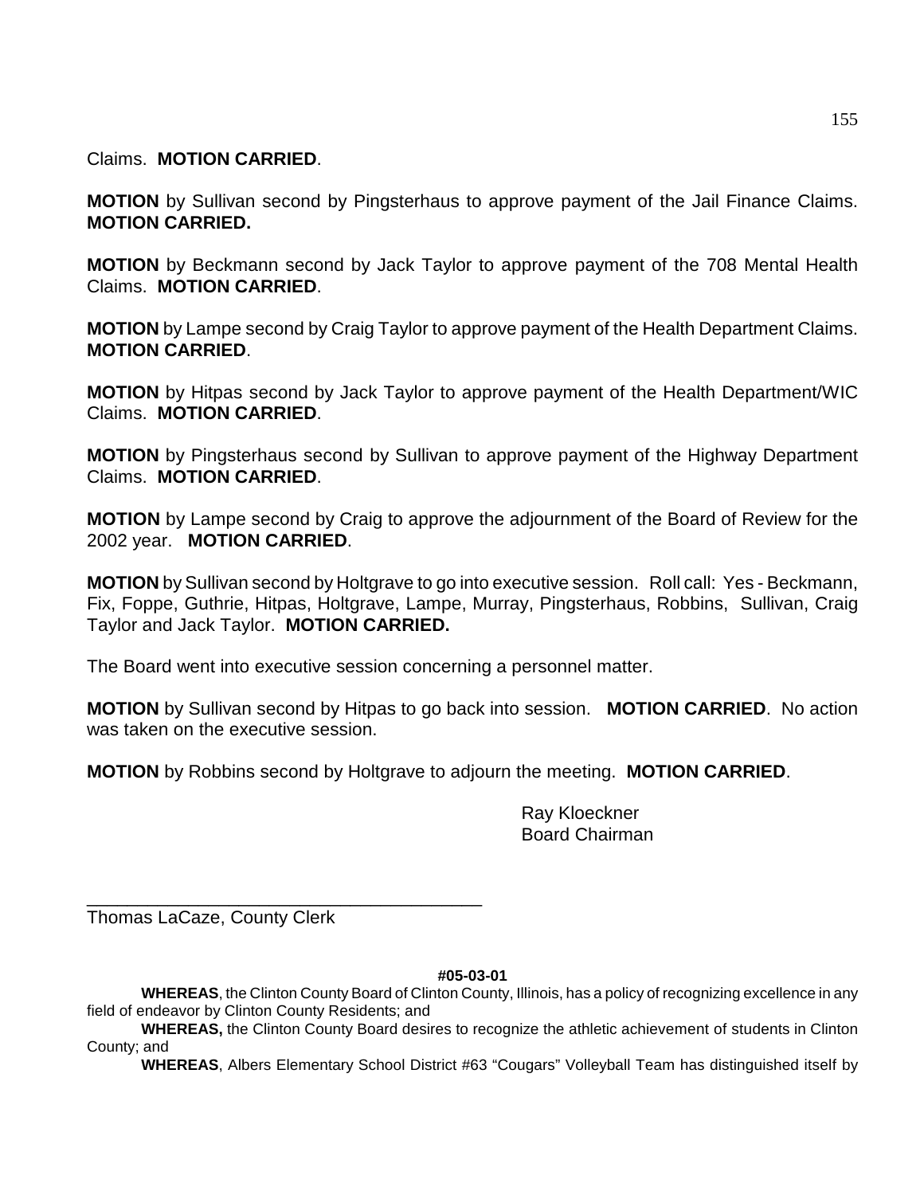Claims. **MOTION CARRIED**.

**MOTION** by Sullivan second by Pingsterhaus to approve payment of the Jail Finance Claims. **MOTION CARRIED.**

**MOTION** by Beckmann second by Jack Taylor to approve payment of the 708 Mental Health Claims. **MOTION CARRIED**.

**MOTION** by Lampe second by Craig Taylor to approve payment of the Health Department Claims. **MOTION CARRIED**.

**MOTION** by Hitpas second by Jack Taylor to approve payment of the Health Department/WIC Claims. **MOTION CARRIED**.

**MOTION** by Pingsterhaus second by Sullivan to approve payment of the Highway Department Claims. **MOTION CARRIED**.

**MOTION** by Lampe second by Craig to approve the adjournment of the Board of Review for the 2002 year. **MOTION CARRIED**.

**MOTION** by Sullivan second by Holtgrave to go into executive session. Roll call: Yes - Beckmann, Fix, Foppe, Guthrie, Hitpas, Holtgrave, Lampe, Murray, Pingsterhaus, Robbins, Sullivan, Craig Taylor and Jack Taylor. **MOTION CARRIED.**

The Board went into executive session concerning a personnel matter.

**MOTION** by Sullivan second by Hitpas to go back into session. **MOTION CARRIED**. No action was taken on the executive session.

**MOTION** by Robbins second by Holtgrave to adjourn the meeting. **MOTION CARRIED**.

Ray Kloeckner
Board Chairman

\_\_\_\_\_\_\_\_\_\_\_\_\_\_\_\_\_\_\_\_\_\_\_\_\_\_\_\_\_\_\_\_\_\_\_\_\_\_\_\_
Thomas LaCaze, County Clerk

**#05-03-01**

**WHEREAS**, the Clinton County Board of Clinton County, Illinois, has a policy of recognizing excellence in any field of endeavor by Clinton County Residents; and

**WHEREAS,** the Clinton County Board desires to recognize the athletic achievement of students in Clinton County; and

**WHEREAS**, Albers Elementary School District #63 "Cougars" Volleyball Team has distinguished itself by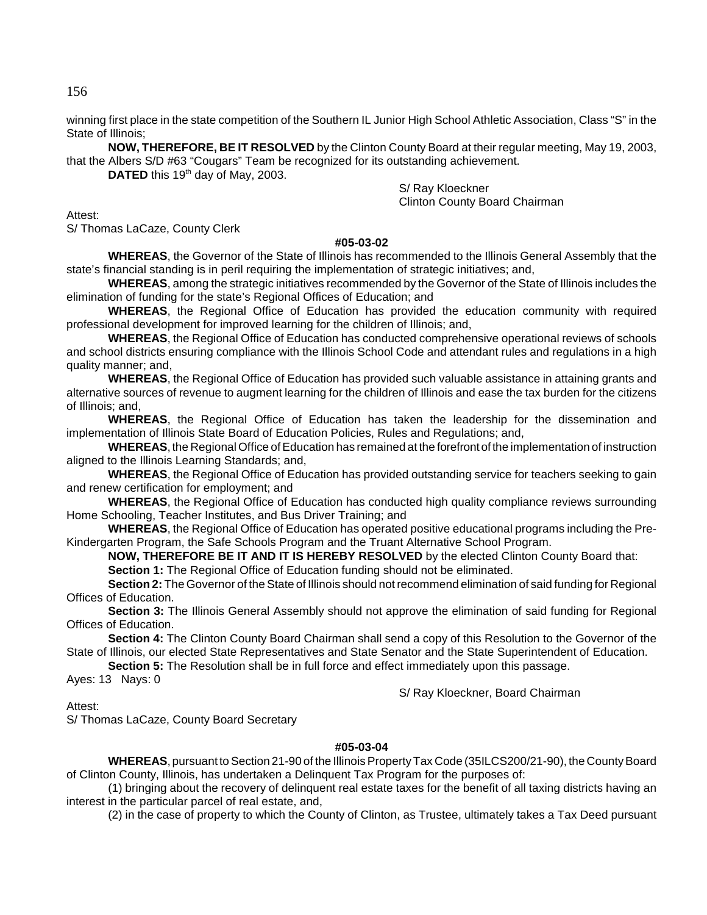winning first place in the state competition of the Southern IL Junior High School Athletic Association, Class "S" in the State of Illinois;

**NOW, THEREFORE, BE IT RESOLVED** by the Clinton County Board at their regular meeting, May 19, 2003, that the Albers S/D #63 "Cougars" Team be recognized for its outstanding achievement.

**DATED** this 19th day of May, 2003.

S/ Ray Kloeckner
Clinton County Board Chairman

Attest:
S/ Thomas LaCaze, County Clerk

**#05-03-02**

**WHEREAS**, the Governor of the State of Illinois has recommended to the Illinois General Assembly that the state's financial standing is in peril requiring the implementation of strategic initiatives; and,

**WHEREAS**, among the strategic initiatives recommended by the Governor of the State of Illinois includes the elimination of funding for the state's Regional Offices of Education; and

**WHEREAS**, the Regional Office of Education has provided the education community with required professional development for improved learning for the children of Illinois; and,

**WHEREAS**, the Regional Office of Education has conducted comprehensive operational reviews of schools and school districts ensuring compliance with the Illinois School Code and attendant rules and regulations in a high quality manner; and,

**WHEREAS**, the Regional Office of Education has provided such valuable assistance in attaining grants and alternative sources of revenue to augment learning for the children of Illinois and ease the tax burden for the citizens of Illinois; and,

**WHEREAS**, the Regional Office of Education has taken the leadership for the dissemination and implementation of Illinois State Board of Education Policies, Rules and Regulations; and,

**WHEREAS**, the Regional Office of Education has remained at the forefront of the implementation of instruction aligned to the Illinois Learning Standards; and,

**WHEREAS**, the Regional Office of Education has provided outstanding service for teachers seeking to gain and renew certification for employment; and

**WHEREAS**, the Regional Office of Education has conducted high quality compliance reviews surrounding Home Schooling, Teacher Institutes, and Bus Driver Training; and

**WHEREAS**, the Regional Office of Education has operated positive educational programs including the Pre-Kindergarten Program, the Safe Schools Program and the Truant Alternative School Program.

**NOW, THEREFORE BE IT AND IT IS HEREBY RESOLVED** by the elected Clinton County Board that:

**Section 1:** The Regional Office of Education funding should not be eliminated.

**Section 2:** The Governor of the State of Illinois should not recommend elimination of said funding for Regional Offices of Education.

**Section 3:** The Illinois General Assembly should not approve the elimination of said funding for Regional Offices of Education.

**Section 4:** The Clinton County Board Chairman shall send a copy of this Resolution to the Governor of the State of Illinois, our elected State Representatives and State Senator and the State Superintendent of Education.

**Section 5:** The Resolution shall be in full force and effect immediately upon this passage.

Ayes: 13 Nays: 0

S/ Ray Kloeckner, Board Chairman

Attest:
S/ Thomas LaCaze, County Board Secretary

**#05-03-04**

**WHEREAS**, pursuant to Section 21-90 of the Illinois Property Tax Code (35ILCS200/21-90), the County Board of Clinton County, Illinois, has undertaken a Delinquent Tax Program for the purposes of:

(1) bringing about the recovery of delinquent real estate taxes for the benefit of all taxing districts having an interest in the particular parcel of real estate, and,

(2) in the case of property to which the County of Clinton, as Trustee, ultimately takes a Tax Deed pursuant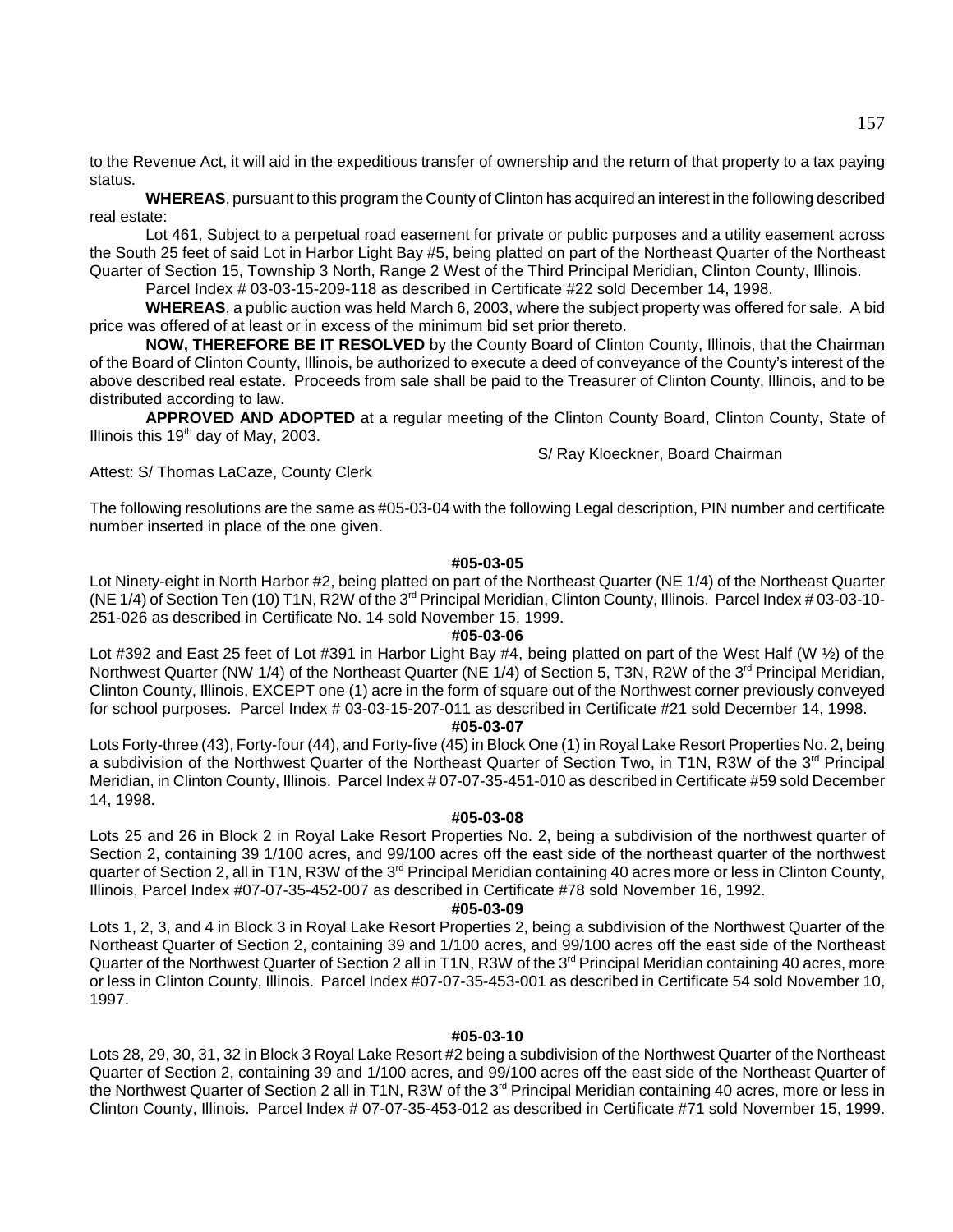to the Revenue Act, it will aid in the expeditious transfer of ownership and the return of that property to a tax paying status.

**WHEREAS**, pursuant to this program the County of Clinton has acquired an interest in the following described real estate:

Lot 461, Subject to a perpetual road easement for private or public purposes and a utility easement across the South 25 feet of said Lot in Harbor Light Bay #5, being platted on part of the Northeast Quarter of the Northeast Quarter of Section 15, Township 3 North, Range 2 West of the Third Principal Meridian, Clinton County, Illinois.

Parcel Index # 03-03-15-209-118 as described in Certificate #22 sold December 14, 1998.

**WHEREAS**, a public auction was held March 6, 2003, where the subject property was offered for sale. A bid price was offered of at least or in excess of the minimum bid set prior thereto.

**NOW, THEREFORE BE IT RESOLVED** by the County Board of Clinton County, Illinois, that the Chairman of the Board of Clinton County, Illinois, be authorized to execute a deed of conveyance of the County's interest of the above described real estate. Proceeds from sale shall be paid to the Treasurer of Clinton County, Illinois, and to be distributed according to law.

**APPROVED AND ADOPTED** at a regular meeting of the Clinton County Board, Clinton County, State of Illinois this 19th day of May, 2003.

S/ Ray Kloeckner, Board Chairman

Attest: S/ Thomas LaCaze, County Clerk

The following resolutions are the same as #05-03-04 with the following Legal description, PIN number and certificate number inserted in place of the one given.

**#05-03-05**

Lot Ninety-eight in North Harbor #2, being platted on part of the Northeast Quarter (NE 1/4) of the Northeast Quarter (NE 1/4) of Section Ten (10) T1N, R2W of the 3rd Principal Meridian, Clinton County, Illinois. Parcel Index # 03-03-10-251-026 as described in Certificate No. 14 sold November 15, 1999.

**#05-03-06**

Lot #392 and East 25 feet of Lot #391 in Harbor Light Bay #4, being platted on part of the West Half (W ½) of the Northwest Quarter (NW 1/4) of the Northeast Quarter (NE 1/4) of Section 5, T3N, R2W of the 3rd Principal Meridian, Clinton County, Illinois, EXCEPT one (1) acre in the form of square out of the Northwest corner previously conveyed for school purposes. Parcel Index # 03-03-15-207-011 as described in Certificate #21 sold December 14, 1998.

**#05-03-07**

Lots Forty-three (43), Forty-four (44), and Forty-five (45) in Block One (1) in Royal Lake Resort Properties No. 2, being a subdivision of the Northwest Quarter of the Northeast Quarter of Section Two, in T1N, R3W of the 3rd Principal Meridian, in Clinton County, Illinois. Parcel Index # 07-07-35-451-010 as described in Certificate #59 sold December 14, 1998.

**#05-03-08**

Lots 25 and 26 in Block 2 in Royal Lake Resort Properties No. 2, being a subdivision of the northwest quarter of Section 2, containing 39 1/100 acres, and 99/100 acres off the east side of the northeast quarter of the northwest quarter of Section 2, all in T1N, R3W of the 3rd Principal Meridian containing 40 acres more or less in Clinton County, Illinois, Parcel Index #07-07-35-452-007 as described in Certificate #78 sold November 16, 1992.

**#05-03-09**

Lots 1, 2, 3, and 4 in Block 3 in Royal Lake Resort Properties 2, being a subdivision of the Northwest Quarter of the Northeast Quarter of Section 2, containing 39 and 1/100 acres, and 99/100 acres off the east side of the Northeast Quarter of the Northwest Quarter of Section 2 all in T1N, R3W of the 3rd Principal Meridian containing 40 acres, more or less in Clinton County, Illinois. Parcel Index #07-07-35-453-001 as described in Certificate 54 sold November 10, 1997.

**#05-03-10**

Lots 28, 29, 30, 31, 32 in Block 3 Royal Lake Resort #2 being a subdivision of the Northwest Quarter of the Northeast Quarter of Section 2, containing 39 and 1/100 acres, and 99/100 acres off the east side of the Northeast Quarter of the Northwest Quarter of Section 2 all in T1N, R3W of the 3rd Principal Meridian containing 40 acres, more or less in Clinton County, Illinois. Parcel Index # 07-07-35-453-012 as described in Certificate #71 sold November 15, 1999.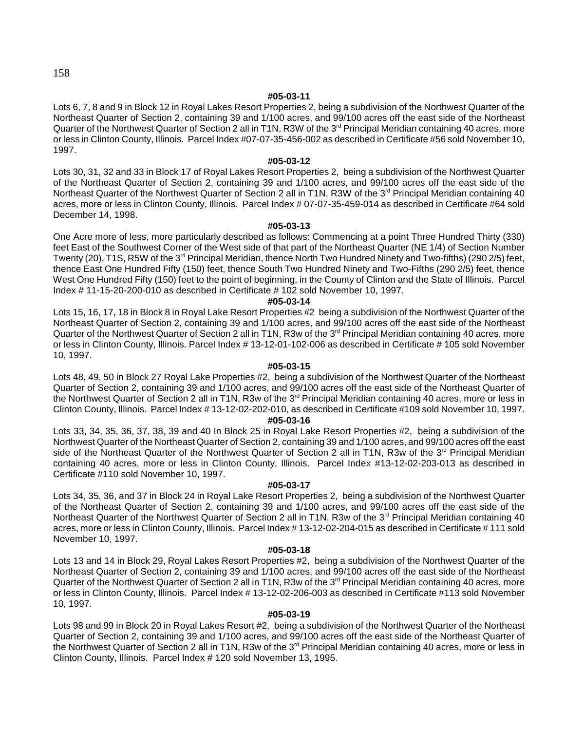**#05-03-11**

Lots 6, 7, 8 and 9 in Block 12 in Royal Lakes Resort Properties 2, being a subdivision of the Northwest Quarter of the Northeast Quarter of Section 2, containing 39 and 1/100 acres, and 99/100 acres off the east side of the Northeast Quarter of the Northwest Quarter of Section 2 all in T1N, R3W of the 3rd Principal Meridian containing 40 acres, more or less in Clinton County, Illinois. Parcel Index #07-07-35-456-002 as described in Certificate #56 sold November 10, 1997.

**#05-03-12**

Lots 30, 31, 32 and 33 in Block 17 of Royal Lakes Resort Properties 2, being a subdivision of the Northwest Quarter of the Northeast Quarter of Section 2, containing 39 and 1/100 acres, and 99/100 acres off the east side of the Northeast Quarter of the Northwest Quarter of Section 2 all in T1N, R3W of the 3rd Principal Meridian containing 40 acres, more or less in Clinton County, Illinois. Parcel Index # 07-07-35-459-014 as described in Certificate #64 sold December 14, 1998.

**#05-03-13**

One Acre more of less, more particularly described as follows: Commencing at a point Three Hundred Thirty (330) feet East of the Southwest Corner of the West side of that part of the Northeast Quarter (NE 1/4) of Section Number Twenty (20), T1S, R5W of the 3rd Principal Meridian, thence North Two Hundred Ninety and Two-fifths) (290 2/5) feet, thence East One Hundred Fifty (150) feet, thence South Two Hundred Ninety and Two-Fifths (290 2/5) feet, thence West One Hundred Fifty (150) feet to the point of beginning, in the County of Clinton and the State of Illinois. Parcel Index # 11-15-20-200-010 as described in Certificate # 102 sold November 10, 1997.

**#05-03-14**

Lots 15, 16, 17, 18 in Block 8 in Royal Lake Resort Properties #2 being a subdivision of the Northwest Quarter of the Northeast Quarter of Section 2, containing 39 and 1/100 acres, and 99/100 acres off the east side of the Northeast Quarter of the Northwest Quarter of Section 2 all in T1N, R3w of the 3rd Principal Meridian containing 40 acres, more or less in Clinton County, Illinois. Parcel Index # 13-12-01-102-006 as described in Certificate # 105 sold November 10, 1997.

**#05-03-15**

Lots 48, 49, 50 in Block 27 Royal Lake Properties #2, being a subdivision of the Northwest Quarter of the Northeast Quarter of Section 2, containing 39 and 1/100 acres, and 99/100 acres off the east side of the Northeast Quarter of the Northwest Quarter of Section 2 all in T1N, R3w of the 3rd Principal Meridian containing 40 acres, more or less in Clinton County, Illinois. Parcel Index # 13-12-02-202-010, as described in Certificate #109 sold November 10, 1997.

**#05-03-16**

Lots 33, 34, 35, 36, 37, 38, 39 and 40 In Block 25 in Royal Lake Resort Properties #2, being a subdivision of the Northwest Quarter of the Northeast Quarter of Section 2, containing 39 and 1/100 acres, and 99/100 acres off the east side of the Northeast Quarter of the Northwest Quarter of Section 2 all in T1N, R3w of the 3rd Principal Meridian containing 40 acres, more or less in Clinton County, Illinois. Parcel Index #13-12-02-203-013 as described in Certificate #110 sold November 10, 1997.

**#05-03-17**

Lots 34, 35, 36, and 37 in Block 24 in Royal Lake Resort Properties 2, being a subdivision of the Northwest Quarter of the Northeast Quarter of Section 2, containing 39 and 1/100 acres, and 99/100 acres off the east side of the Northeast Quarter of the Northwest Quarter of Section 2 all in T1N, R3w of the 3rd Principal Meridian containing 40 acres, more or less in Clinton County, Illinois. Parcel Index # 13-12-02-204-015 as described in Certificate # 111 sold November 10, 1997.

**#05-03-18**

Lots 13 and 14 in Block 29, Royal Lakes Resort Properties #2, being a subdivision of the Northwest Quarter of the Northeast Quarter of Section 2, containing 39 and 1/100 acres, and 99/100 acres off the east side of the Northeast Quarter of the Northwest Quarter of Section 2 all in T1N, R3w of the 3rd Principal Meridian containing 40 acres, more or less in Clinton County, Illinois. Parcel Index # 13-12-02-206-003 as described in Certificate #113 sold November 10, 1997.

**#05-03-19**

Lots 98 and 99 in Block 20 in Royal Lakes Resort #2, being a subdivision of the Northwest Quarter of the Northeast Quarter of Section 2, containing 39 and 1/100 acres, and 99/100 acres off the east side of the Northeast Quarter of the Northwest Quarter of Section 2 all in T1N, R3w of the 3rd Principal Meridian containing 40 acres, more or less in Clinton County, Illinois. Parcel Index # 120 sold November 13, 1995.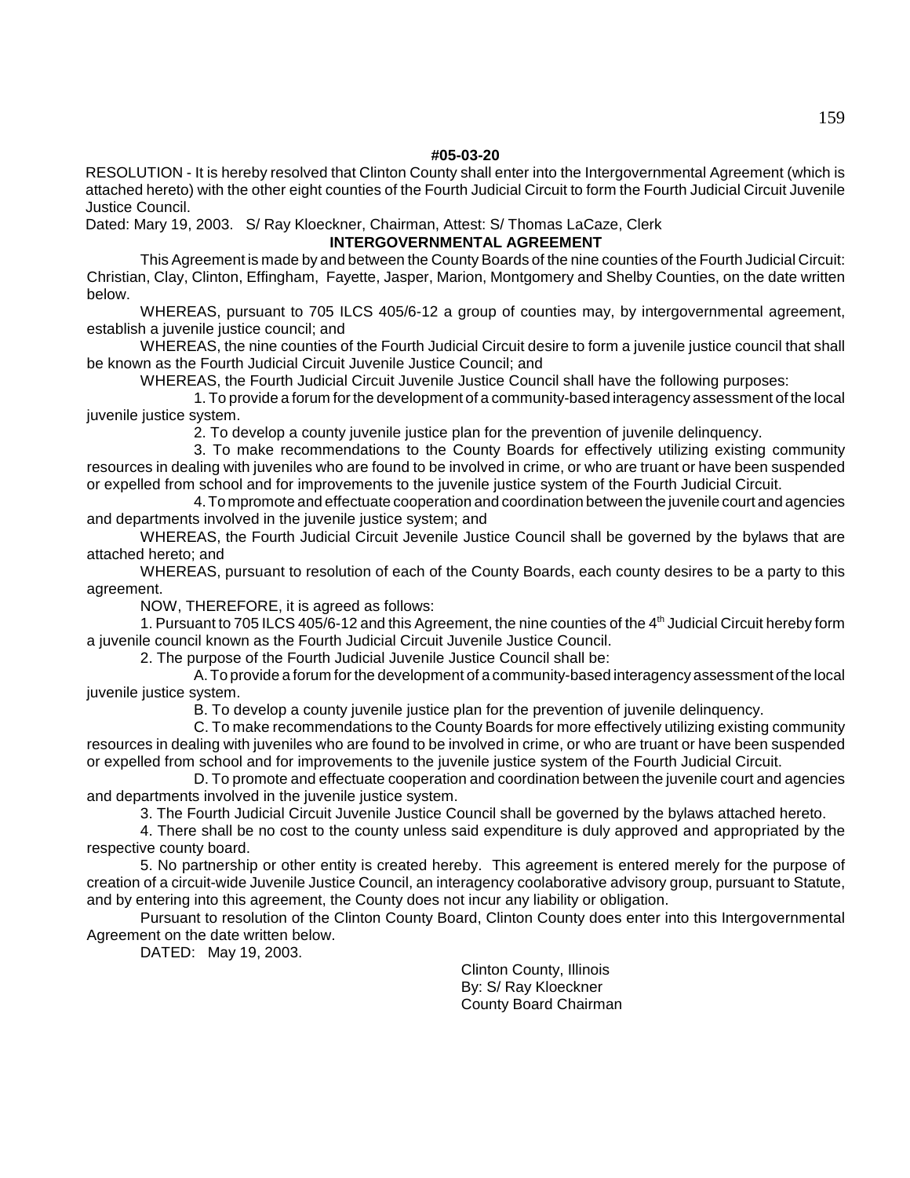**#05-03-20**

RESOLUTION - It is hereby resolved that Clinton County shall enter into the Intergovernmental Agreement (which is attached hereto) with the other eight counties of the Fourth Judicial Circuit to form the Fourth Judicial Circuit Juvenile Justice Council.

Dated: Mary 19, 2003. S/ Ray Kloeckner, Chairman, Attest: S/ Thomas LaCaze, Clerk

**INTERGOVERNMENTAL AGREEMENT**

This Agreement is made by and between the County Boards of the nine counties of the Fourth Judicial Circuit: Christian, Clay, Clinton, Effingham, Fayette, Jasper, Marion, Montgomery and Shelby Counties, on the date written below.

WHEREAS, pursuant to 705 ILCS 405/6-12 a group of counties may, by intergovernmental agreement, establish a juvenile justice council; and

WHEREAS, the nine counties of the Fourth Judicial Circuit desire to form a juvenile justice council that shall be known as the Fourth Judicial Circuit Juvenile Justice Council; and

WHEREAS, the Fourth Judicial Circuit Juvenile Justice Council shall have the following purposes:

1. To provide a forum for the development of a community-based interagency assessment of the local juvenile justice system.

2. To develop a county juvenile justice plan for the prevention of juvenile delinquency.

3. To make recommendations to the County Boards for effectively utilizing existing community resources in dealing with juveniles who are found to be involved in crime, or who are truant or have been suspended or expelled from school and for improvements to the juvenile justice system of the Fourth Judicial Circuit.

4. To mpromote and effectuate cooperation and coordination between the juvenile court and agencies and departments involved in the juvenile justice system; and

WHEREAS, the Fourth Judicial Circuit Jevenile Justice Council shall be governed by the bylaws that are attached hereto; and

WHEREAS, pursuant to resolution of each of the County Boards, each county desires to be a party to this agreement.

NOW, THEREFORE, it is agreed as follows:

1. Pursuant to 705 ILCS 405/6-12 and this Agreement, the nine counties of the 4th Judicial Circuit hereby form a juvenile council known as the Fourth Judicial Circuit Juvenile Justice Council.

2. The purpose of the Fourth Judicial Juvenile Justice Council shall be:

A. To provide a forum for the development of a community-based interagency assessment of the local juvenile justice system.

B. To develop a county juvenile justice plan for the prevention of juvenile delinquency.

C. To make recommendations to the County Boards for more effectively utilizing existing community resources in dealing with juveniles who are found to be involved in crime, or who are truant or have been suspended or expelled from school and for improvements to the juvenile justice system of the Fourth Judicial Circuit.

D. To promote and effectuate cooperation and coordination between the juvenile court and agencies and departments involved in the juvenile justice system.

3. The Fourth Judicial Circuit Juvenile Justice Council shall be governed by the bylaws attached hereto.

4. There shall be no cost to the county unless said expenditure is duly approved and appropriated by the respective county board.

5. No partnership or other entity is created hereby. This agreement is entered merely for the purpose of creation of a circuit-wide Juvenile Justice Council, an interagency coolaborative advisory group, pursuant to Statute, and by entering into this agreement, the County does not incur any liability or obligation.

Pursuant to resolution of the Clinton County Board, Clinton County does enter into this Intergovernmental Agreement on the date written below.

DATED: May 19, 2003.

Clinton County, Illinois
By: S/ Ray Kloeckner
County Board Chairman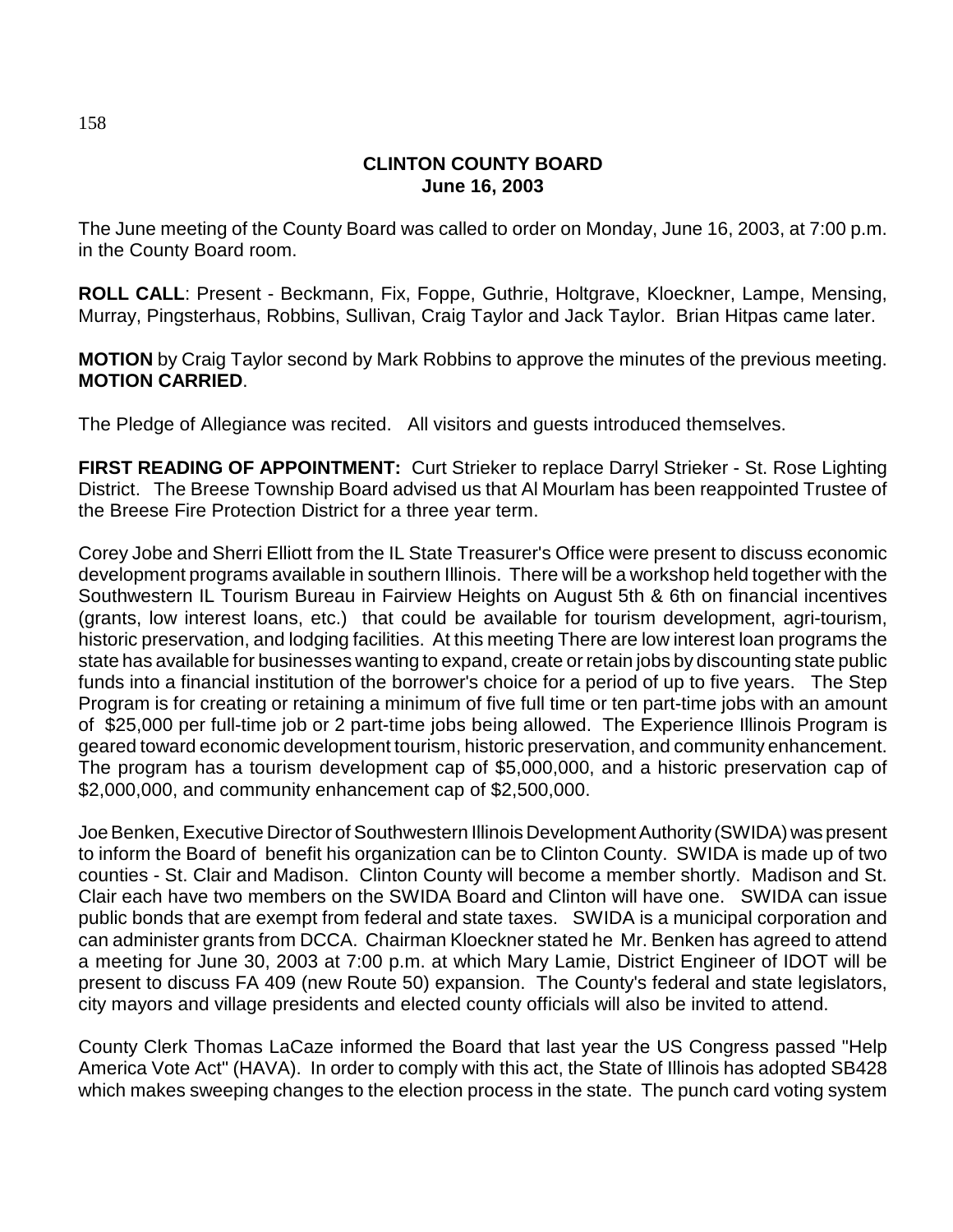**CLINTON COUNTY BOARD**
**June 16, 2003**

The June meeting of the County Board was called to order on Monday, June 16, 2003, at 7:00 p.m. in the County Board room.

**ROLL CALL**: Present - Beckmann, Fix, Foppe, Guthrie, Holtgrave, Kloeckner, Lampe, Mensing, Murray, Pingsterhaus, Robbins, Sullivan, Craig Taylor and Jack Taylor. Brian Hitpas came later.

**MOTION** by Craig Taylor second by Mark Robbins to approve the minutes of the previous meeting. **MOTION CARRIED**.

The Pledge of Allegiance was recited. All visitors and guests introduced themselves.

**FIRST READING OF APPOINTMENT:** Curt Strieker to replace Darryl Strieker - St. Rose Lighting District. The Breese Township Board advised us that Al Mourlam has been reappointed Trustee of the Breese Fire Protection District for a three year term.

Corey Jobe and Sherri Elliott from the IL State Treasurer's Office were present to discuss economic development programs available in southern Illinois. There will be a workshop held together with the Southwestern IL Tourism Bureau in Fairview Heights on August 5th & 6th on financial incentives (grants, low interest loans, etc.) that could be available for tourism development, agri-tourism, historic preservation, and lodging facilities. At this meeting There are low interest loan programs the state has available for businesses wanting to expand, create or retain jobs by discounting state public funds into a financial institution of the borrower's choice for a period of up to five years. The Step Program is for creating or retaining a minimum of five full time or ten part-time jobs with an amount of $25,000 per full-time job or 2 part-time jobs being allowed. The Experience Illinois Program is geared toward economic development tourism, historic preservation, and community enhancement. The program has a tourism development cap of $5,000,000, and a historic preservation cap of $2,000,000, and community enhancement cap of $2,500,000.

Joe Benken, Executive Director of Southwestern Illinois Development Authority (SWIDA) was present to inform the Board of benefit his organization can be to Clinton County. SWIDA is made up of two counties - St. Clair and Madison. Clinton County will become a member shortly. Madison and St. Clair each have two members on the SWIDA Board and Clinton will have one. SWIDA can issue public bonds that are exempt from federal and state taxes. SWIDA is a municipal corporation and can administer grants from DCCA. Chairman Kloeckner stated he Mr. Benken has agreed to attend a meeting for June 30, 2003 at 7:00 p.m. at which Mary Lamie, District Engineer of IDOT will be present to discuss FA 409 (new Route 50) expansion. The County's federal and state legislators, city mayors and village presidents and elected county officials will also be invited to attend.

County Clerk Thomas LaCaze informed the Board that last year the US Congress passed "Help America Vote Act" (HAVA). In order to comply with this act, the State of Illinois has adopted SB428 which makes sweeping changes to the election process in the state. The punch card voting system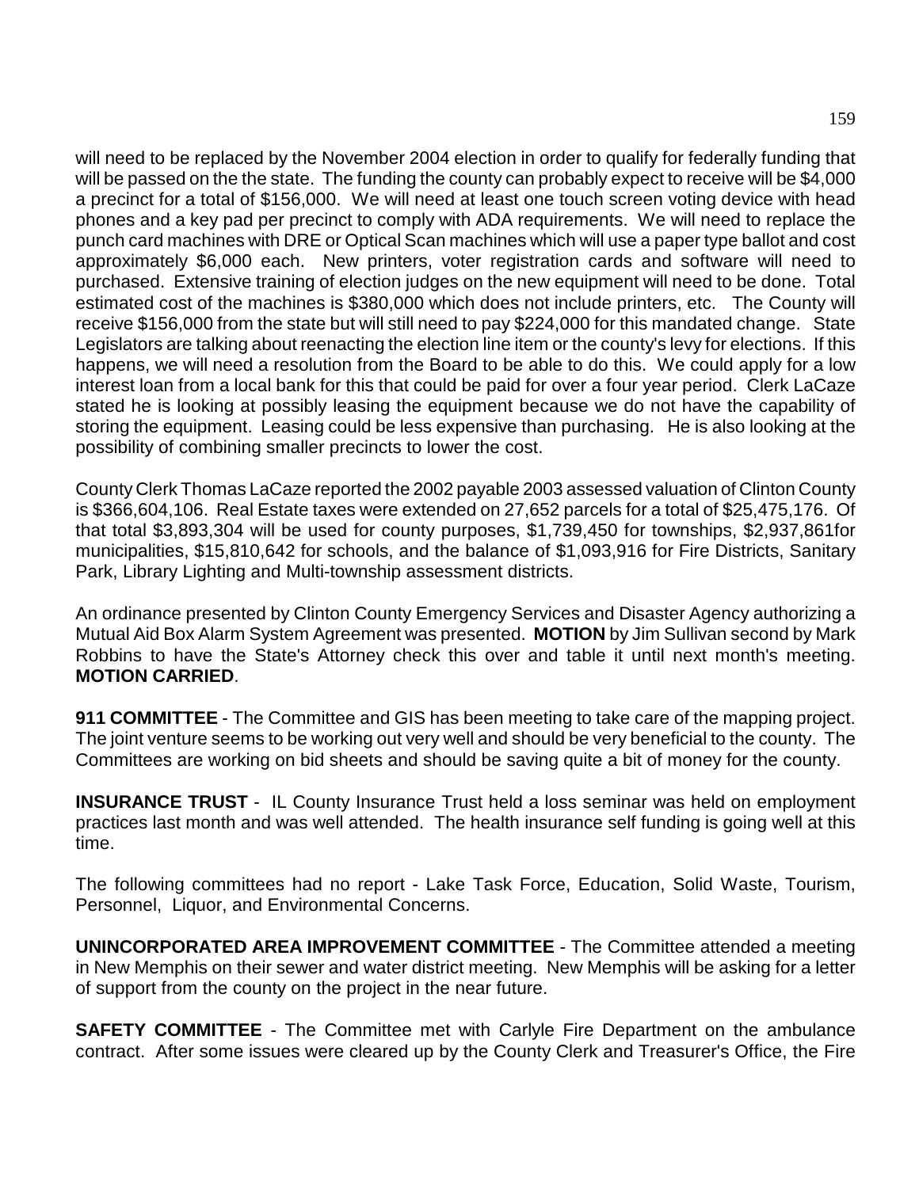will need to be replaced by the November 2004 election in order to qualify for federally funding that will be passed on the the state. The funding the county can probably expect to receive will be $4,000 a precinct for a total of $156,000. We will need at least one touch screen voting device with head phones and a key pad per precinct to comply with ADA requirements. We will need to replace the punch card machines with DRE or Optical Scan machines which will use a paper type ballot and cost approximately $6,000 each. New printers, voter registration cards and software will need to purchased. Extensive training of election judges on the new equipment will need to be done. Total estimated cost of the machines is $380,000 which does not include printers, etc. The County will receive $156,000 from the state but will still need to pay $224,000 for this mandated change. State Legislators are talking about reenacting the election line item or the county's levy for elections. If this happens, we will need a resolution from the Board to be able to do this. We could apply for a low interest loan from a local bank for this that could be paid for over a four year period. Clerk LaCaze stated he is looking at possibly leasing the equipment because we do not have the capability of storing the equipment. Leasing could be less expensive than purchasing. He is also looking at the possibility of combining smaller precincts to lower the cost.

County Clerk Thomas LaCaze reported the 2002 payable 2003 assessed valuation of Clinton County is $366,604,106. Real Estate taxes were extended on 27,652 parcels for a total of $25,475,176. Of that total $3,893,304 will be used for county purposes, $1,739,450 for townships, $2,937,861for municipalities, $15,810,642 for schools, and the balance of $1,093,916 for Fire Districts, Sanitary Park, Library Lighting and Multi-township assessment districts.

An ordinance presented by Clinton County Emergency Services and Disaster Agency authorizing a Mutual Aid Box Alarm System Agreement was presented. **MOTION** by Jim Sullivan second by Mark Robbins to have the State's Attorney check this over and table it until next month's meeting. **MOTION CARRIED**.

**911 COMMITTEE** - The Committee and GIS has been meeting to take care of the mapping project. The joint venture seems to be working out very well and should be very beneficial to the county. The Committees are working on bid sheets and should be saving quite a bit of money for the county.

**INSURANCE TRUST** - IL County Insurance Trust held a loss seminar was held on employment practices last month and was well attended. The health insurance self funding is going well at this time.

The following committees had no report - Lake Task Force, Education, Solid Waste, Tourism, Personnel, Liquor, and Environmental Concerns.

**UNINCORPORATED AREA IMPROVEMENT COMMITTEE** - The Committee attended a meeting in New Memphis on their sewer and water district meeting. New Memphis will be asking for a letter of support from the county on the project in the near future.

**SAFETY COMMITTEE** - The Committee met with Carlyle Fire Department on the ambulance contract. After some issues were cleared up by the County Clerk and Treasurer's Office, the Fire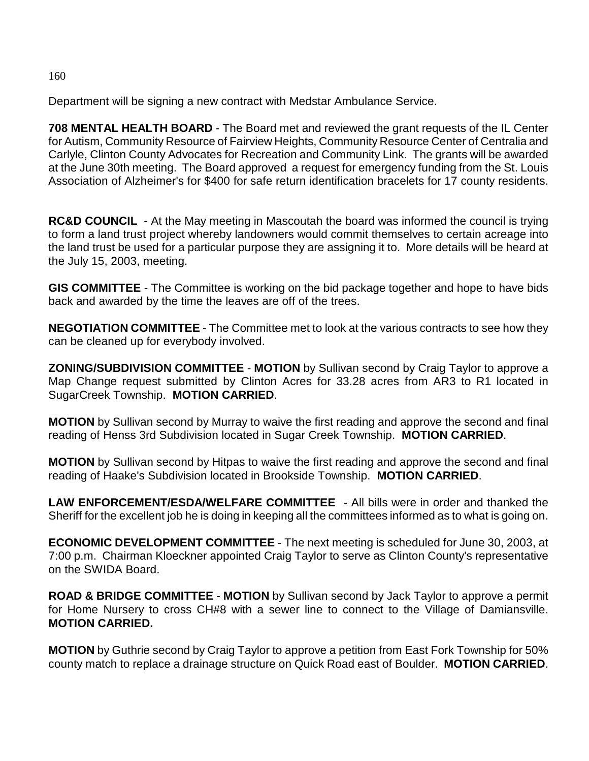Department will be signing a new contract with Medstar Ambulance Service.

**708 MENTAL HEALTH BOARD** - The Board met and reviewed the grant requests of the IL Center for Autism, Community Resource of Fairview Heights, Community Resource Center of Centralia and Carlyle, Clinton County Advocates for Recreation and Community Link. The grants will be awarded at the June 30th meeting. The Board approved a request for emergency funding from the St. Louis Association of Alzheimer's for $400 for safe return identification bracelets for 17 county residents.

**RC&D COUNCIL** - At the May meeting in Mascoutah the board was informed the council is trying to form a land trust project whereby landowners would commit themselves to certain acreage into the land trust be used for a particular purpose they are assigning it to. More details will be heard at the July 15, 2003, meeting.

**GIS COMMITTEE** - The Committee is working on the bid package together and hope to have bids back and awarded by the time the leaves are off of the trees.

**NEGOTIATION COMMITTEE** - The Committee met to look at the various contracts to see how they can be cleaned up for everybody involved.

**ZONING/SUBDIVISION COMMITTEE** - **MOTION** by Sullivan second by Craig Taylor to approve a Map Change request submitted by Clinton Acres for 33.28 acres from AR3 to R1 located in SugarCreek Township. **MOTION CARRIED**.

**MOTION** by Sullivan second by Murray to waive the first reading and approve the second and final reading of Henss 3rd Subdivision located in Sugar Creek Township. **MOTION CARRIED**.

**MOTION** by Sullivan second by Hitpas to waive the first reading and approve the second and final reading of Haake's Subdivision located in Brookside Township. **MOTION CARRIED**.

**LAW ENFORCEMENT/ESDA/WELFARE COMMITTEE** - All bills were in order and thanked the Sheriff for the excellent job he is doing in keeping all the committees informed as to what is going on.

**ECONOMIC DEVELOPMENT COMMITTEE** - The next meeting is scheduled for June 30, 2003, at 7:00 p.m. Chairman Kloeckner appointed Craig Taylor to serve as Clinton County's representative on the SWIDA Board.

**ROAD & BRIDGE COMMITTEE** - **MOTION** by Sullivan second by Jack Taylor to approve a permit for Home Nursery to cross CH#8 with a sewer line to connect to the Village of Damiansville. **MOTION CARRIED.**

**MOTION** by Guthrie second by Craig Taylor to approve a petition from East Fork Township for 50% county match to replace a drainage structure on Quick Road east of Boulder. **MOTION CARRIED**.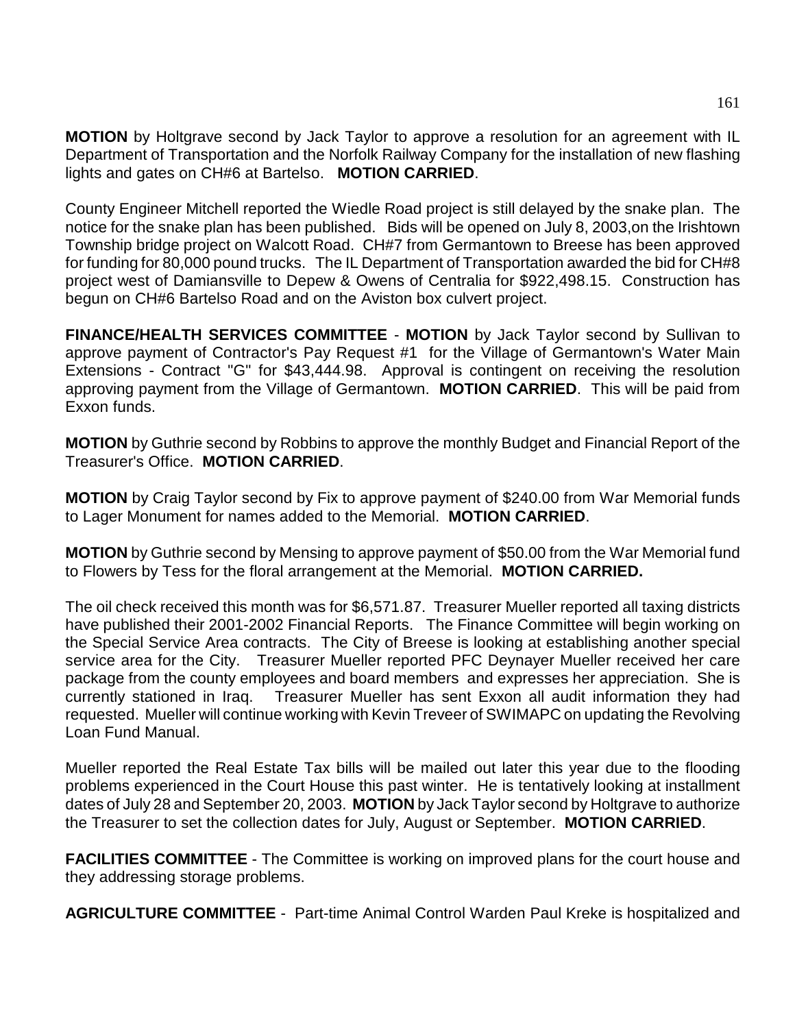**MOTION** by Holtgrave second by Jack Taylor to approve a resolution for an agreement with IL Department of Transportation and the Norfolk Railway Company for the installation of new flashing lights and gates on CH#6 at Bartelso. **MOTION CARRIED**.

County Engineer Mitchell reported the Wiedle Road project is still delayed by the snake plan. The notice for the snake plan has been published. Bids will be opened on July 8, 2003,on the Irishtown Township bridge project on Walcott Road. CH#7 from Germantown to Breese has been approved for funding for 80,000 pound trucks. The IL Department of Transportation awarded the bid for CH#8 project west of Damiansville to Depew & Owens of Centralia for $922,498.15. Construction has begun on CH#6 Bartelso Road and on the Aviston box culvert project.

**FINANCE/HEALTH SERVICES COMMITTEE** - **MOTION** by Jack Taylor second by Sullivan to approve payment of Contractor's Pay Request #1 for the Village of Germantown's Water Main Extensions - Contract "G" for $43,444.98. Approval is contingent on receiving the resolution approving payment from the Village of Germantown. **MOTION CARRIED**. This will be paid from Exxon funds.

**MOTION** by Guthrie second by Robbins to approve the monthly Budget and Financial Report of the Treasurer's Office. **MOTION CARRIED**.

**MOTION** by Craig Taylor second by Fix to approve payment of $240.00 from War Memorial funds to Lager Monument for names added to the Memorial. **MOTION CARRIED**.

**MOTION** by Guthrie second by Mensing to approve payment of $50.00 from the War Memorial fund to Flowers by Tess for the floral arrangement at the Memorial. **MOTION CARRIED.**

The oil check received this month was for $6,571.87. Treasurer Mueller reported all taxing districts have published their 2001-2002 Financial Reports. The Finance Committee will begin working on the Special Service Area contracts. The City of Breese is looking at establishing another special service area for the City. Treasurer Mueller reported PFC Deynayer Mueller received her care package from the county employees and board members and expresses her appreciation. She is currently stationed in Iraq. Treasurer Mueller has sent Exxon all audit information they had requested. Mueller will continue working with Kevin Treveer of SWIMAPC on updating the Revolving Loan Fund Manual.

Mueller reported the Real Estate Tax bills will be mailed out later this year due to the flooding problems experienced in the Court House this past winter. He is tentatively looking at installment dates of July 28 and September 20, 2003. **MOTION** by Jack Taylor second by Holtgrave to authorize the Treasurer to set the collection dates for July, August or September. **MOTION CARRIED**.

**FACILITIES COMMITTEE** - The Committee is working on improved plans for the court house and they addressing storage problems.

**AGRICULTURE COMMITTEE** - Part-time Animal Control Warden Paul Kreke is hospitalized and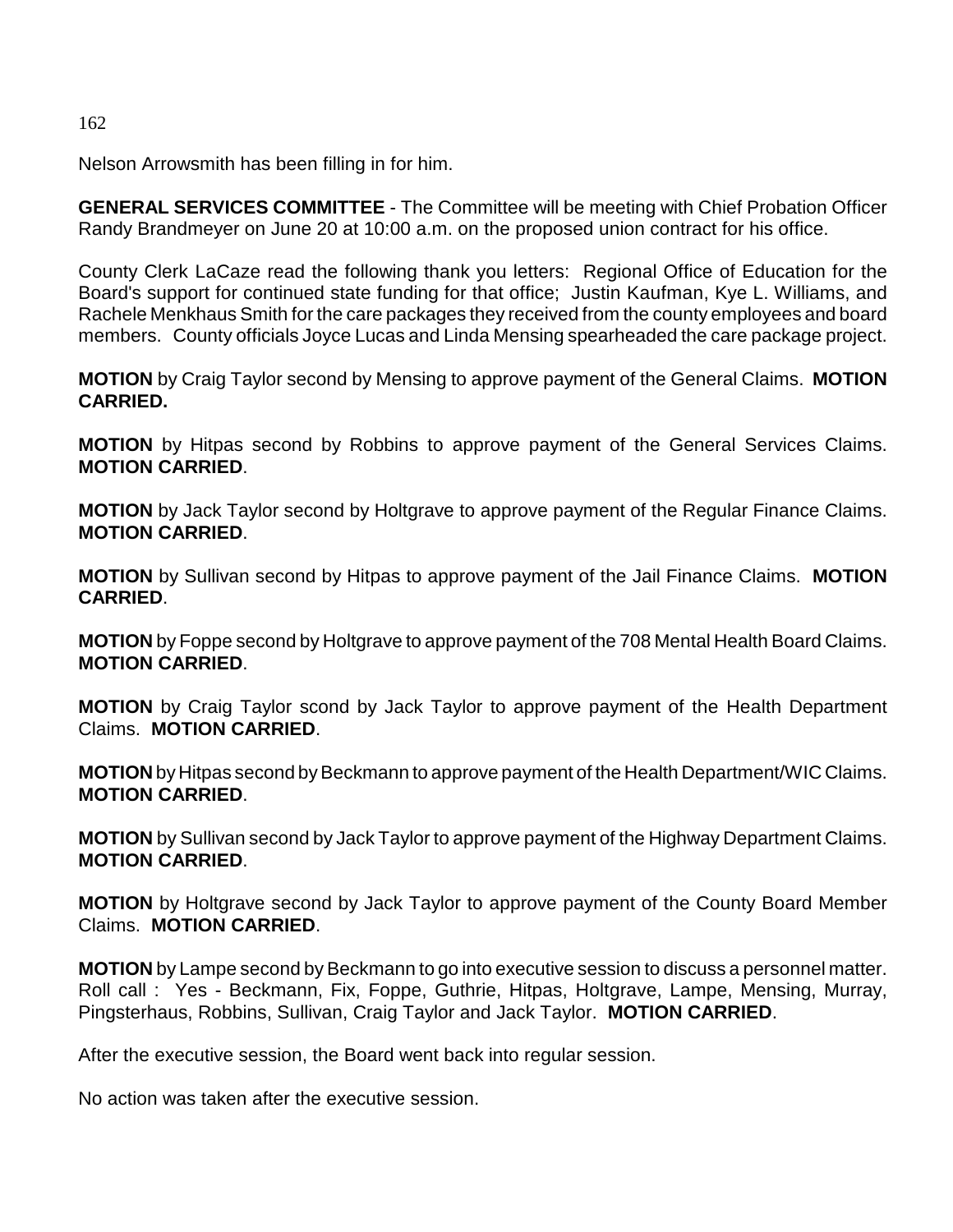Nelson Arrowsmith has been filling in for him.

**GENERAL SERVICES COMMITTEE** - The Committee will be meeting with Chief Probation Officer Randy Brandmeyer on June 20 at 10:00 a.m. on the proposed union contract for his office.

County Clerk LaCaze read the following thank you letters: Regional Office of Education for the Board's support for continued state funding for that office; Justin Kaufman, Kye L. Williams, and Rachele Menkhaus Smith for the care packages they received from the county employees and board members. County officials Joyce Lucas and Linda Mensing spearheaded the care package project.

**MOTION** by Craig Taylor second by Mensing to approve payment of the General Claims. **MOTION CARRIED.**

**MOTION** by Hitpas second by Robbins to approve payment of the General Services Claims. **MOTION CARRIED**.

**MOTION** by Jack Taylor second by Holtgrave to approve payment of the Regular Finance Claims. **MOTION CARRIED**.

**MOTION** by Sullivan second by Hitpas to approve payment of the Jail Finance Claims. **MOTION CARRIED**.

**MOTION** by Foppe second by Holtgrave to approve payment of the 708 Mental Health Board Claims. **MOTION CARRIED**.

**MOTION** by Craig Taylor scond by Jack Taylor to approve payment of the Health Department Claims. **MOTION CARRIED**.

**MOTION** by Hitpas second by Beckmann to approve payment of the Health Department/WIC Claims. **MOTION CARRIED**.

**MOTION** by Sullivan second by Jack Taylor to approve payment of the Highway Department Claims. **MOTION CARRIED**.

**MOTION** by Holtgrave second by Jack Taylor to approve payment of the County Board Member Claims. **MOTION CARRIED**.

**MOTION** by Lampe second by Beckmann to go into executive session to discuss a personnel matter. Roll call : Yes - Beckmann, Fix, Foppe, Guthrie, Hitpas, Holtgrave, Lampe, Mensing, Murray, Pingsterhaus, Robbins, Sullivan, Craig Taylor and Jack Taylor. **MOTION CARRIED**.

After the executive session, the Board went back into regular session.

No action was taken after the executive session.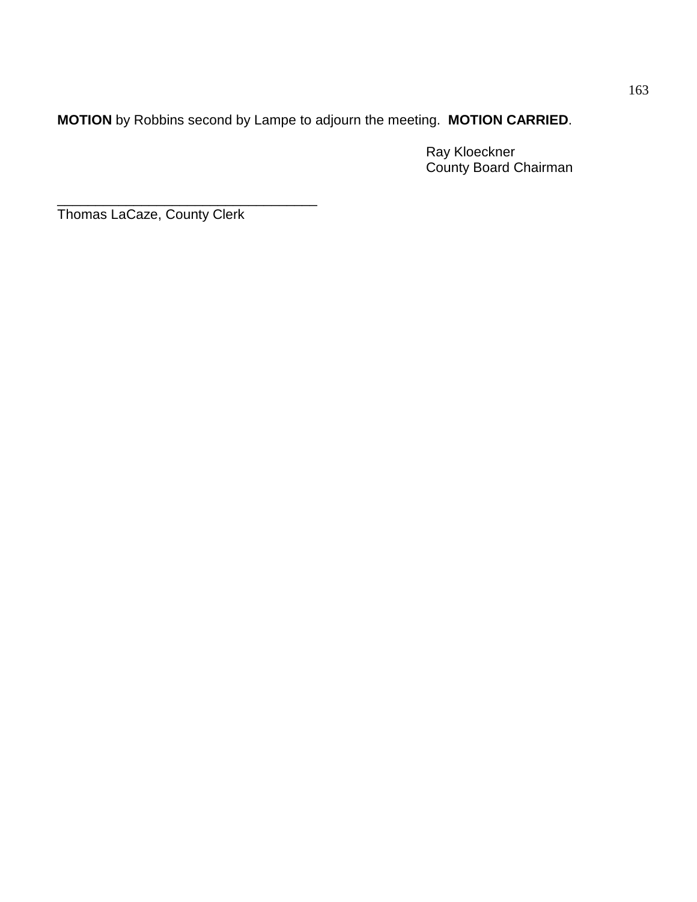**MOTION** by Robbins second by Lampe to adjourn the meeting. **MOTION CARRIED**.

Ray Kloeckner
County Board Chairman

___________________________________
Thomas LaCaze, County Clerk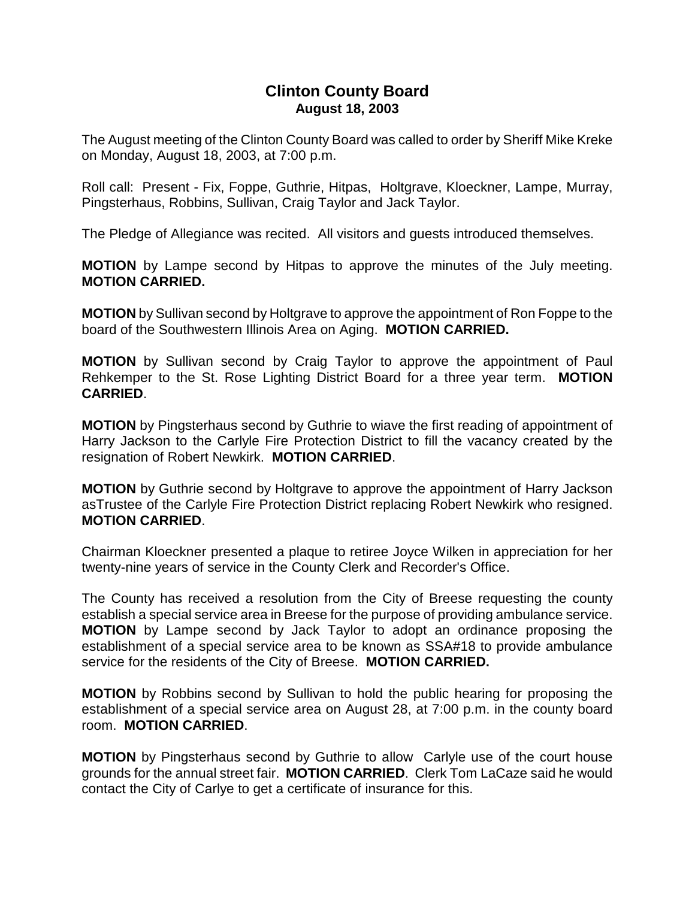# Clinton County Board
## August 18, 2003

The August meeting of the Clinton County Board was called to order by Sheriff Mike Kreke on Monday, August 18, 2003, at 7:00 p.m.

Roll call: Present - Fix, Foppe, Guthrie, Hitpas, Holtgrave, Kloeckner, Lampe, Murray, Pingsterhaus, Robbins, Sullivan, Craig Taylor and Jack Taylor.

The Pledge of Allegiance was recited. All visitors and guests introduced themselves.

**MOTION** by Lampe second by Hitpas to approve the minutes of the July meeting. **MOTION CARRIED.**

**MOTION** by Sullivan second by Holtgrave to approve the appointment of Ron Foppe to the board of the Southwestern Illinois Area on Aging. **MOTION CARRIED.**

**MOTION** by Sullivan second by Craig Taylor to approve the appointment of Paul Rehkemper to the St. Rose Lighting District Board for a three year term. **MOTION CARRIED**.

**MOTION** by Pingsterhaus second by Guthrie to wiave the first reading of appointment of Harry Jackson to the Carlyle Fire Protection District to fill the vacancy created by the resignation of Robert Newkirk. **MOTION CARRIED**.

**MOTION** by Guthrie second by Holtgrave to approve the appointment of Harry Jackson asTrustee of the Carlyle Fire Protection District replacing Robert Newkirk who resigned. **MOTION CARRIED**.

Chairman Kloeckner presented a plaque to retiree Joyce Wilken in appreciation for her twenty-nine years of service in the County Clerk and Recorder's Office.

The County has received a resolution from the City of Breese requesting the county establish a special service area in Breese for the purpose of providing ambulance service. **MOTION** by Lampe second by Jack Taylor to adopt an ordinance proposing the establishment of a special service area to be known as SSA#18 to provide ambulance service for the residents of the City of Breese. **MOTION CARRIED.**

**MOTION** by Robbins second by Sullivan to hold the public hearing for proposing the establishment of a special service area on August 28, at 7:00 p.m. in the county board room. **MOTION CARRIED**.

**MOTION** by Pingsterhaus second by Guthrie to allow Carlyle use of the court house grounds for the annual street fair. **MOTION CARRIED**. Clerk Tom LaCaze said he would contact the City of Carlye to get a certificate of insurance for this.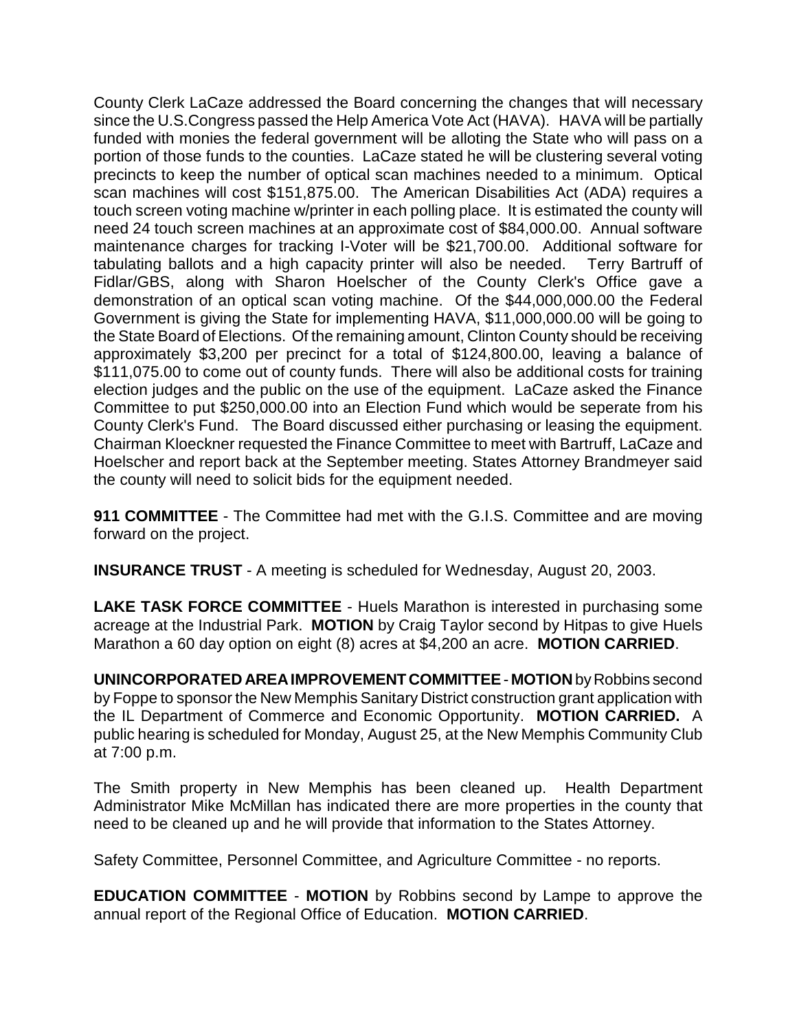County Clerk LaCaze addressed the Board concerning the changes that will necessary since the U.S.Congress passed the Help America Vote Act (HAVA). HAVA will be partially funded with monies the federal government will be alloting the State who will pass on a portion of those funds to the counties. LaCaze stated he will be clustering several voting precincts to keep the number of optical scan machines needed to a minimum. Optical scan machines will cost $151,875.00. The American Disabilities Act (ADA) requires a touch screen voting machine w/printer in each polling place. It is estimated the county will need 24 touch screen machines at an approximate cost of $84,000.00. Annual software maintenance charges for tracking I-Voter will be $21,700.00. Additional software for tabulating ballots and a high capacity printer will also be needed. Terry Bartruff of Fidlar/GBS, along with Sharon Hoelscher of the County Clerk's Office gave a demonstration of an optical scan voting machine. Of the $44,000,000.00 the Federal Government is giving the State for implementing HAVA, $11,000,000.00 will be going to the State Board of Elections. Of the remaining amount, Clinton County should be receiving approximately $3,200 per precinct for a total of $124,800.00, leaving a balance of $111,075.00 to come out of county funds. There will also be additional costs for training election judges and the public on the use of the equipment. LaCaze asked the Finance Committee to put $250,000.00 into an Election Fund which would be seperate from his County Clerk's Fund. The Board discussed either purchasing or leasing the equipment. Chairman Kloeckner requested the Finance Committee to meet with Bartruff, LaCaze and Hoelscher and report back at the September meeting. States Attorney Brandmeyer said the county will need to solicit bids for the equipment needed.

**911 COMMITTEE** - The Committee had met with the G.I.S. Committee and are moving forward on the project.

**INSURANCE TRUST** - A meeting is scheduled for Wednesday, August 20, 2003.

**LAKE TASK FORCE COMMITTEE** - Huels Marathon is interested in purchasing some acreage at the Industrial Park. **MOTION** by Craig Taylor second by Hitpas to give Huels Marathon a 60 day option on eight (8) acres at $4,200 an acre. **MOTION CARRIED**.

**UNINCORPORATED AREA IMPROVEMENT COMMITTEE** - **MOTION** by Robbins second by Foppe to sponsor the New Memphis Sanitary District construction grant application with the IL Department of Commerce and Economic Opportunity. **MOTION CARRIED.** A public hearing is scheduled for Monday, August 25, at the New Memphis Community Club at 7:00 p.m.

The Smith property in New Memphis has been cleaned up. Health Department Administrator Mike McMillan has indicated there are more properties in the county that need to be cleaned up and he will provide that information to the States Attorney.

Safety Committee, Personnel Committee, and Agriculture Committee - no reports.

**EDUCATION COMMITTEE** - **MOTION** by Robbins second by Lampe to approve the annual report of the Regional Office of Education. **MOTION CARRIED**.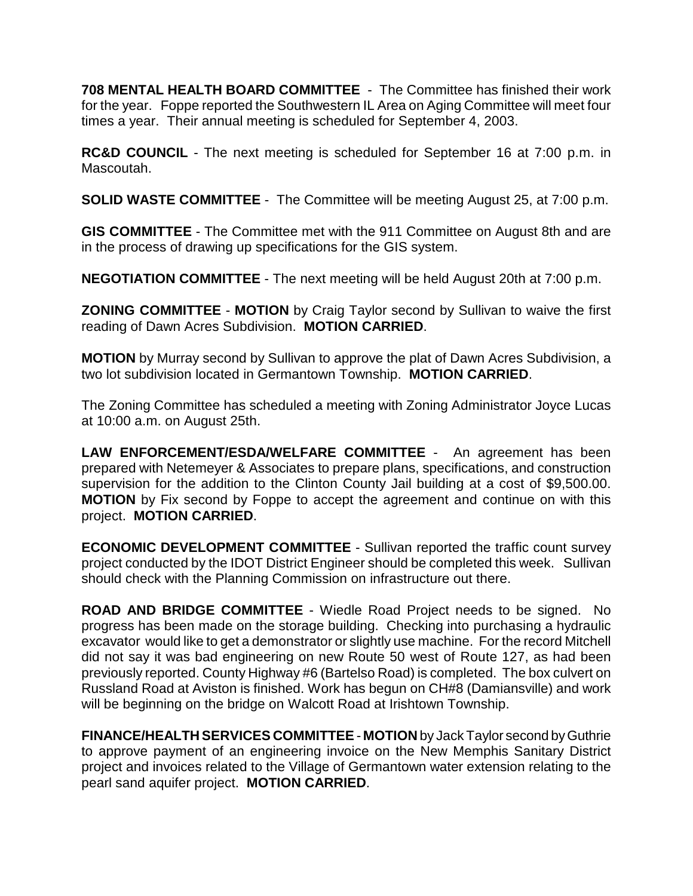**708 MENTAL HEALTH BOARD COMMITTEE** - The Committee has finished their work for the year. Foppe reported the Southwestern IL Area on Aging Committee will meet four times a year. Their annual meeting is scheduled for September 4, 2003.

**RC&D COUNCIL** - The next meeting is scheduled for September 16 at 7:00 p.m. in Mascoutah.

**SOLID WASTE COMMITTEE** - The Committee will be meeting August 25, at 7:00 p.m.

**GIS COMMITTEE** - The Committee met with the 911 Committee on August 8th and are in the process of drawing up specifications for the GIS system.

**NEGOTIATION COMMITTEE** - The next meeting will be held August 20th at 7:00 p.m.

**ZONING COMMITTEE** - **MOTION** by Craig Taylor second by Sullivan to waive the first reading of Dawn Acres Subdivision. **MOTION CARRIED**.

**MOTION** by Murray second by Sullivan to approve the plat of Dawn Acres Subdivision, a two lot subdivision located in Germantown Township. **MOTION CARRIED**.

The Zoning Committee has scheduled a meeting with Zoning Administrator Joyce Lucas at 10:00 a.m. on August 25th.

**LAW ENFORCEMENT/ESDA/WELFARE COMMITTEE** - An agreement has been prepared with Netemeyer & Associates to prepare plans, specifications, and construction supervision for the addition to the Clinton County Jail building at a cost of $9,500.00. **MOTION** by Fix second by Foppe to accept the agreement and continue on with this project. **MOTION CARRIED**.

**ECONOMIC DEVELOPMENT COMMITTEE** - Sullivan reported the traffic count survey project conducted by the IDOT District Engineer should be completed this week. Sullivan should check with the Planning Commission on infrastructure out there.

**ROAD AND BRIDGE COMMITTEE** - Wiedle Road Project needs to be signed. No progress has been made on the storage building. Checking into purchasing a hydraulic excavator would like to get a demonstrator or slightly use machine. For the record Mitchell did not say it was bad engineering on new Route 50 west of Route 127, as had been previously reported. County Highway #6 (Bartelso Road) is completed. The box culvert on Russland Road at Aviston is finished. Work has begun on CH#8 (Damiansville) and work will be beginning on the bridge on Walcott Road at Irishtown Township.

**FINANCE/HEALTH SERVICES COMMITTEE** - **MOTION** by Jack Taylor second by Guthrie to approve payment of an engineering invoice on the New Memphis Sanitary District project and invoices related to the Village of Germantown water extension relating to the pearl sand aquifer project. **MOTION CARRIED**.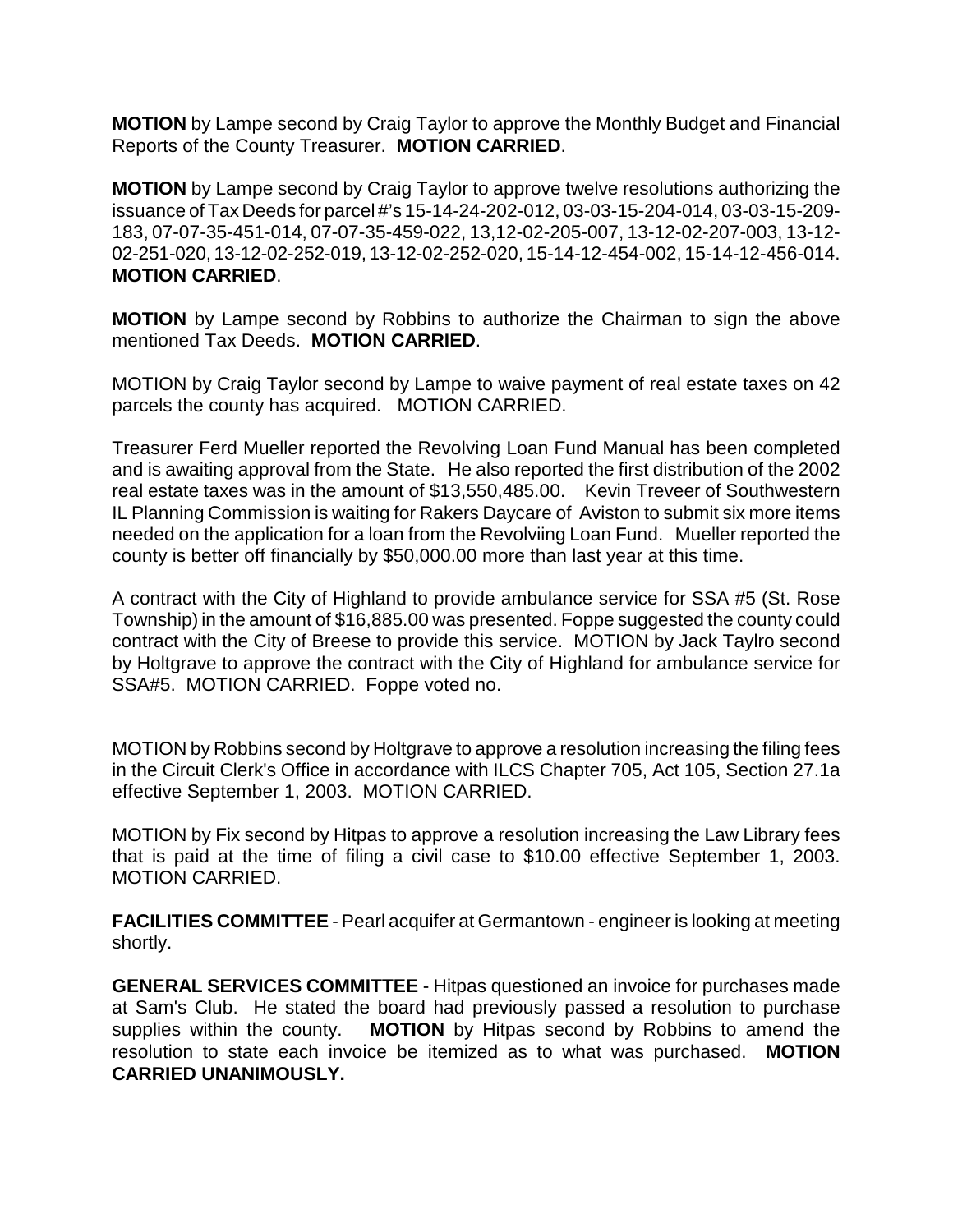**MOTION** by Lampe second by Craig Taylor to approve the Monthly Budget and Financial Reports of the County Treasurer. **MOTION CARRIED**.

**MOTION** by Lampe second by Craig Taylor to approve twelve resolutions authorizing the issuance of Tax Deeds for parcel #'s 15-14-24-202-012, 03-03-15-204-014, 03-03-15-209-183, 07-07-35-451-014, 07-07-35-459-022, 13,12-02-205-007, 13-12-02-207-003, 13-12-02-251-020, 13-12-02-252-019, 13-12-02-252-020, 15-14-12-454-002, 15-14-12-456-014. **MOTION CARRIED**.

**MOTION** by Lampe second by Robbins to authorize the Chairman to sign the above mentioned Tax Deeds. **MOTION CARRIED**.

MOTION by Craig Taylor second by Lampe to waive payment of real estate taxes on 42 parcels the county has acquired. MOTION CARRIED.

Treasurer Ferd Mueller reported the Revolving Loan Fund Manual has been completed and is awaiting approval from the State. He also reported the first distribution of the 2002 real estate taxes was in the amount of $13,550,485.00. Kevin Treveer of Southwestern IL Planning Commission is waiting for Rakers Daycare of Aviston to submit six more items needed on the application for a loan from the Revolviing Loan Fund. Mueller reported the county is better off financially by $50,000.00 more than last year at this time.

A contract with the City of Highland to provide ambulance service for SSA #5 (St. Rose Township) in the amount of $16,885.00 was presented. Foppe suggested the county could contract with the City of Breese to provide this service. MOTION by Jack Taylro second by Holtgrave to approve the contract with the City of Highland for ambulance service for SSA#5. MOTION CARRIED. Foppe voted no.

MOTION by Robbins second by Holtgrave to approve a resolution increasing the filing fees in the Circuit Clerk's Office in accordance with ILCS Chapter 705, Act 105, Section 27.1a effective September 1, 2003. MOTION CARRIED.

MOTION by Fix second by Hitpas to approve a resolution increasing the Law Library fees that is paid at the time of filing a civil case to $10.00 effective September 1, 2003. MOTION CARRIED.

**FACILITIES COMMITTEE** - Pearl acquifer at Germantown - engineer is looking at meeting shortly.

**GENERAL SERVICES COMMITTEE** - Hitpas questioned an invoice for purchases made at Sam's Club. He stated the board had previously passed a resolution to purchase supplies within the county. **MOTION** by Hitpas second by Robbins to amend the resolution to state each invoice be itemized as to what was purchased. **MOTION CARRIED UNANIMOUSLY.**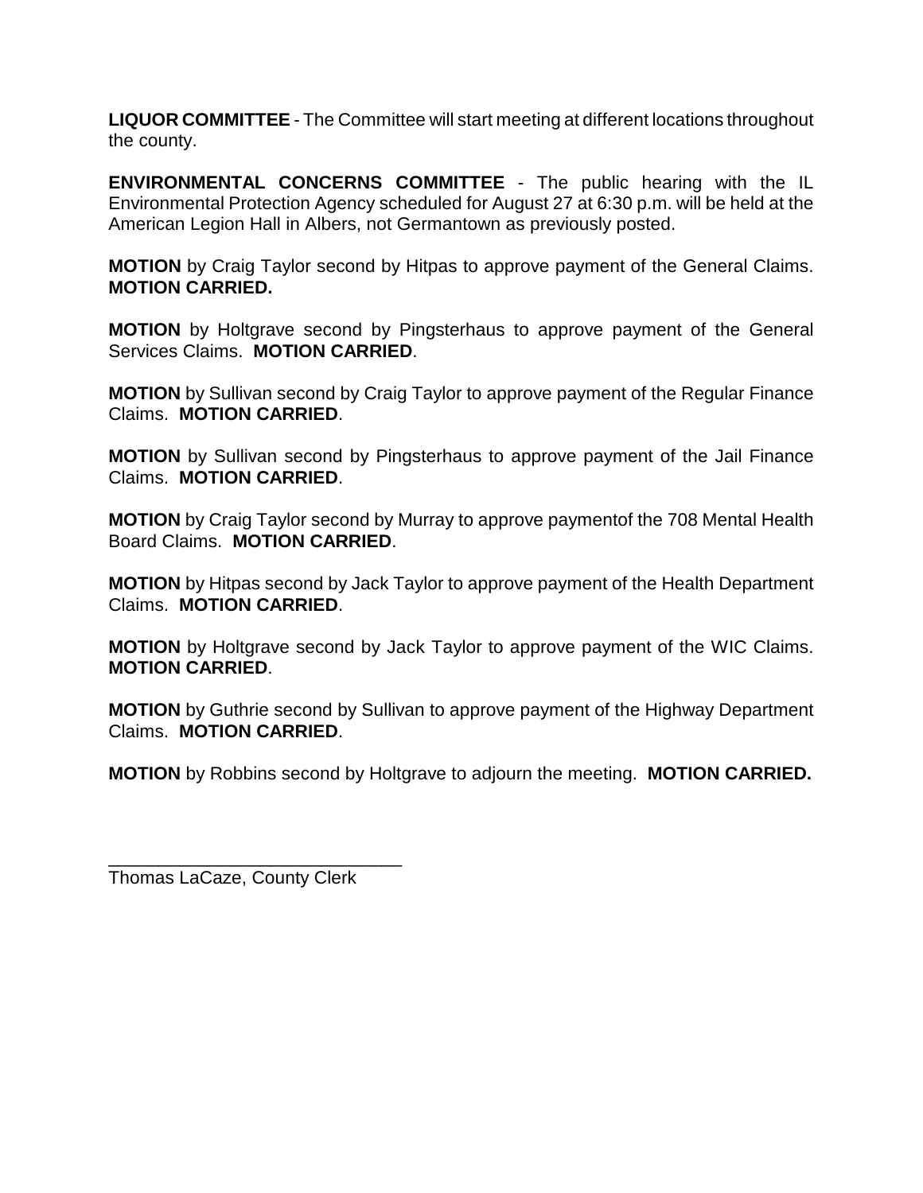**LIQUOR COMMITTEE** - The Committee will start meeting at different locations throughout the county.

**ENVIRONMENTAL CONCERNS COMMITTEE** - The public hearing with the IL Environmental Protection Agency scheduled for August 27 at 6:30 p.m. will be held at the American Legion Hall in Albers, not Germantown as previously posted.

**MOTION** by Craig Taylor second by Hitpas to approve payment of the General Claims. **MOTION CARRIED.**

**MOTION** by Holtgrave second by Pingsterhaus to approve payment of the General Services Claims. **MOTION CARRIED**.

**MOTION** by Sullivan second by Craig Taylor to approve payment of the Regular Finance Claims. **MOTION CARRIED**.

**MOTION** by Sullivan second by Pingsterhaus to approve payment of the Jail Finance Claims. **MOTION CARRIED**.

**MOTION** by Craig Taylor second by Murray to approve paymentof the 708 Mental Health Board Claims. **MOTION CARRIED**.

**MOTION** by Hitpas second by Jack Taylor to approve payment of the Health Department Claims. **MOTION CARRIED**.

**MOTION** by Holtgrave second by Jack Taylor to approve payment of the WIC Claims. **MOTION CARRIED**.

**MOTION** by Guthrie second by Sullivan to approve payment of the Highway Department Claims. **MOTION CARRIED**.

**MOTION** by Robbins second by Holtgrave to adjourn the meeting. **MOTION CARRIED.**

\_\_\_\_\_\_\_\_\_\_\_\_\_\_\_\_\_\_\_\_\_\_\_\_\_\_\_\_\_\_
Thomas LaCaze, County Clerk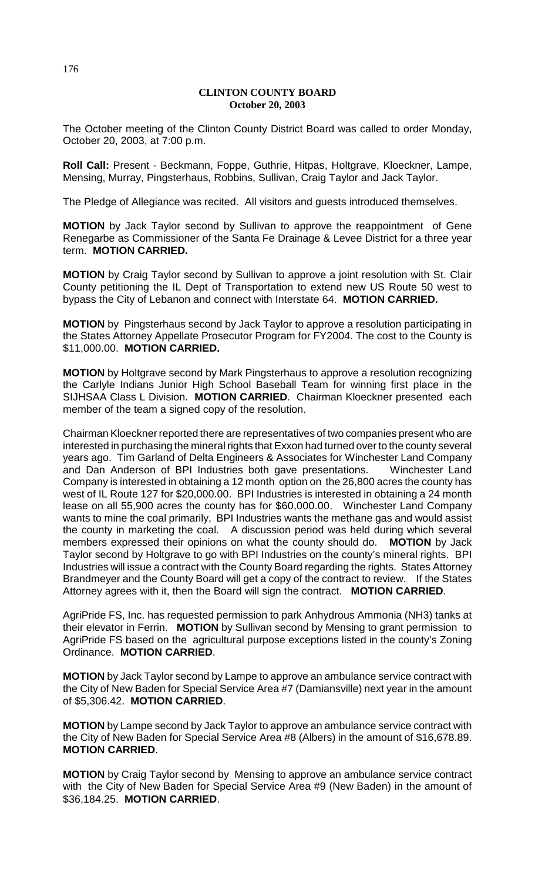**CLINTON COUNTY BOARD**
**October 20, 2003**

The October meeting of the Clinton County District Board was called to order Monday, October 20, 2003, at 7:00 p.m.

**Roll Call:** Present - Beckmann, Foppe, Guthrie, Hitpas, Holtgrave, Kloeckner, Lampe, Mensing, Murray, Pingsterhaus, Robbins, Sullivan, Craig Taylor and Jack Taylor.

The Pledge of Allegiance was recited. All visitors and guests introduced themselves.

**MOTION** by Jack Taylor second by Sullivan to approve the reappointment of Gene Renegarbe as Commissioner of the Santa Fe Drainage & Levee District for a three year term. **MOTION CARRIED.**

**MOTION** by Craig Taylor second by Sullivan to approve a joint resolution with St. Clair County petitioning the IL Dept of Transportation to extend new US Route 50 west to bypass the City of Lebanon and connect with Interstate 64. **MOTION CARRIED.**

**MOTION** by Pingsterhaus second by Jack Taylor to approve a resolution participating in the States Attorney Appellate Prosecutor Program for FY2004. The cost to the County is $11,000.00. **MOTION CARRIED.**

**MOTION** by Holtgrave second by Mark Pingsterhaus to approve a resolution recognizing the Carlyle Indians Junior High School Baseball Team for winning first place in the SIJHSAA Class L Division. **MOTION CARRIED**. Chairman Kloeckner presented each member of the team a signed copy of the resolution.

Chairman Kloeckner reported there are representatives of two companies present who are interested in purchasing the mineral rights that Exxon had turned over to the county several years ago. Tim Garland of Delta Engineers & Associates for Winchester Land Company and Dan Anderson of BPI Industries both gave presentations. Winchester Land Company is interested in obtaining a 12 month option on the 26,800 acres the county has west of IL Route 127 for $20,000.00. BPI Industries is interested in obtaining a 24 month lease on all 55,900 acres the county has for $60,000.00. Winchester Land Company wants to mine the coal primarily, BPI Industries wants the methane gas and would assist the county in marketing the coal. A discussion period was held during which several members expressed their opinions on what the county should do. **MOTION** by Jack Taylor second by Holtgrave to go with BPI Industries on the county's mineral rights. BPI Industries will issue a contract with the County Board regarding the rights. States Attorney Brandmeyer and the County Board will get a copy of the contract to review. If the States Attorney agrees with it, then the Board will sign the contract. **MOTION CARRIED**.

AgriPride FS, Inc. has requested permission to park Anhydrous Ammonia ($NH_3$) tanks at their elevator in Ferrin. **MOTION** by Sullivan second by Mensing to grant permission to AgriPride FS based on the agricultural purpose exceptions listed in the county's Zoning Ordinance. **MOTION CARRIED**.

**MOTION** by Jack Taylor second by Lampe to approve an ambulance service contract with the City of New Baden for Special Service Area #7 (Damiansville) next year in the amount of $5,306.42. **MOTION CARRIED**.

**MOTION** by Lampe second by Jack Taylor to approve an ambulance service contract with the City of New Baden for Special Service Area #8 (Albers) in the amount of $16,678.89. **MOTION CARRIED**.

**MOTION** by Craig Taylor second by Mensing to approve an ambulance service contract with the City of New Baden for Special Service Area #9 (New Baden) in the amount of $36,184.25. **MOTION CARRIED**.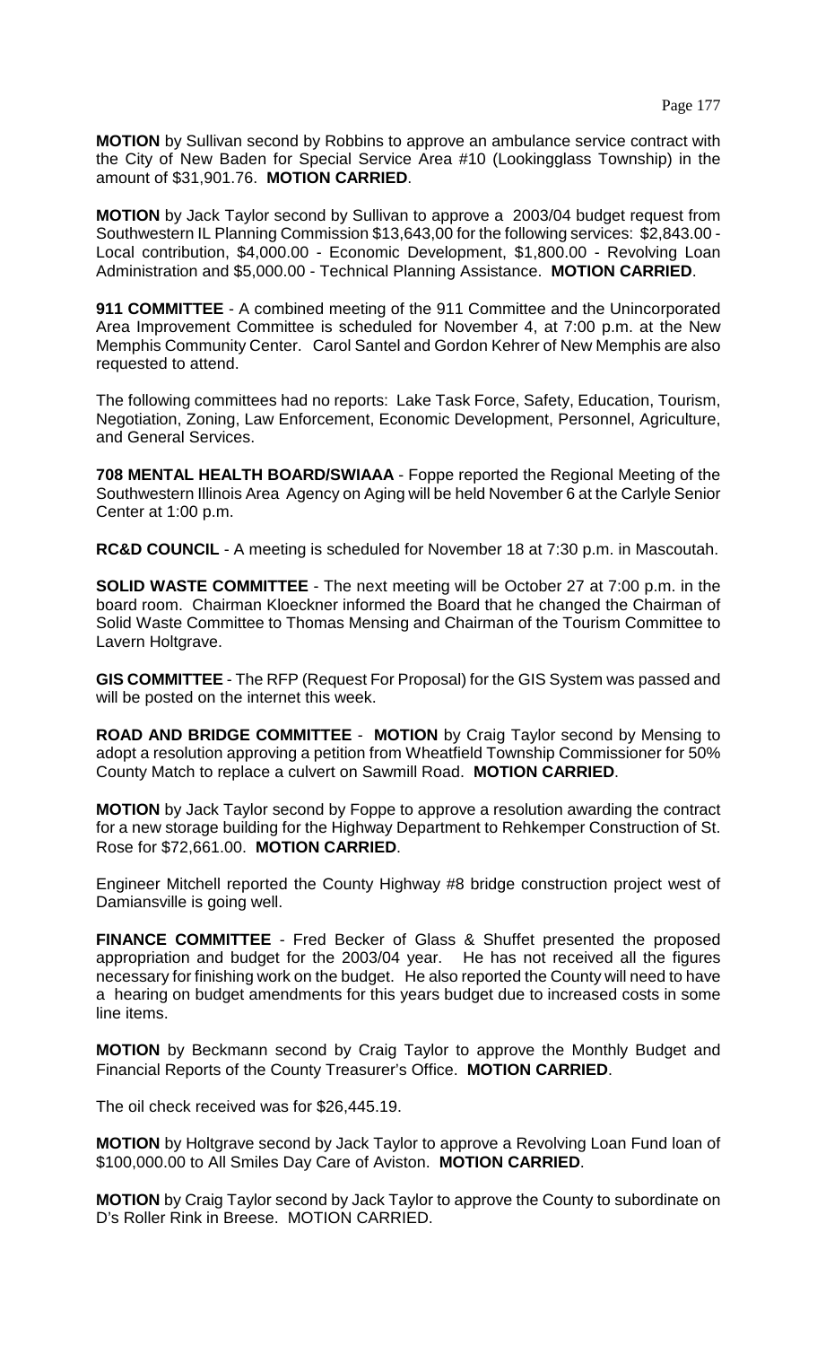**MOTION** by Sullivan second by Robbins to approve an ambulance service contract with the City of New Baden for Special Service Area #10 (Lookingglass Township) in the amount of $31,901.76. **MOTION CARRIED**.

**MOTION** by Jack Taylor second by Sullivan to approve a 2003/04 budget request from Southwestern IL Planning Commission $13,643,00 for the following services: $2,843.00 - Local contribution, $4,000.00 - Economic Development, $1,800.00 - Revolving Loan Administration and $5,000.00 - Technical Planning Assistance. **MOTION CARRIED**.

**911 COMMITTEE** - A combined meeting of the 911 Committee and the Unincorporated Area Improvement Committee is scheduled for November 4, at 7:00 p.m. at the New Memphis Community Center. Carol Santel and Gordon Kehrer of New Memphis are also requested to attend.

The following committees had no reports: Lake Task Force, Safety, Education, Tourism, Negotiation, Zoning, Law Enforcement, Economic Development, Personnel, Agriculture, and General Services.

**708 MENTAL HEALTH BOARD/SWIAAA** - Foppe reported the Regional Meeting of the Southwestern Illinois Area Agency on Aging will be held November 6 at the Carlyle Senior Center at 1:00 p.m.

**RC&D COUNCIL** - A meeting is scheduled for November 18 at 7:30 p.m. in Mascoutah.

**SOLID WASTE COMMITTEE** - The next meeting will be October 27 at 7:00 p.m. in the board room. Chairman Kloeckner informed the Board that he changed the Chairman of Solid Waste Committee to Thomas Mensing and Chairman of the Tourism Committee to Lavern Holtgrave.

**GIS COMMITTEE** - The RFP (Request For Proposal) for the GIS System was passed and will be posted on the internet this week.

**ROAD AND BRIDGE COMMITTEE** - **MOTION** by Craig Taylor second by Mensing to adopt a resolution approving a petition from Wheatfield Township Commissioner for 50% County Match to replace a culvert on Sawmill Road. **MOTION CARRIED**.

**MOTION** by Jack Taylor second by Foppe to approve a resolution awarding the contract for a new storage building for the Highway Department to Rehkemper Construction of St. Rose for $72,661.00. **MOTION CARRIED**.

Engineer Mitchell reported the County Highway #8 bridge construction project west of Damiansville is going well.

**FINANCE COMMITTEE** - Fred Becker of Glass & Shuffet presented the proposed appropriation and budget for the 2003/04 year. He has not received all the figures necessary for finishing work on the budget. He also reported the County will need to have a hearing on budget amendments for this years budget due to increased costs in some line items.

**MOTION** by Beckmann second by Craig Taylor to approve the Monthly Budget and Financial Reports of the County Treasurer's Office. **MOTION CARRIED**.

The oil check received was for $26,445.19.

**MOTION** by Holtgrave second by Jack Taylor to approve a Revolving Loan Fund loan of $100,000.00 to All Smiles Day Care of Aviston. **MOTION CARRIED**.

**MOTION** by Craig Taylor second by Jack Taylor to approve the County to subordinate on D's Roller Rink in Breese. MOTION CARRIED.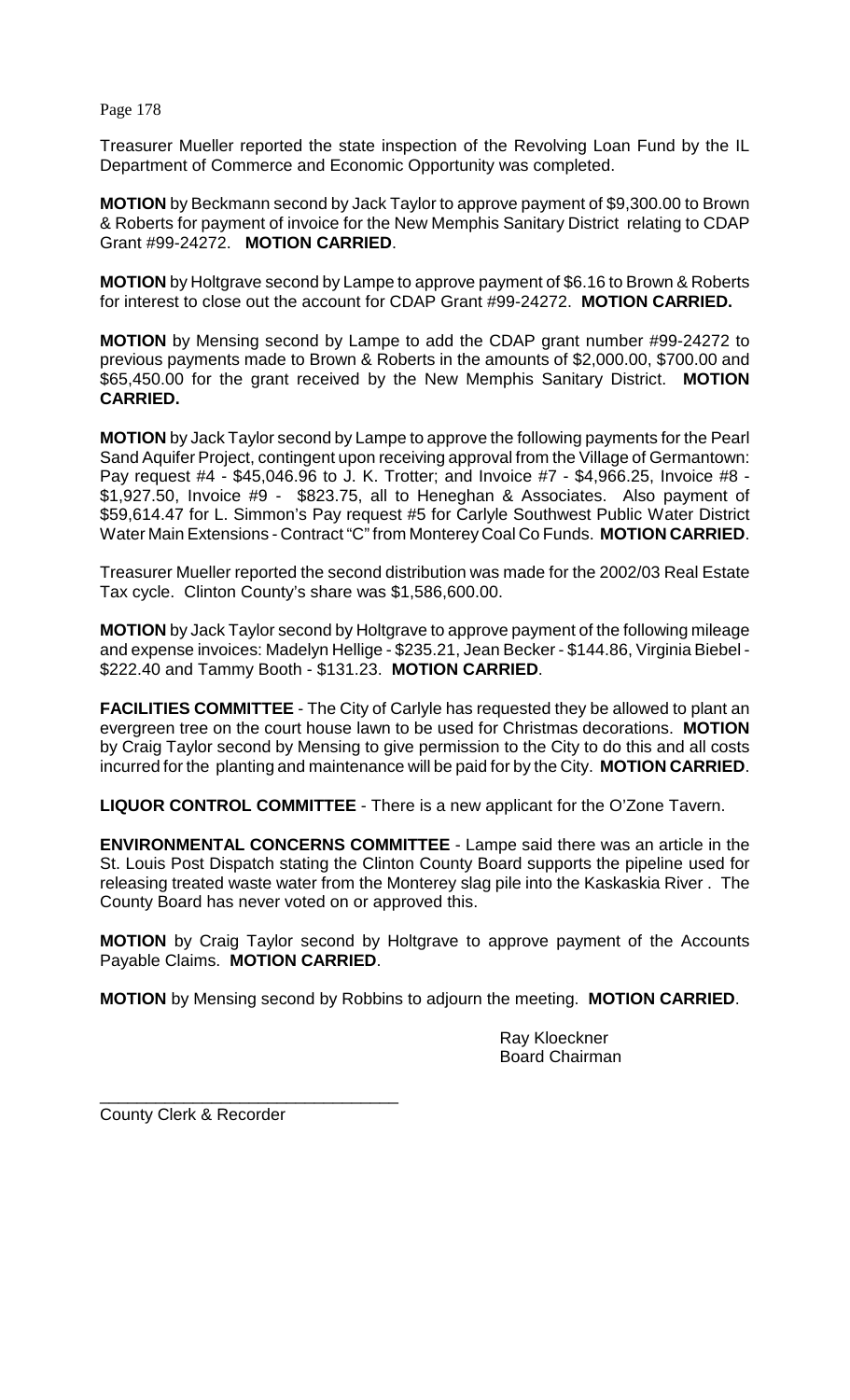Treasurer Mueller reported the state inspection of the Revolving Loan Fund by the IL Department of Commerce and Economic Opportunity was completed.

**MOTION** by Beckmann second by Jack Taylor to approve payment of $9,300.00 to Brown & Roberts for payment of invoice for the New Memphis Sanitary District relating to CDAP Grant #99-24272. **MOTION CARRIED**.

**MOTION** by Holtgrave second by Lampe to approve payment of $6.16 to Brown & Roberts for interest to close out the account for CDAP Grant #99-24272. **MOTION CARRIED.**

**MOTION** by Mensing second by Lampe to add the CDAP grant number #99-24272 to previous payments made to Brown & Roberts in the amounts of $2,000.00, $700.00 and $65,450.00 for the grant received by the New Memphis Sanitary District. **MOTION CARRIED.**

**MOTION** by Jack Taylor second by Lampe to approve the following payments for the Pearl Sand Aquifer Project, contingent upon receiving approval from the Village of Germantown: Pay request #4 - $45,046.96 to J. K. Trotter; and Invoice #7 - $4,966.25, Invoice #8 - $1,927.50, Invoice #9 - $823.75, all to Heneghan & Associates. Also payment of $59,614.47 for L. Simmon's Pay request #5 for Carlyle Southwest Public Water District Water Main Extensions - Contract "C" from Monterey Coal Co Funds. **MOTION CARRIED**.

Treasurer Mueller reported the second distribution was made for the 2002/03 Real Estate Tax cycle. Clinton County's share was $1,586,600.00.

**MOTION** by Jack Taylor second by Holtgrave to approve payment of the following mileage and expense invoices: Madelyn Hellige - $235.21, Jean Becker - $144.86, Virginia Biebel - $222.40 and Tammy Booth - $131.23. **MOTION CARRIED**.

**FACILITIES COMMITTEE** - The City of Carlyle has requested they be allowed to plant an evergreen tree on the court house lawn to be used for Christmas decorations. **MOTION** by Craig Taylor second by Mensing to give permission to the City to do this and all costs incurred for the planting and maintenance will be paid for by the City. **MOTION CARRIED**.

**LIQUOR CONTROL COMMITTEE** - There is a new applicant for the O'Zone Tavern.

**ENVIRONMENTAL CONCERNS COMMITTEE** - Lampe said there was an article in the St. Louis Post Dispatch stating the Clinton County Board supports the pipeline used for releasing treated waste water from the Monterey slag pile into the Kaskaskia River . The County Board has never voted on or approved this.

**MOTION** by Craig Taylor second by Holtgrave to approve payment of the Accounts Payable Claims. **MOTION CARRIED**.

**MOTION** by Mensing second by Robbins to adjourn the meeting. **MOTION CARRIED**.

Ray Kloeckner
Board Chairman

\_\_\_\_\_\_\_\_\_\_\_\_\_\_\_\_\_\_\_\_\_\_\_\_\_\_\_\_\_\_\_\_
County Clerk & Recorder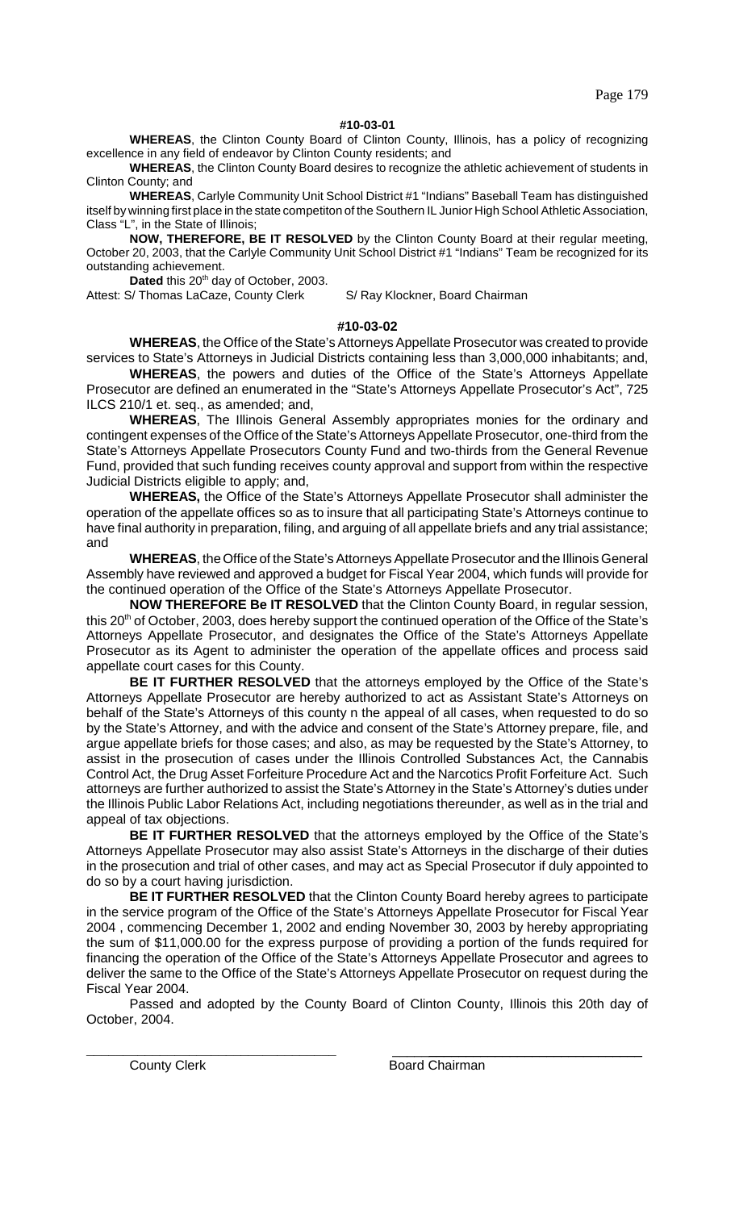**#10-03-01**

**WHEREAS**, the Clinton County Board of Clinton County, Illinois, has a policy of recognizing excellence in any field of endeavor by Clinton County residents; and

**WHEREAS**, the Clinton County Board desires to recognize the athletic achievement of students in Clinton County; and

**WHEREAS**, Carlyle Community Unit School District #1 "Indians" Baseball Team has distinguished itself by winning first place in the state competiton of the Southern IL Junior High School Athletic Association, Class "L", in the State of Illinois;

**NOW, THEREFORE, BE IT RESOLVED** by the Clinton County Board at their regular meeting, October 20, 2003, that the Carlyle Community Unit School District #1 "Indians" Team be recognized for its outstanding achievement.

**Dated** this 20th day of October, 2003.

Attest: S/ Thomas LaCaze, County Clerk S/ Ray Klockner, Board Chairman

**#10-03-02**

**WHEREAS**, the Office of the State's Attorneys Appellate Prosecutor was created to provide services to State's Attorneys in Judicial Districts containing less than 3,000,000 inhabitants; and,

**WHEREAS**, the powers and duties of the Office of the State's Attorneys Appellate Prosecutor are defined an enumerated in the "State's Attorneys Appellate Prosecutor's Act", 725 ILCS 210/1 et. seq., as amended; and,

**WHEREAS**, The Illinois General Assembly appropriates monies for the ordinary and contingent expenses of the Office of the State's Attorneys Appellate Prosecutor, one-third from the State's Attorneys Appellate Prosecutors County Fund and two-thirds from the General Revenue Fund, provided that such funding receives county approval and support from within the respective Judicial Districts eligible to apply; and,

**WHEREAS,** the Office of the State's Attorneys Appellate Prosecutor shall administer the operation of the appellate offices so as to insure that all participating State's Attorneys continue to have final authority in preparation, filing, and arguing of all appellate briefs and any trial assistance; and

**WHEREAS**, the Office of the State's Attorneys Appellate Prosecutor and the Illinois General Assembly have reviewed and approved a budget for Fiscal Year 2004, which funds will provide for the continued operation of the Office of the State's Attorneys Appellate Prosecutor.

**NOW THEREFORE Be IT RESOLVED** that the Clinton County Board, in regular session, this 20th of October, 2003, does hereby support the continued operation of the Office of the State's Attorneys Appellate Prosecutor, and designates the Office of the State's Attorneys Appellate Prosecutor as its Agent to administer the operation of the appellate offices and process said appellate court cases for this County.

**BE IT FURTHER RESOLVED** that the attorneys employed by the Office of the State's Attorneys Appellate Prosecutor are hereby authorized to act as Assistant State's Attorneys on behalf of the State's Attorneys of this county n the appeal of all cases, when requested to do so by the State's Attorney, and with the advice and consent of the State's Attorney prepare, file, and argue appellate briefs for those cases; and also, as may be requested by the State's Attorney, to assist in the prosecution of cases under the Illinois Controlled Substances Act, the Cannabis Control Act, the Drug Asset Forfeiture Procedure Act and the Narcotics Profit Forfeiture Act. Such attorneys are further authorized to assist the State's Attorney in the State's Attorney's duties under the Illinois Public Labor Relations Act, including negotiations thereunder, as well as in the trial and appeal of tax objections.

**BE IT FURTHER RESOLVED** that the attorneys employed by the Office of the State's Attorneys Appellate Prosecutor may also assist State's Attorneys in the discharge of their duties in the prosecution and trial of other cases, and may act as Special Prosecutor if duly appointed to do so by a court having jurisdiction.

**BE IT FURTHER RESOLVED** that the Clinton County Board hereby agrees to participate in the service program of the Office of the State's Attorneys Appellate Prosecutor for Fiscal Year 2004 , commencing December 1, 2002 and ending November 30, 2003 by hereby appropriating the sum of $11,000.00 for the express purpose of providing a portion of the funds required for financing the operation of the Office of the State's Attorneys Appellate Prosecutor and agrees to deliver the same to the Office of the State's Attorneys Appellate Prosecutor on request during the Fiscal Year 2004.

Passed and adopted by the County Board of Clinton County, Illinois this 20th day of October, 2004.

\_\_\_\_\_\_\_\_\_\_\_\_\_\_\_\_\_\_\_\_\_\_\_\_\_\_\_\_\_\_ \_\_\_\_\_\_\_\_\_\_\_\_\_\_\_\_\_\_\_\_\_\_\_\_\_\_\_\_\_\_

County Clerk Board Chairman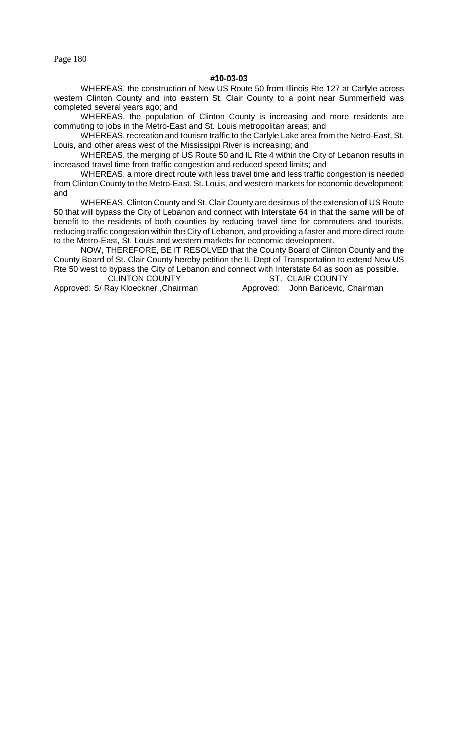**#10-03-03**

WHEREAS, the construction of New US Route 50 from Illinois Rte 127 at Carlyle across western Clinton County and into eastern St. Clair County to a point near Summerfield was completed several years ago; and

WHEREAS, the population of Clinton County is increasing and more residents are commuting to jobs in the Metro-East and St. Louis metropolitan areas; and

WHEREAS, recreation and tourism traffic to the Carlyle Lake area from the Netro-East, St. Louis, and other areas west of the Mississippi River is increasing; and

WHEREAS, the merging of US Route 50 and IL Rte 4 within the City of Lebanon results in increased travel time from traffic congestion and reduced speed limits; and

WHEREAS, a more direct route with less travel time and less traffic congestion is needed from Clinton County to the Metro-East, St. Louis, and western markets for economic development; and

WHEREAS, Clinton County and St. Clair County are desirous of the extension of US Route 50 that will bypass the City of Lebanon and connect with Interstate 64 in that the same will be of benefit to the residents of both counties by reducing travel time for commuters and tourists, reducing traffic congestion within the City of Lebanon, and providing a faster and more direct route to the Metro-East, St. Louis and western markets for economic development.

NOW, THEREFORE, BE IT RESOLVED that the County Board of Clinton County and the County Board of St. Clair County hereby petition the IL Dept of Transportation to extend New US Rte 50 west to bypass the City of Lebanon and connect with Interstate 64 as soon as possible.

CLINTON COUNTY
Approved: S/ Ray Kloeckner ,Chairman

ST. CLAIR COUNTY
Approved: John Baricevic, Chairman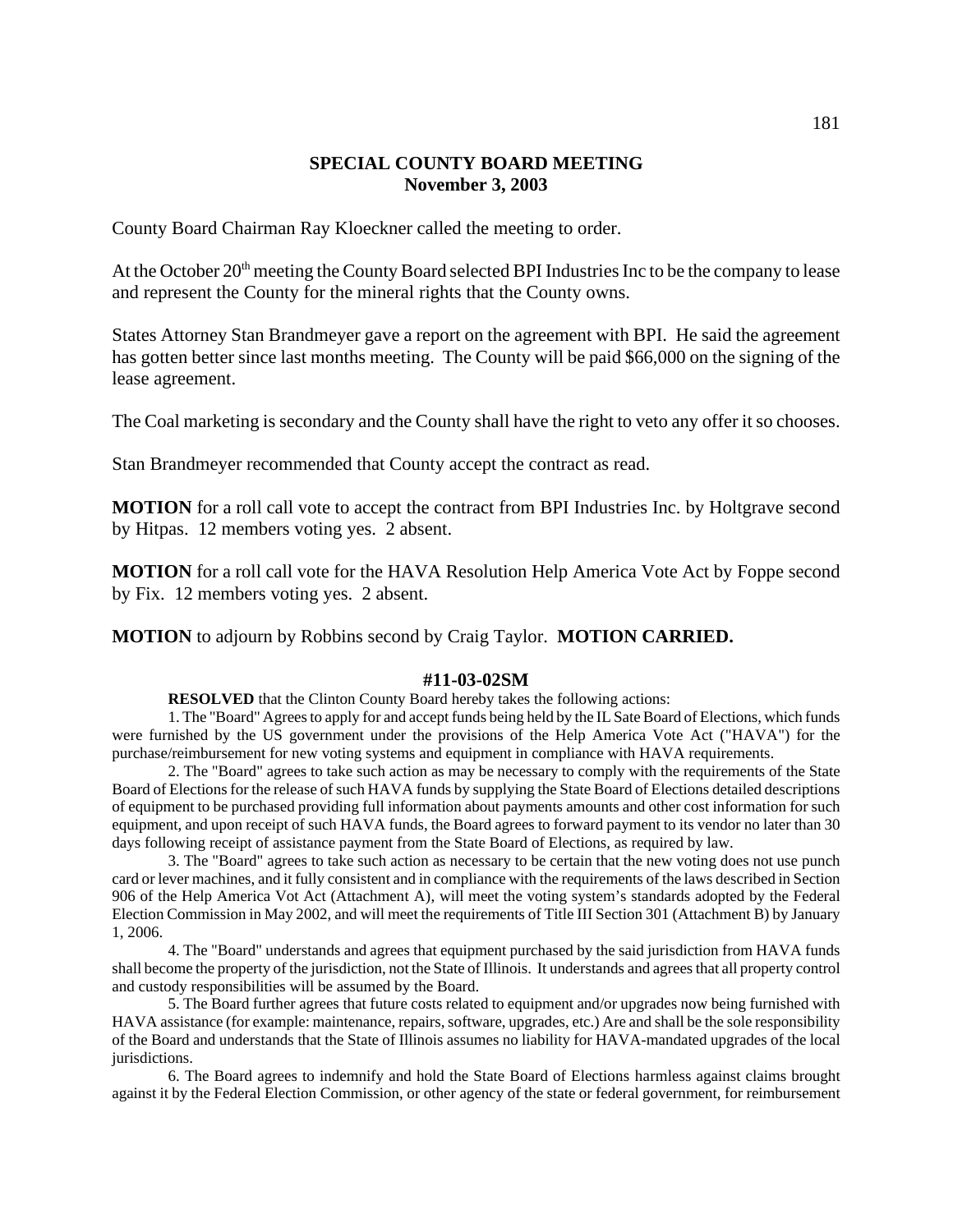**SPECIAL COUNTY BOARD MEETING**
**November 3, 2003**

County Board Chairman Ray Kloeckner called the meeting to order.

At the October 20th meeting the County Board selected BPI Industries Inc to be the company to lease and represent the County for the mineral rights that the County owns.

States Attorney Stan Brandmeyer gave a report on the agreement with BPI. He said the agreement has gotten better since last months meeting. The County will be paid $66,000 on the signing of the lease agreement.

The Coal marketing is secondary and the County shall have the right to veto any offer it so chooses.

Stan Brandmeyer recommended that County accept the contract as read.

**MOTION** for a roll call vote to accept the contract from BPI Industries Inc. by Holtgrave second by Hitpas. 12 members voting yes. 2 absent.

**MOTION** for a roll call vote for the HAVA Resolution Help America Vote Act by Foppe second by Fix. 12 members voting yes. 2 absent.

**MOTION** to adjourn by Robbins second by Craig Taylor. **MOTION CARRIED.**

**#11-03-02SM**

**RESOLVED** that the Clinton County Board hereby takes the following actions:

1. The "Board" Agrees to apply for and accept funds being held by the IL Sate Board of Elections, which funds were furnished by the US government under the provisions of the Help America Vote Act ("HAVA") for the purchase/reimbursement for new voting systems and equipment in compliance with HAVA requirements.

2. The "Board" agrees to take such action as may be necessary to comply with the requirements of the State Board of Elections for the release of such HAVA funds by supplying the State Board of Elections detailed descriptions of equipment to be purchased providing full information about payments amounts and other cost information for such equipment, and upon receipt of such HAVA funds, the Board agrees to forward payment to its vendor no later than 30 days following receipt of assistance payment from the State Board of Elections, as required by law.

3. The "Board" agrees to take such action as necessary to be certain that the new voting does not use punch card or lever machines, and it fully consistent and in compliance with the requirements of the laws described in Section 906 of the Help America Vot Act (Attachment A), will meet the voting system's standards adopted by the Federal Election Commission in May 2002, and will meet the requirements of Title III Section 301 (Attachment B) by January 1, 2006.

4. The "Board" understands and agrees that equipment purchased by the said jurisdiction from HAVA funds shall become the property of the jurisdiction, not the State of Illinois. It understands and agrees that all property control and custody responsibilities will be assumed by the Board.

5. The Board further agrees that future costs related to equipment and/or upgrades now being furnished with HAVA assistance (for example: maintenance, repairs, software, upgrades, etc.) Are and shall be the sole responsibility of the Board and understands that the State of Illinois assumes no liability for HAVA-mandated upgrades of the local jurisdictions.

6. The Board agrees to indemnify and hold the State Board of Elections harmless against claims brought against it by the Federal Election Commission, or other agency of the state or federal government, for reimbursement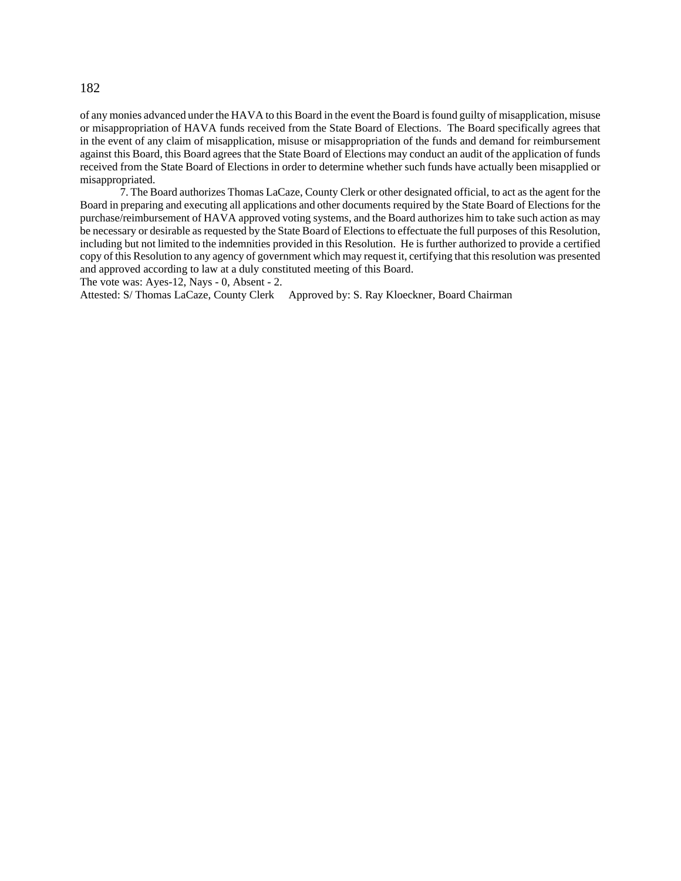of any monies advanced under the HAVA to this Board in the event the Board is found guilty of misapplication, misuse or misappropriation of HAVA funds received from the State Board of Elections. The Board specifically agrees that in the event of any claim of misapplication, misuse or misappropriation of the funds and demand for reimbursement against this Board, this Board agrees that the State Board of Elections may conduct an audit of the application of funds received from the State Board of Elections in order to determine whether such funds have actually been misapplied or misappropriated.

7. The Board authorizes Thomas LaCaze, County Clerk or other designated official, to act as the agent for the Board in preparing and executing all applications and other documents required by the State Board of Elections for the purchase/reimbursement of HAVA approved voting systems, and the Board authorizes him to take such action as may be necessary or desirable as requested by the State Board of Elections to effectuate the full purposes of this Resolution, including but not limited to the indemnities provided in this Resolution. He is further authorized to provide a certified copy of this Resolution to any agency of government which may request it, certifying that this resolution was presented and approved according to law at a duly constituted meeting of this Board.

The vote was: Ayes-12, Nays - 0, Absent - 2.

Attested: S/ Thomas LaCaze, County Clerk Approved by: S. Ray Kloeckner, Board Chairman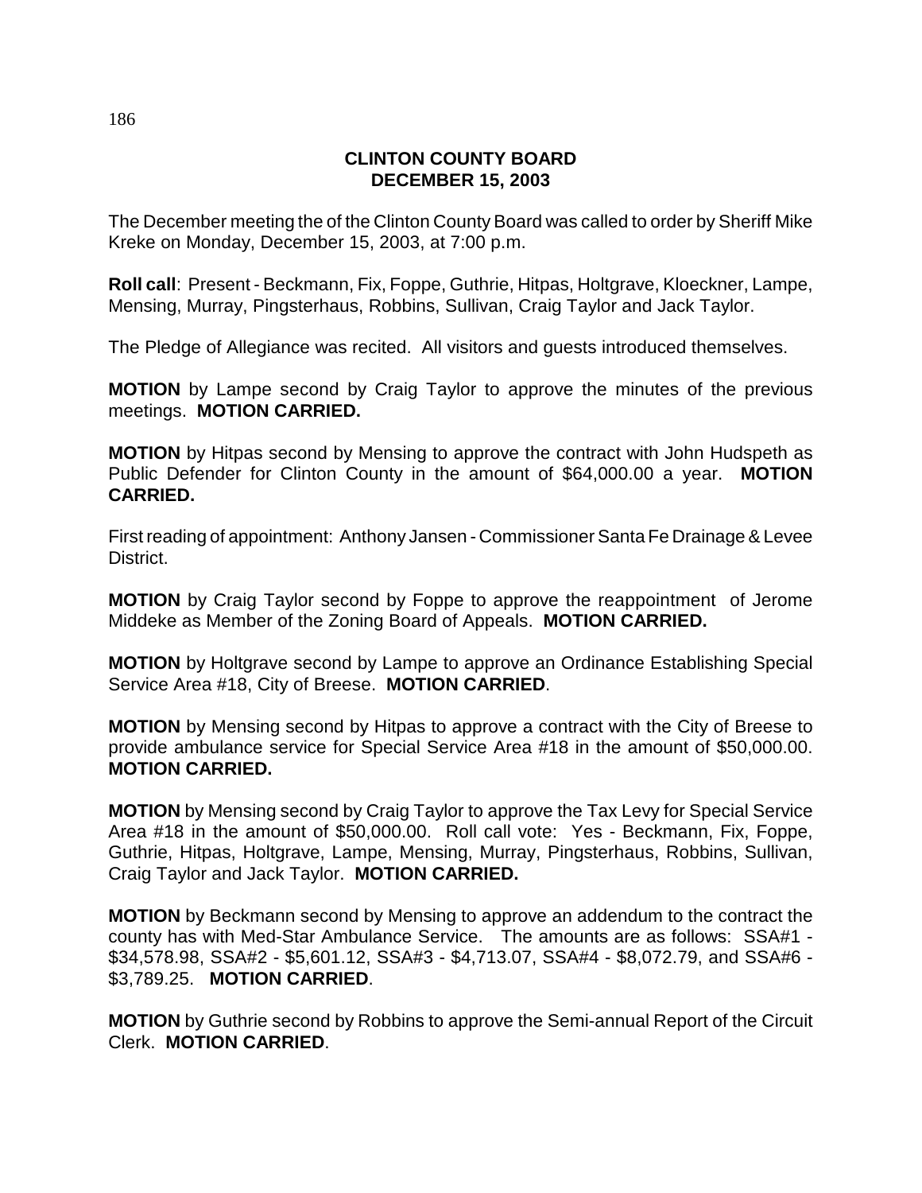# CLINTON COUNTY BOARD
# DECEMBER 15, 2003

The December meeting the of the Clinton County Board was called to order by Sheriff Mike Kreke on Monday, December 15, 2003, at 7:00 p.m.

**Roll call**: Present - Beckmann, Fix, Foppe, Guthrie, Hitpas, Holtgrave, Kloeckner, Lampe, Mensing, Murray, Pingsterhaus, Robbins, Sullivan, Craig Taylor and Jack Taylor.

The Pledge of Allegiance was recited. All visitors and guests introduced themselves.

**MOTION** by Lampe second by Craig Taylor to approve the minutes of the previous meetings. **MOTION CARRIED.**

**MOTION** by Hitpas second by Mensing to approve the contract with John Hudspeth as Public Defender for Clinton County in the amount of $64,000.00 a year. **MOTION CARRIED.**

First reading of appointment: Anthony Jansen - Commissioner Santa Fe Drainage & Levee District.

**MOTION** by Craig Taylor second by Foppe to approve the reappointment of Jerome Middeke as Member of the Zoning Board of Appeals. **MOTION CARRIED.**

**MOTION** by Holtgrave second by Lampe to approve an Ordinance Establishing Special Service Area #18, City of Breese. **MOTION CARRIED**.

**MOTION** by Mensing second by Hitpas to approve a contract with the City of Breese to provide ambulance service for Special Service Area #18 in the amount of $50,000.00. **MOTION CARRIED.**

**MOTION** by Mensing second by Craig Taylor to approve the Tax Levy for Special Service Area #18 in the amount of $50,000.00. Roll call vote: Yes - Beckmann, Fix, Foppe, Guthrie, Hitpas, Holtgrave, Lampe, Mensing, Murray, Pingsterhaus, Robbins, Sullivan, Craig Taylor and Jack Taylor. **MOTION CARRIED.**

**MOTION** by Beckmann second by Mensing to approve an addendum to the contract the county has with Med-Star Ambulance Service. The amounts are as follows: SSA#1 - $34,578.98, SSA#2 - $5,601.12, SSA#3 - $4,713.07, SSA#4 - $8,072.79, and SSA#6 - $3,789.25. **MOTION CARRIED**.

**MOTION** by Guthrie second by Robbins to approve the Semi-annual Report of the Circuit Clerk. **MOTION CARRIED**.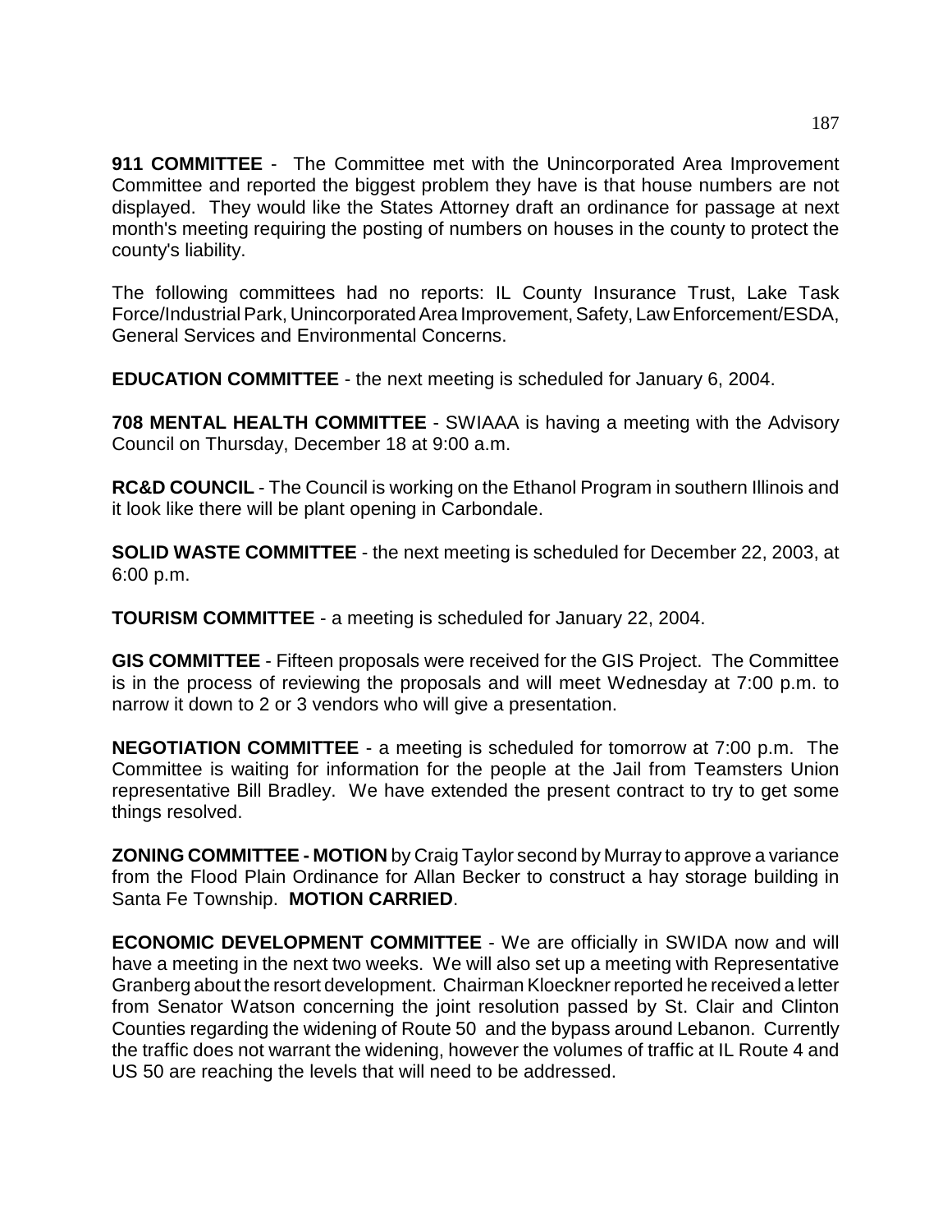**911 COMMITTEE** - The Committee met with the Unincorporated Area Improvement Committee and reported the biggest problem they have is that house numbers are not displayed. They would like the States Attorney draft an ordinance for passage at next month's meeting requiring the posting of numbers on houses in the county to protect the county's liability.

The following committees had no reports: IL County Insurance Trust, Lake Task Force/Industrial Park, Unincorporated Area Improvement, Safety, Law Enforcement/ESDA, General Services and Environmental Concerns.

**EDUCATION COMMITTEE** - the next meeting is scheduled for January 6, 2004.

**708 MENTAL HEALTH COMMITTEE** - SWIAAA is having a meeting with the Advisory Council on Thursday, December 18 at 9:00 a.m.

**RC&D COUNCIL** - The Council is working on the Ethanol Program in southern Illinois and it look like there will be plant opening in Carbondale.

**SOLID WASTE COMMITTEE** - the next meeting is scheduled for December 22, 2003, at 6:00 p.m.

**TOURISM COMMITTEE** - a meeting is scheduled for January 22, 2004.

**GIS COMMITTEE** - Fifteen proposals were received for the GIS Project. The Committee is in the process of reviewing the proposals and will meet Wednesday at 7:00 p.m. to narrow it down to 2 or 3 vendors who will give a presentation.

**NEGOTIATION COMMITTEE** - a meeting is scheduled for tomorrow at 7:00 p.m. The Committee is waiting for information for the people at the Jail from Teamsters Union representative Bill Bradley. We have extended the present contract to try to get some things resolved.

**ZONING COMMITTEE - MOTION** by Craig Taylor second by Murray to approve a variance from the Flood Plain Ordinance for Allan Becker to construct a hay storage building in Santa Fe Township. **MOTION CARRIED**.

**ECONOMIC DEVELOPMENT COMMITTEE** - We are officially in SWIDA now and will have a meeting in the next two weeks. We will also set up a meeting with Representative Granberg about the resort development. Chairman Kloeckner reported he received a letter from Senator Watson concerning the joint resolution passed by St. Clair and Clinton Counties regarding the widening of Route 50 and the bypass around Lebanon. Currently the traffic does not warrant the widening, however the volumes of traffic at IL Route 4 and US 50 are reaching the levels that will need to be addressed.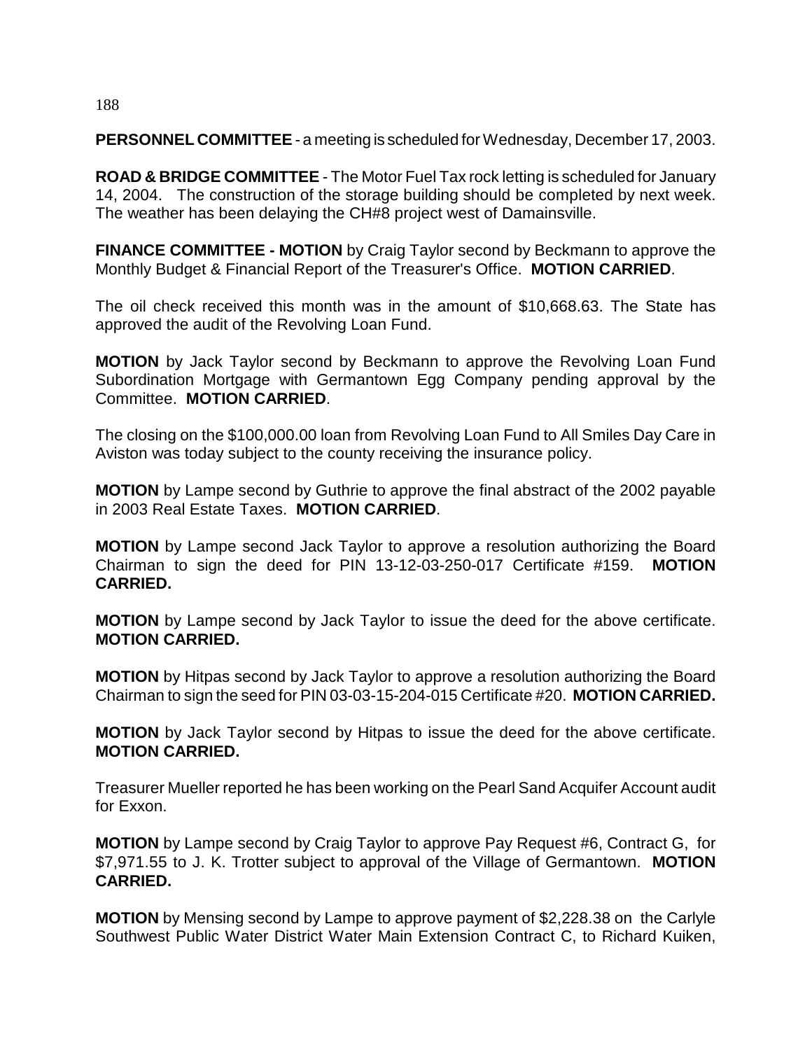**PERSONNEL COMMITTEE** - a meeting is scheduled for Wednesday, December 17, 2003.

**ROAD & BRIDGE COMMITTEE** - The Motor Fuel Tax rock letting is scheduled for January 14, 2004. The construction of the storage building should be completed by next week. The weather has been delaying the CH#8 project west of Damainsville.

**FINANCE COMMITTEE - MOTION** by Craig Taylor second by Beckmann to approve the Monthly Budget & Financial Report of the Treasurer's Office. **MOTION CARRIED**.

The oil check received this month was in the amount of $10,668.63. The State has approved the audit of the Revolving Loan Fund.

**MOTION** by Jack Taylor second by Beckmann to approve the Revolving Loan Fund Subordination Mortgage with Germantown Egg Company pending approval by the Committee. **MOTION CARRIED**.

The closing on the $100,000.00 loan from Revolving Loan Fund to All Smiles Day Care in Aviston was today subject to the county receiving the insurance policy.

**MOTION** by Lampe second by Guthrie to approve the final abstract of the 2002 payable in 2003 Real Estate Taxes. **MOTION CARRIED**.

**MOTION** by Lampe second Jack Taylor to approve a resolution authorizing the Board Chairman to sign the deed for PIN 13-12-03-250-017 Certificate #159. **MOTION CARRIED.**

**MOTION** by Lampe second by Jack Taylor to issue the deed for the above certificate. **MOTION CARRIED.**

**MOTION** by Hitpas second by Jack Taylor to approve a resolution authorizing the Board Chairman to sign the seed for PIN 03-03-15-204-015 Certificate #20. **MOTION CARRIED.**

**MOTION** by Jack Taylor second by Hitpas to issue the deed for the above certificate. **MOTION CARRIED.**

Treasurer Mueller reported he has been working on the Pearl Sand Acquifer Account audit for Exxon.

**MOTION** by Lampe second by Craig Taylor to approve Pay Request #6, Contract G, for $7,971.55 to J. K. Trotter subject to approval of the Village of Germantown. **MOTION CARRIED.**

**MOTION** by Mensing second by Lampe to approve payment of $2,228.38 on the Carlyle Southwest Public Water District Water Main Extension Contract C, to Richard Kuiken,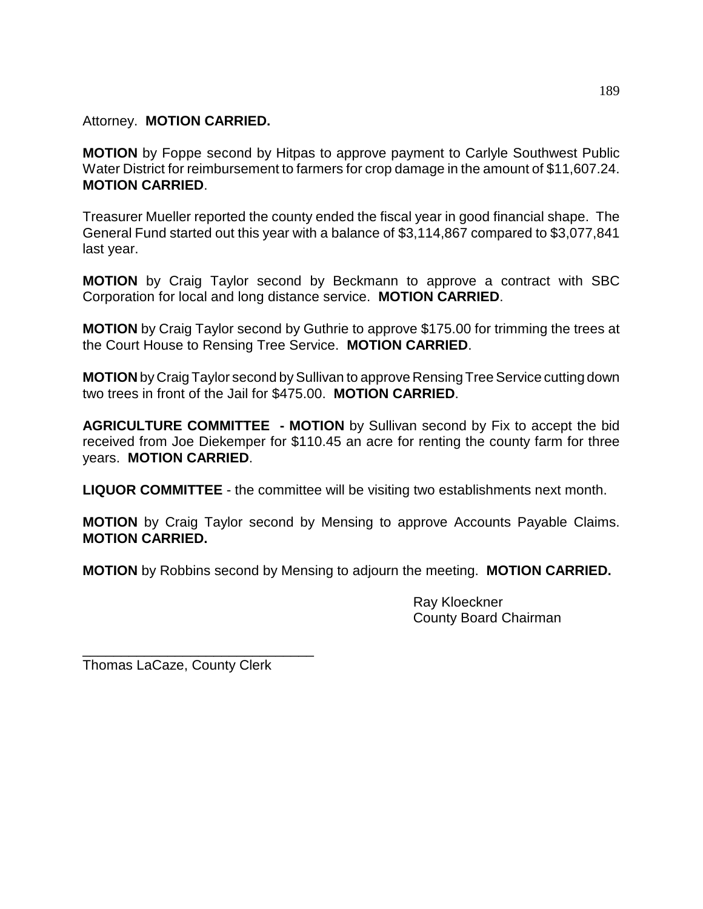Attorney. **MOTION CARRIED.**

**MOTION** by Foppe second by Hitpas to approve payment to Carlyle Southwest Public Water District for reimbursement to farmers for crop damage in the amount of $11,607.24. **MOTION CARRIED**.

Treasurer Mueller reported the county ended the fiscal year in good financial shape. The General Fund started out this year with a balance of $3,114,867 compared to $3,077,841 last year.

**MOTION** by Craig Taylor second by Beckmann to approve a contract with SBC Corporation for local and long distance service. **MOTION CARRIED**.

**MOTION** by Craig Taylor second by Guthrie to approve $175.00 for trimming the trees at the Court House to Rensing Tree Service. **MOTION CARRIED**.

**MOTION** by Craig Taylor second by Sullivan to approve Rensing Tree Service cutting down two trees in front of the Jail for $475.00. **MOTION CARRIED**.

**AGRICULTURE COMMITTEE - MOTION** by Sullivan second by Fix to accept the bid received from Joe Diekemper for $110.45 an acre for renting the county farm for three years. **MOTION CARRIED**.

**LIQUOR COMMITTEE** - the committee will be visiting two establishments next month.

**MOTION** by Craig Taylor second by Mensing to approve Accounts Payable Claims. **MOTION CARRIED.**

**MOTION** by Robbins second by Mensing to adjourn the meeting. **MOTION CARRIED.**

Ray Kloeckner
County Board Chairman

______________________________
Thomas LaCaze, County Clerk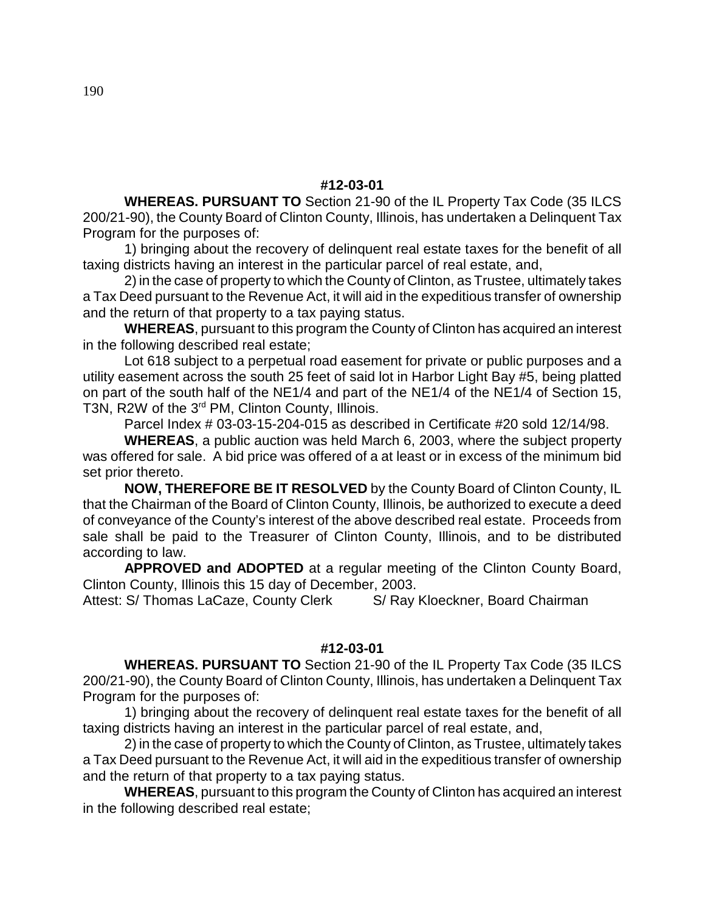**#12-03-01**

**WHEREAS. PURSUANT TO** Section 21-90 of the IL Property Tax Code (35 ILCS 200/21-90), the County Board of Clinton County, Illinois, has undertaken a Delinquent Tax Program for the purposes of:

1) bringing about the recovery of delinquent real estate taxes for the benefit of all taxing districts having an interest in the particular parcel of real estate, and,

2) in the case of property to which the County of Clinton, as Trustee, ultimately takes a Tax Deed pursuant to the Revenue Act, it will aid in the expeditious transfer of ownership and the return of that property to a tax paying status.

**WHEREAS**, pursuant to this program the County of Clinton has acquired an interest in the following described real estate;

Lot 618 subject to a perpetual road easement for private or public purposes and a utility easement across the south 25 feet of said lot in Harbor Light Bay #5, being platted on part of the south half of the NE1/4 and part of the NE1/4 of the NE1/4 of Section 15, T3N, R2W of the 3rd PM, Clinton County, Illinois.

Parcel Index # 03-03-15-204-015 as described in Certificate #20 sold 12/14/98.

**WHEREAS**, a public auction was held March 6, 2003, where the subject property was offered for sale. A bid price was offered of a at least or in excess of the minimum bid set prior thereto.

**NOW, THEREFORE BE IT RESOLVED** by the County Board of Clinton County, IL that the Chairman of the Board of Clinton County, Illinois, be authorized to execute a deed of conveyance of the County's interest of the above described real estate. Proceeds from sale shall be paid to the Treasurer of Clinton County, Illinois, and to be distributed according to law.

**APPROVED and ADOPTED** at a regular meeting of the Clinton County Board, Clinton County, Illinois this 15 day of December, 2003.

Attest: S/ Thomas LaCaze, County Clerk S/ Ray Kloeckner, Board Chairman

**#12-03-01**

**WHEREAS. PURSUANT TO** Section 21-90 of the IL Property Tax Code (35 ILCS 200/21-90), the County Board of Clinton County, Illinois, has undertaken a Delinquent Tax Program for the purposes of:

1) bringing about the recovery of delinquent real estate taxes for the benefit of all taxing districts having an interest in the particular parcel of real estate, and,

2) in the case of property to which the County of Clinton, as Trustee, ultimately takes a Tax Deed pursuant to the Revenue Act, it will aid in the expeditious transfer of ownership and the return of that property to a tax paying status.

**WHEREAS**, pursuant to this program the County of Clinton has acquired an interest in the following described real estate;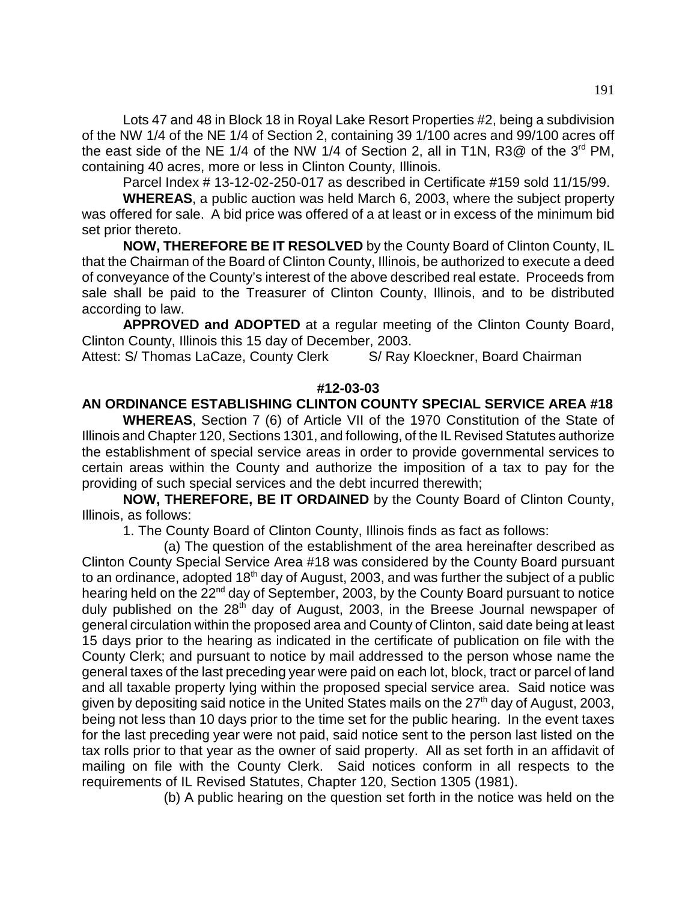Lots 47 and 48 in Block 18 in Royal Lake Resort Properties #2, being a subdivision of the NW 1/4 of the NE 1/4 of Section 2, containing 39 1/100 acres and 99/100 acres off the east side of the NE 1/4 of the NW 1/4 of Section 2, all in T1N, R3@ of the 3rd PM, containing 40 acres, more or less in Clinton County, Illinois.

Parcel Index # 13-12-02-250-017 as described in Certificate #159 sold 11/15/99.

**WHEREAS**, a public auction was held March 6, 2003, where the subject property was offered for sale. A bid price was offered of a at least or in excess of the minimum bid set prior thereto.

**NOW, THEREFORE BE IT RESOLVED** by the County Board of Clinton County, IL that the Chairman of the Board of Clinton County, Illinois, be authorized to execute a deed of conveyance of the County's interest of the above described real estate. Proceeds from sale shall be paid to the Treasurer of Clinton County, Illinois, and to be distributed according to law.

**APPROVED and ADOPTED** at a regular meeting of the Clinton County Board, Clinton County, Illinois this 15 day of December, 2003.

Attest: S/ Thomas LaCaze, County Clerk S/ Ray Kloeckner, Board Chairman

**#12-03-03**

**AN ORDINANCE ESTABLISHING CLINTON COUNTY SPECIAL SERVICE AREA #18**

**WHEREAS**, Section 7 (6) of Article VII of the 1970 Constitution of the State of Illinois and Chapter 120, Sections 1301, and following, of the IL Revised Statutes authorize the establishment of special service areas in order to provide governmental services to certain areas within the County and authorize the imposition of a tax to pay for the providing of such special services and the debt incurred therewith;

**NOW, THEREFORE, BE IT ORDAINED** by the County Board of Clinton County, Illinois, as follows:

1. The County Board of Clinton County, Illinois finds as fact as follows:

(a) The question of the establishment of the area hereinafter described as Clinton County Special Service Area #18 was considered by the County Board pursuant to an ordinance, adopted 18th day of August, 2003, and was further the subject of a public hearing held on the 22nd day of September, 2003, by the County Board pursuant to notice duly published on the 28th day of August, 2003, in the Breese Journal newspaper of general circulation within the proposed area and County of Clinton, said date being at least 15 days prior to the hearing as indicated in the certificate of publication on file with the County Clerk; and pursuant to notice by mail addressed to the person whose name the general taxes of the last preceding year were paid on each lot, block, tract or parcel of land and all taxable property lying within the proposed special service area. Said notice was given by depositing said notice in the United States mails on the 27th day of August, 2003, being not less than 10 days prior to the time set for the public hearing. In the event taxes for the last preceding year were not paid, said notice sent to the person last listed on the tax rolls prior to that year as the owner of said property. All as set forth in an affidavit of mailing on file with the County Clerk. Said notices conform in all respects to the requirements of IL Revised Statutes, Chapter 120, Section 1305 (1981).

(b) A public hearing on the question set forth in the notice was held on the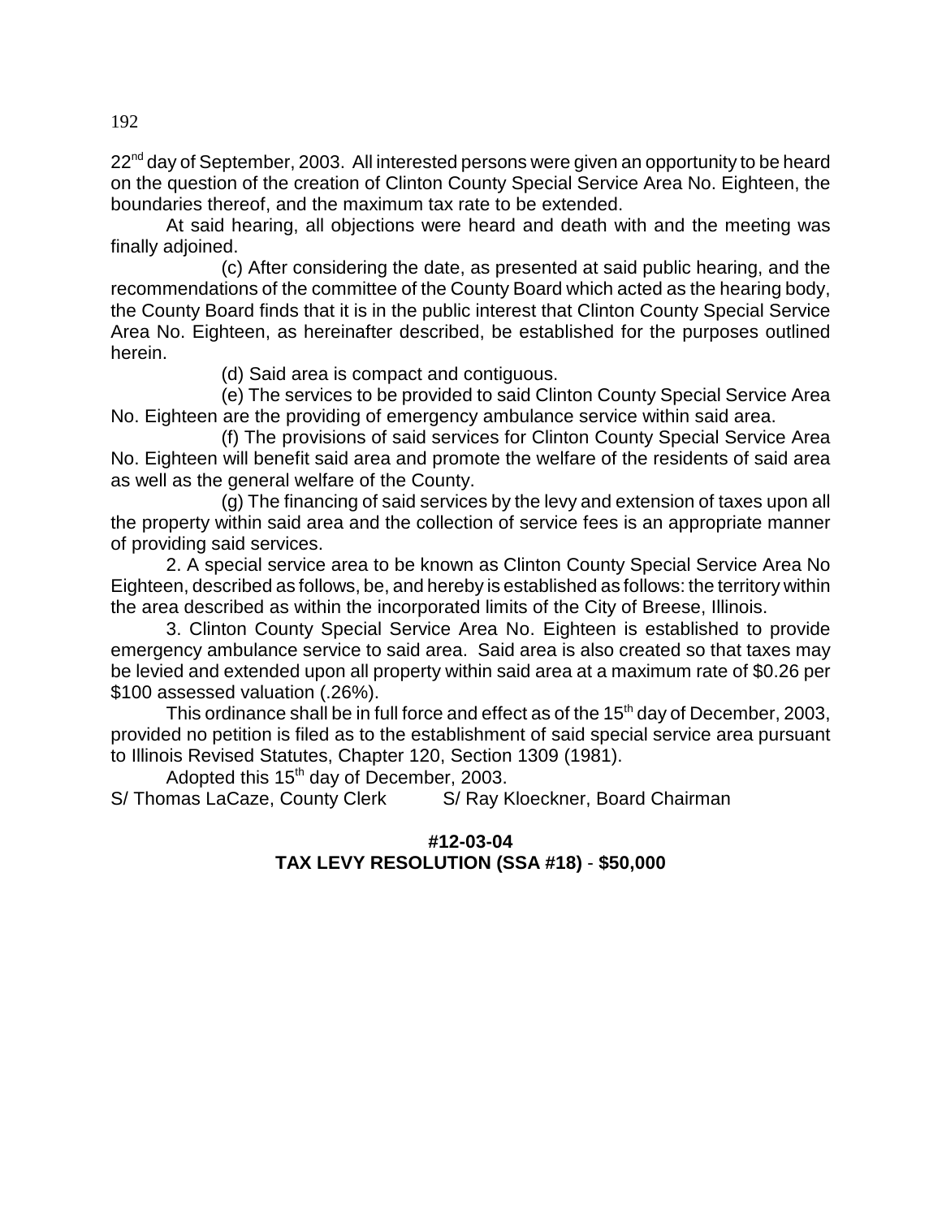22nd day of September, 2003. All interested persons were given an opportunity to be heard on the question of the creation of Clinton County Special Service Area No. Eighteen, the boundaries thereof, and the maximum tax rate to be extended.

At said hearing, all objections were heard and death with and the meeting was finally adjoined.

(c) After considering the date, as presented at said public hearing, and the recommendations of the committee of the County Board which acted as the hearing body, the County Board finds that it is in the public interest that Clinton County Special Service Area No. Eighteen, as hereinafter described, be established for the purposes outlined herein.

(d) Said area is compact and contiguous.

(e) The services to be provided to said Clinton County Special Service Area No. Eighteen are the providing of emergency ambulance service within said area.

(f) The provisions of said services for Clinton County Special Service Area No. Eighteen will benefit said area and promote the welfare of the residents of said area as well as the general welfare of the County.

(g) The financing of said services by the levy and extension of taxes upon all the property within said area and the collection of service fees is an appropriate manner of providing said services.

2. A special service area to be known as Clinton County Special Service Area No Eighteen, described as follows, be, and hereby is established as follows: the territory within the area described as within the incorporated limits of the City of Breese, Illinois.

3. Clinton County Special Service Area No. Eighteen is established to provide emergency ambulance service to said area. Said area is also created so that taxes may be levied and extended upon all property within said area at a maximum rate of $0.26 per $100 assessed valuation (.26%).

This ordinance shall be in full force and effect as of the 15th day of December, 2003, provided no petition is filed as to the establishment of said special service area pursuant to Illinois Revised Statutes, Chapter 120, Section 1309 (1981).

Adopted this 15th day of December, 2003.

S/ Thomas LaCaze, County Clerk  S/ Ray Kloeckner, Board Chairman

**#12-03-04**
**TAX LEVY RESOLUTION (SSA #18) - $50,000**